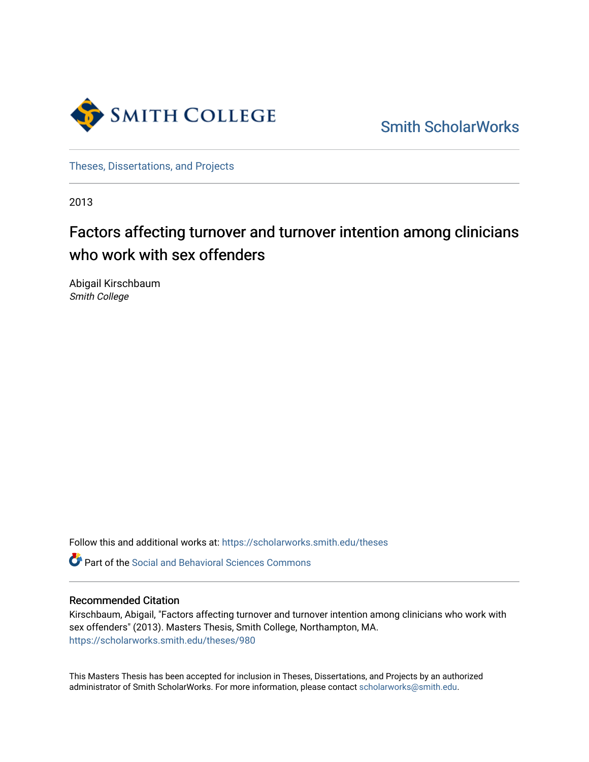Smith College

Smith ScholarWorks

Theses, Dissertations, and Projects

2013

# Factors affecting turnover and turnover intention among clinicians who work with sex offenders

Abigail Kirschbaum
*Smith College*

Follow this and additional works at: https://scholarworks.smith.edu/theses

Part of the Social and Behavioral Sciences Commons

## Recommended Citation

Kirschbaum, Abigail, "Factors affecting turnover and turnover intention among clinicians who work with sex offenders" (2013). Masters Thesis, Smith College, Northampton, MA.
https://scholarworks.smith.edu/theses/980

This Masters Thesis has been accepted for inclusion in Theses, Dissertations, and Projects by an authorized administrator of Smith ScholarWorks. For more information, please contact scholarworks@smith.edu.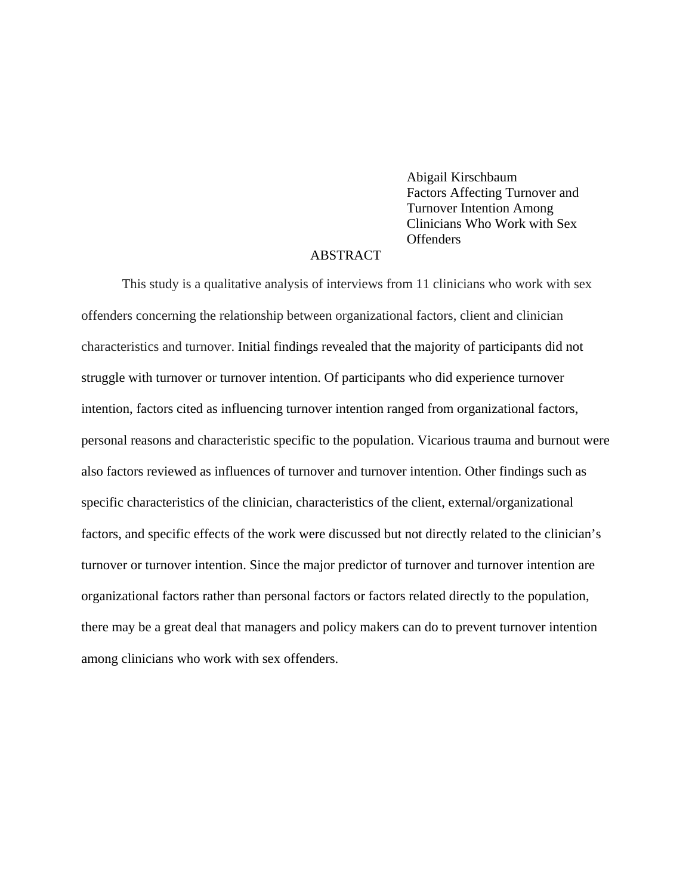Abigail Kirschbaum
Factors Affecting Turnover and Turnover Intention Among Clinicians Who Work with Sex Offenders

# ABSTRACT

This study is a qualitative analysis of interviews from 11 clinicians who work with sex offenders concerning the relationship between organizational factors, client and clinician characteristics and turnover. Initial findings revealed that the majority of participants did not struggle with turnover or turnover intention. Of participants who did experience turnover intention, factors cited as influencing turnover intention ranged from organizational factors, personal reasons and characteristic specific to the population. Vicarious trauma and burnout were also factors reviewed as influences of turnover and turnover intention. Other findings such as specific characteristics of the clinician, characteristics of the client, external/organizational factors, and specific effects of the work were discussed but not directly related to the clinician's turnover or turnover intention. Since the major predictor of turnover and turnover intention are organizational factors rather than personal factors or factors related directly to the population, there may be a great deal that managers and policy makers can do to prevent turnover intention among clinicians who work with sex offenders.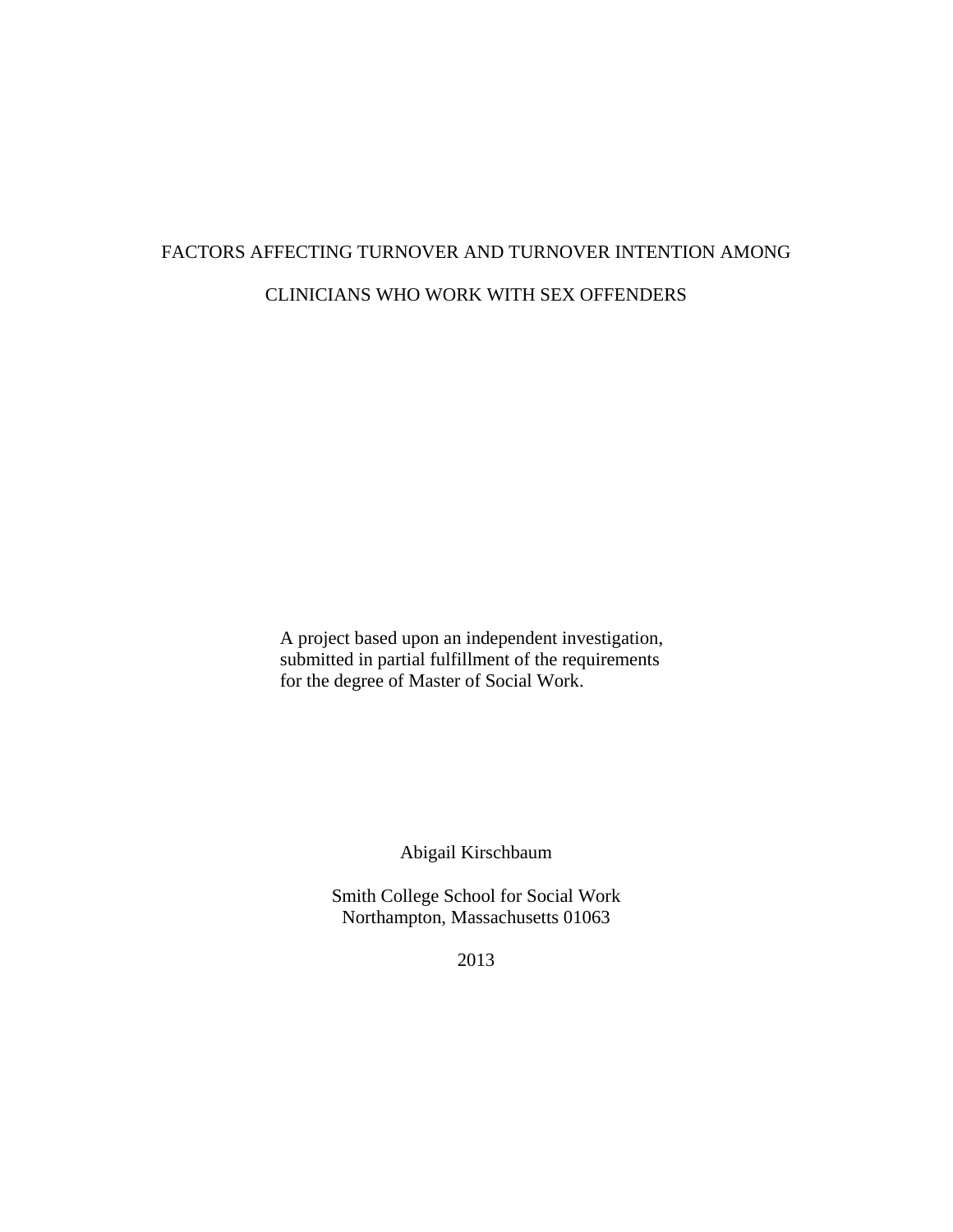# FACTORS AFFECTING TURNOVER AND TURNOVER INTENTION AMONG CLINICIANS WHO WORK WITH SEX OFFENDERS

A project based upon an independent investigation, submitted in partial fulfillment of the requirements for the degree of Master of Social Work.

Abigail Kirschbaum

Smith College School for Social Work
Northampton, Massachusetts 01063

2013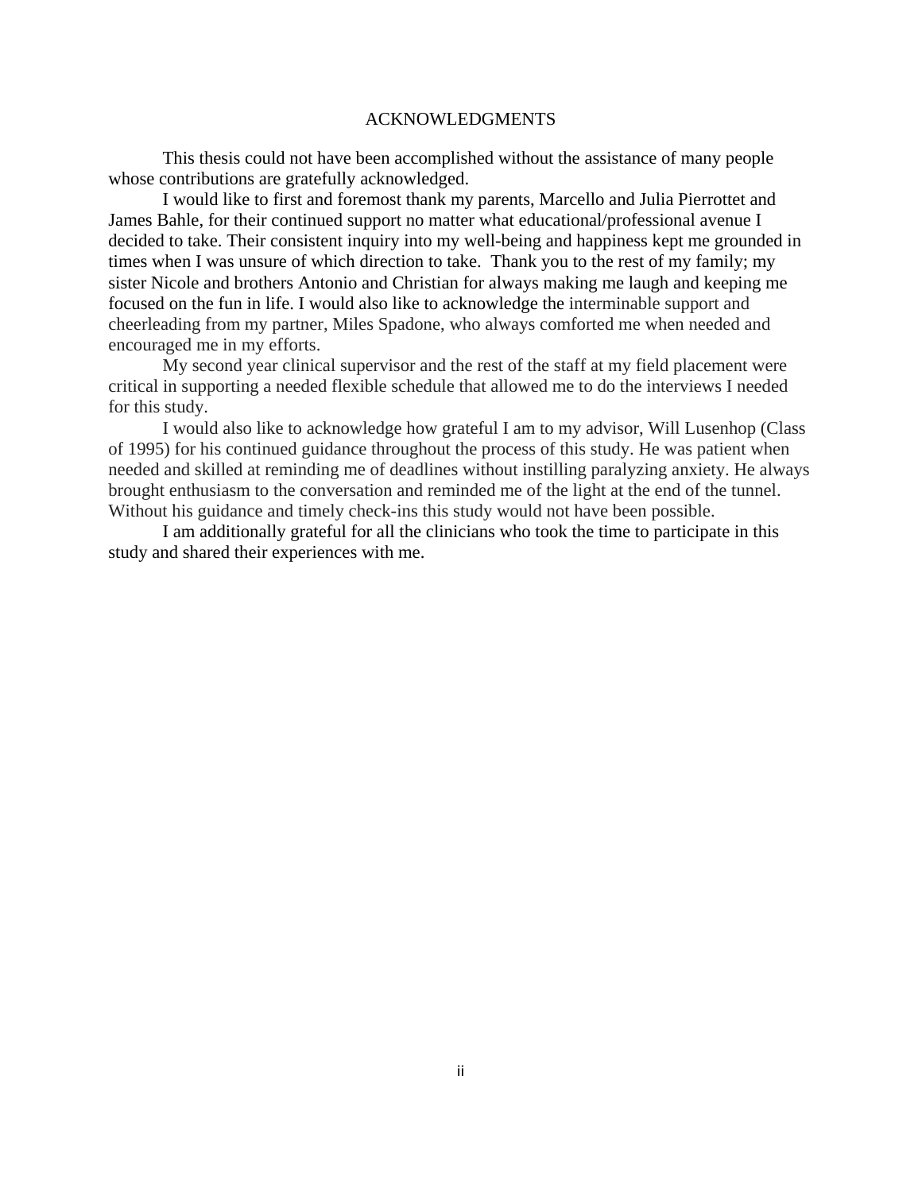# ACKNOWLEDGMENTS

This thesis could not have been accomplished without the assistance of many people whose contributions are gratefully acknowledged.

I would like to first and foremost thank my parents, Marcello and Julia Pierrottet and James Bahle, for their continued support no matter what educational/professional avenue I decided to take. Their consistent inquiry into my well-being and happiness kept me grounded in times when I was unsure of which direction to take. Thank you to the rest of my family; my sister Nicole and brothers Antonio and Christian for always making me laugh and keeping me focused on the fun in life. I would also like to acknowledge the interminable support and cheerleading from my partner, Miles Spadone, who always comforted me when needed and encouraged me in my efforts.

My second year clinical supervisor and the rest of the staff at my field placement were critical in supporting a needed flexible schedule that allowed me to do the interviews I needed for this study.

I would also like to acknowledge how grateful I am to my advisor, Will Lusenhop (Class of 1995) for his continued guidance throughout the process of this study. He was patient when needed and skilled at reminding me of deadlines without instilling paralyzing anxiety. He always brought enthusiasm to the conversation and reminded me of the light at the end of the tunnel. Without his guidance and timely check-ins this study would not have been possible.

I am additionally grateful for all the clinicians who took the time to participate in this study and shared their experiences with me.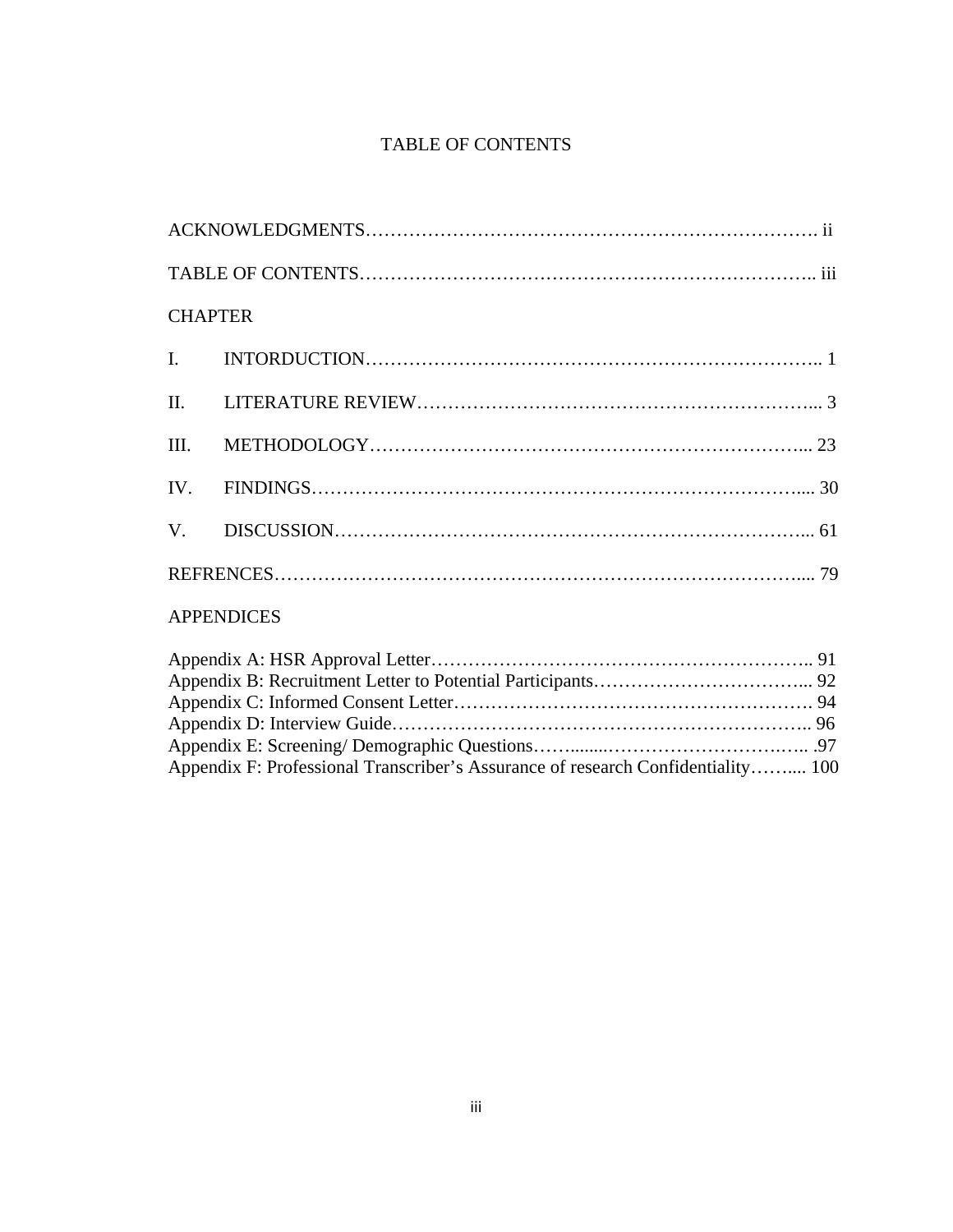# TABLE OF CONTENTS

ACKNOWLEDGMENTS………………………………………………………………. ii

TABLE OF CONTENTS…………………………………………………….……….. iii

CHAPTER

I. INTORDUCTION……………………………………………………….………….. 1

II. LITERATURE REVIEW……………………………………………………….... 3

III. METHODOLOGY……………………………………………………………... 23

IV. FINDINGS……………………………………………………………………..... 30

V. DISCUSSION………………………………………………………………….... 61

REFRENCES…………………………………………………………………….…... 79

APPENDICES

Appendix A: HSR Approval Letter…………………………………………………….. 91
Appendix B: Recruitment Letter to Potential Participants……………………….……... 92
Appendix C: Informed Consent Letter…………………………………………………. 94
Appendix D: Interview Guide………………………………………………………….. 96
Appendix E: Screening/ Demographic Questions……........…………………………….. .97
Appendix F: Professional Transcriber's Assurance of research Confidentiality……..... 100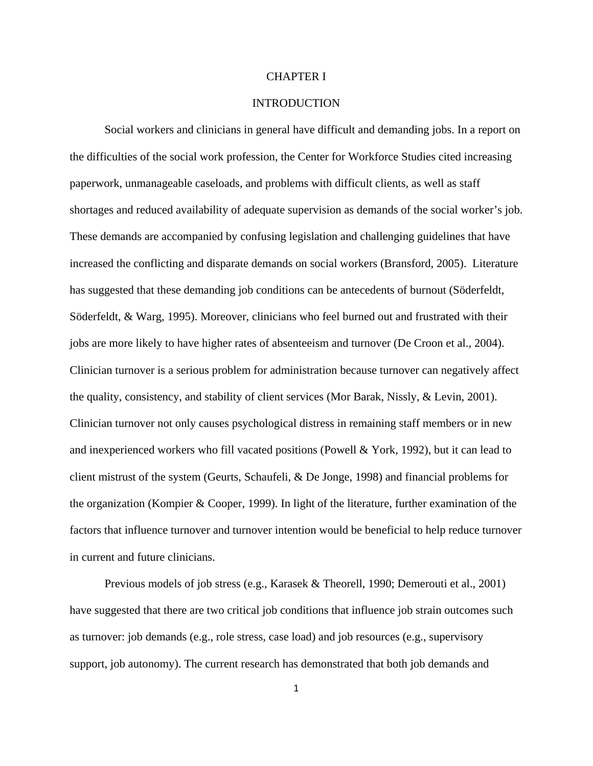# CHAPTER I

## INTRODUCTION

Social workers and clinicians in general have difficult and demanding jobs. In a report on the difficulties of the social work profession, the Center for Workforce Studies cited increasing paperwork, unmanageable caseloads, and problems with difficult clients, as well as staff shortages and reduced availability of adequate supervision as demands of the social worker's job. These demands are accompanied by confusing legislation and challenging guidelines that have increased the conflicting and disparate demands on social workers (Bransford, 2005). Literature has suggested that these demanding job conditions can be antecedents of burnout (Söderfeldt, Söderfeldt, & Warg, 1995). Moreover, clinicians who feel burned out and frustrated with their jobs are more likely to have higher rates of absenteeism and turnover (De Croon et al., 2004). Clinician turnover is a serious problem for administration because turnover can negatively affect the quality, consistency, and stability of client services (Mor Barak, Nissly, & Levin, 2001). Clinician turnover not only causes psychological distress in remaining staff members or in new and inexperienced workers who fill vacated positions (Powell & York, 1992), but it can lead to client mistrust of the system (Geurts, Schaufeli, & De Jonge, 1998) and financial problems for the organization (Kompier & Cooper, 1999). In light of the literature, further examination of the factors that influence turnover and turnover intention would be beneficial to help reduce turnover in current and future clinicians.

Previous models of job stress (e.g., Karasek & Theorell, 1990; Demerouti et al., 2001) have suggested that there are two critical job conditions that influence job strain outcomes such as turnover: job demands (e.g., role stress, case load) and job resources (e.g., supervisory support, job autonomy). The current research has demonstrated that both job demands and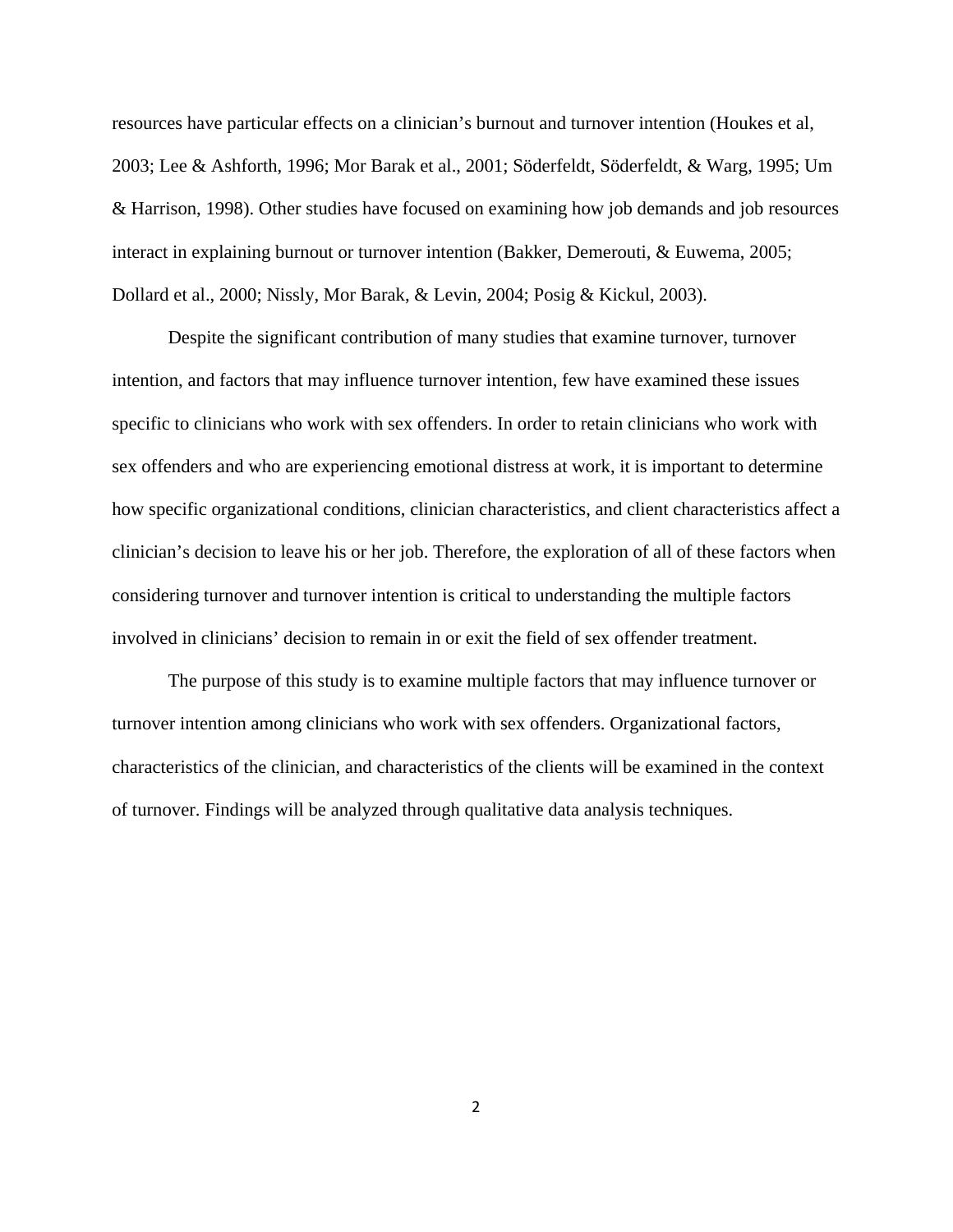resources have particular effects on a clinician's burnout and turnover intention (Houkes et al, 2003; Lee & Ashforth, 1996; Mor Barak et al., 2001; Söderfeldt, Söderfeldt, & Warg, 1995; Um & Harrison, 1998). Other studies have focused on examining how job demands and job resources interact in explaining burnout or turnover intention (Bakker, Demerouti, & Euwema, 2005; Dollard et al., 2000; Nissly, Mor Barak, & Levin, 2004; Posig & Kickul, 2003).

Despite the significant contribution of many studies that examine turnover, turnover intention, and factors that may influence turnover intention, few have examined these issues specific to clinicians who work with sex offenders. In order to retain clinicians who work with sex offenders and who are experiencing emotional distress at work, it is important to determine how specific organizational conditions, clinician characteristics, and client characteristics affect a clinician's decision to leave his or her job. Therefore, the exploration of all of these factors when considering turnover and turnover intention is critical to understanding the multiple factors involved in clinicians' decision to remain in or exit the field of sex offender treatment.

The purpose of this study is to examine multiple factors that may influence turnover or turnover intention among clinicians who work with sex offenders. Organizational factors, characteristics of the clinician, and characteristics of the clients will be examined in the context of turnover. Findings will be analyzed through qualitative data analysis techniques.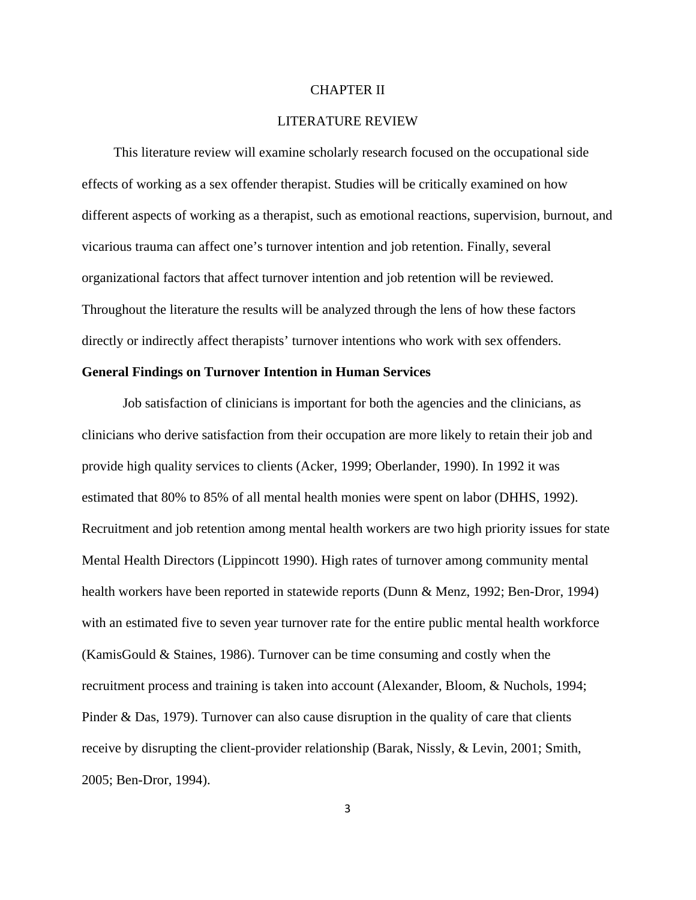# CHAPTER II

# LITERATURE REVIEW

This literature review will examine scholarly research focused on the occupational side effects of working as a sex offender therapist. Studies will be critically examined on how different aspects of working as a therapist, such as emotional reactions, supervision, burnout, and vicarious trauma can affect one's turnover intention and job retention. Finally, several organizational factors that affect turnover intention and job retention will be reviewed. Throughout the literature the results will be analyzed through the lens of how these factors directly or indirectly affect therapists' turnover intentions who work with sex offenders.

**General Findings on Turnover Intention in Human Services**

Job satisfaction of clinicians is important for both the agencies and the clinicians, as clinicians who derive satisfaction from their occupation are more likely to retain their job and provide high quality services to clients (Acker, 1999; Oberlander, 1990). In 1992 it was estimated that 80% to 85% of all mental health monies were spent on labor (DHHS, 1992). Recruitment and job retention among mental health workers are two high priority issues for state Mental Health Directors (Lippincott 1990). High rates of turnover among community mental health workers have been reported in statewide reports (Dunn & Menz, 1992; Ben-Dror, 1994) with an estimated five to seven year turnover rate for the entire public mental health workforce (KamisGould & Staines, 1986). Turnover can be time consuming and costly when the recruitment process and training is taken into account (Alexander, Bloom, & Nuchols, 1994; Pinder & Das, 1979). Turnover can also cause disruption in the quality of care that clients receive by disrupting the client-provider relationship (Barak, Nissly, & Levin, 2001; Smith, 2005; Ben-Dror, 1994).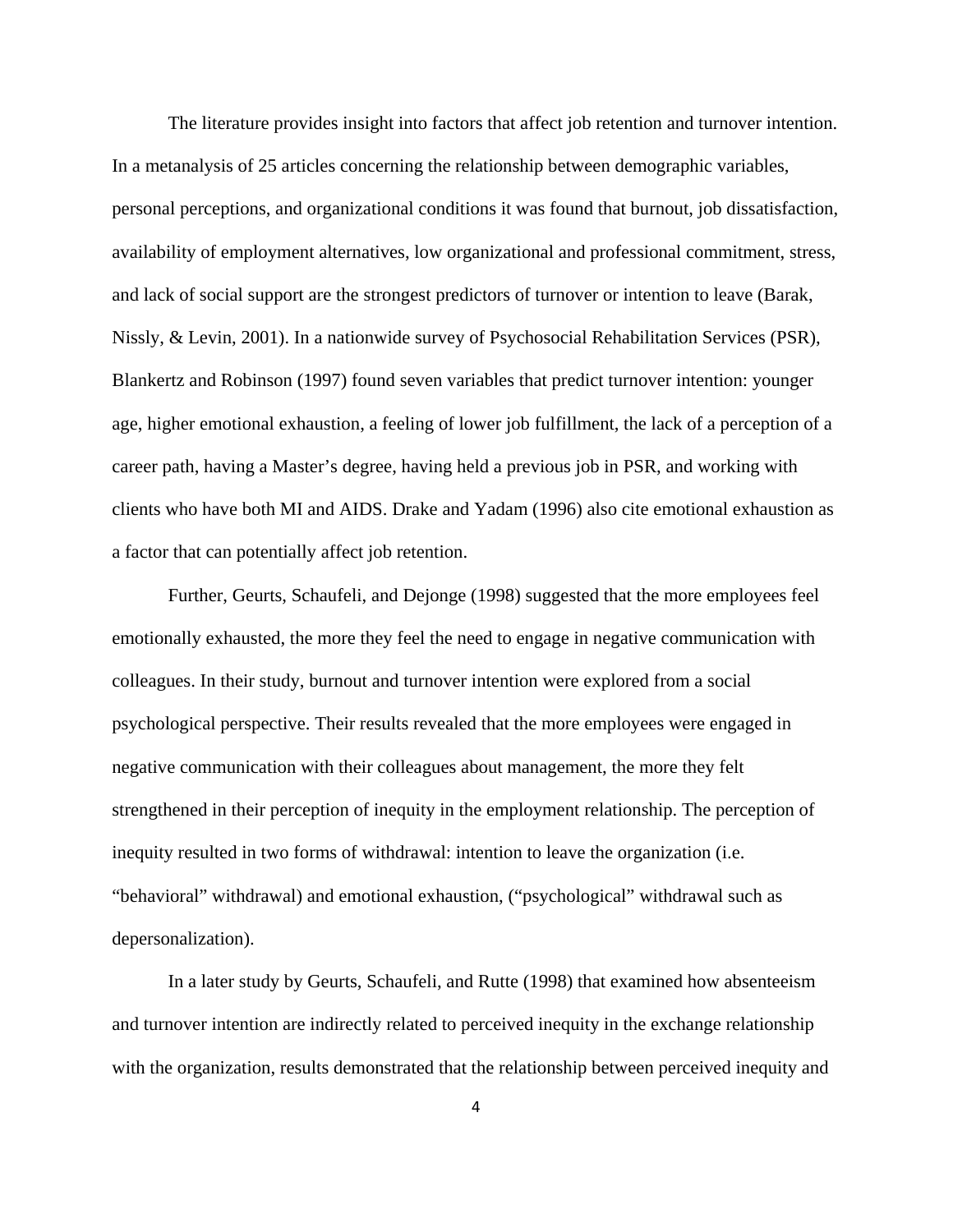The literature provides insight into factors that affect job retention and turnover intention. In a metanalysis of 25 articles concerning the relationship between demographic variables, personal perceptions, and organizational conditions it was found that burnout, job dissatisfaction, availability of employment alternatives, low organizational and professional commitment, stress, and lack of social support are the strongest predictors of turnover or intention to leave (Barak, Nissly, & Levin, 2001). In a nationwide survey of Psychosocial Rehabilitation Services (PSR), Blankertz and Robinson (1997) found seven variables that predict turnover intention: younger age, higher emotional exhaustion, a feeling of lower job fulfillment, the lack of a perception of a career path, having a Master's degree, having held a previous job in PSR, and working with clients who have both MI and AIDS. Drake and Yadam (1996) also cite emotional exhaustion as a factor that can potentially affect job retention.

Further, Geurts, Schaufeli, and Dejonge (1998) suggested that the more employees feel emotionally exhausted, the more they feel the need to engage in negative communication with colleagues. In their study, burnout and turnover intention were explored from a social psychological perspective. Their results revealed that the more employees were engaged in negative communication with their colleagues about management, the more they felt strengthened in their perception of inequity in the employment relationship. The perception of inequity resulted in two forms of withdrawal: intention to leave the organization (i.e. "behavioral" withdrawal) and emotional exhaustion, ("psychological" withdrawal such as depersonalization).

In a later study by Geurts, Schaufeli, and Rutte (1998) that examined how absenteeism and turnover intention are indirectly related to perceived inequity in the exchange relationship with the organization, results demonstrated that the relationship between perceived inequity and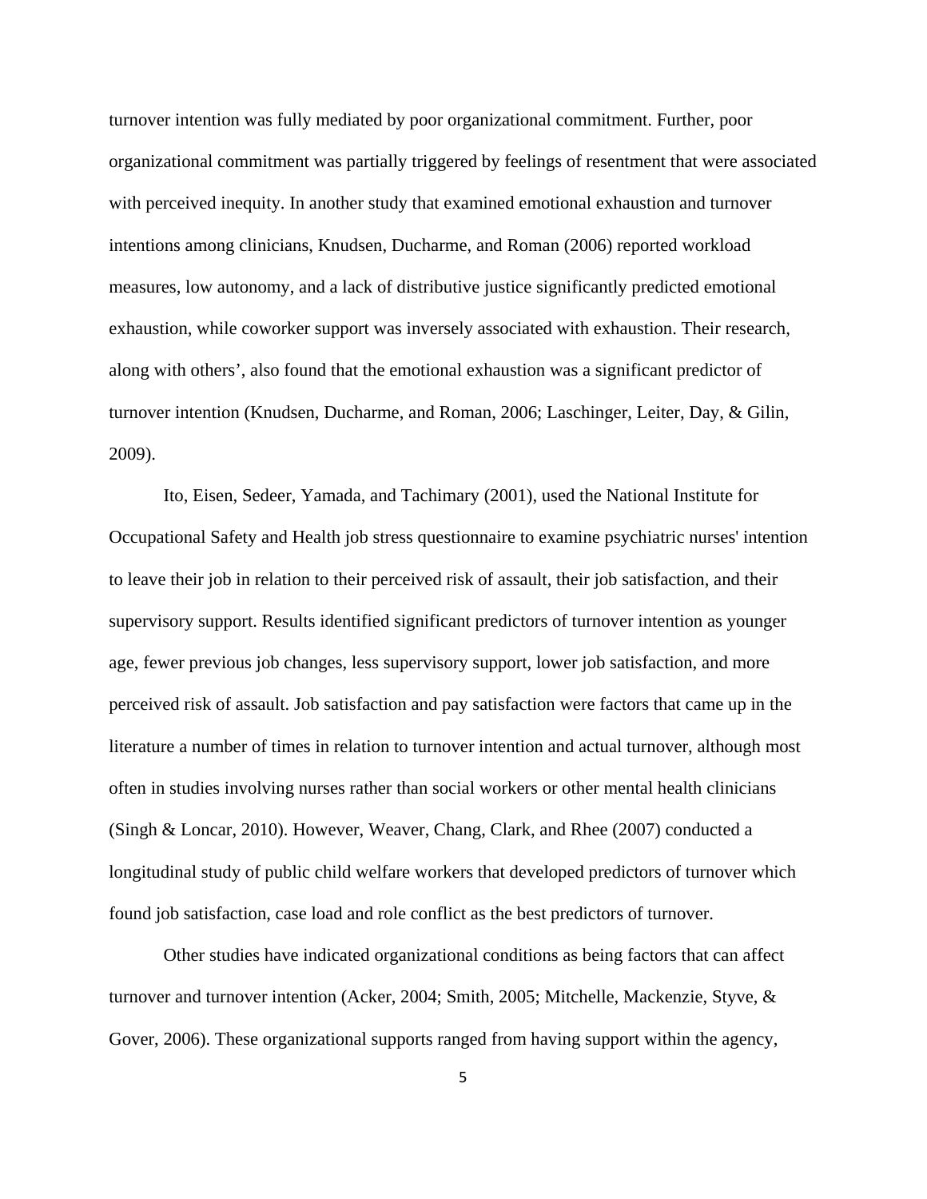turnover intention was fully mediated by poor organizational commitment. Further, poor organizational commitment was partially triggered by feelings of resentment that were associated with perceived inequity. In another study that examined emotional exhaustion and turnover intentions among clinicians, Knudsen, Ducharme, and Roman (2006) reported workload measures, low autonomy, and a lack of distributive justice significantly predicted emotional exhaustion, while coworker support was inversely associated with exhaustion. Their research, along with others', also found that the emotional exhaustion was a significant predictor of turnover intention (Knudsen, Ducharme, and Roman, 2006; Laschinger, Leiter, Day, & Gilin, 2009).

Ito, Eisen, Sedeer, Yamada, and Tachimary (2001), used the National Institute for Occupational Safety and Health job stress questionnaire to examine psychiatric nurses' intention to leave their job in relation to their perceived risk of assault, their job satisfaction, and their supervisory support. Results identified significant predictors of turnover intention as younger age, fewer previous job changes, less supervisory support, lower job satisfaction, and more perceived risk of assault. Job satisfaction and pay satisfaction were factors that came up in the literature a number of times in relation to turnover intention and actual turnover, although most often in studies involving nurses rather than social workers or other mental health clinicians (Singh & Loncar, 2010). However, Weaver, Chang, Clark, and Rhee (2007) conducted a longitudinal study of public child welfare workers that developed predictors of turnover which found job satisfaction, case load and role conflict as the best predictors of turnover.

Other studies have indicated organizational conditions as being factors that can affect turnover and turnover intention (Acker, 2004; Smith, 2005; Mitchelle, Mackenzie, Styve, & Gover, 2006). These organizational supports ranged from having support within the agency,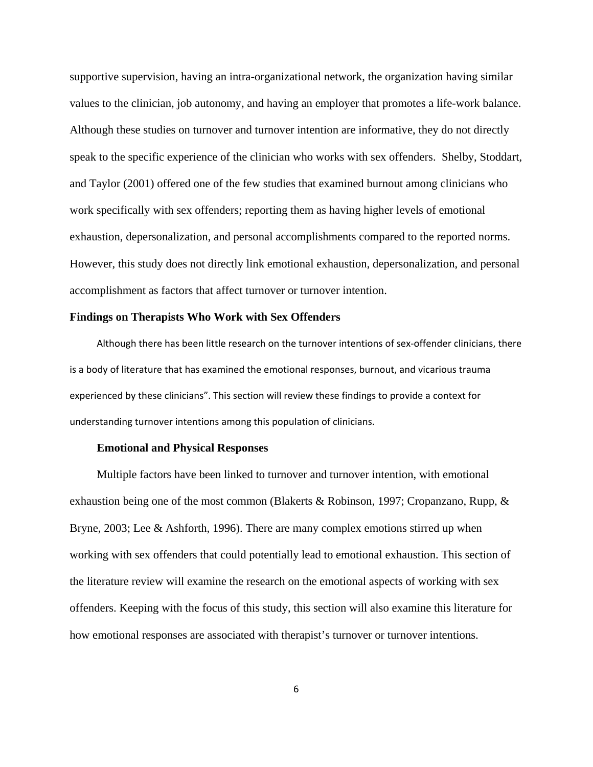supportive supervision, having an intra-organizational network, the organization having similar values to the clinician, job autonomy, and having an employer that promotes a life-work balance. Although these studies on turnover and turnover intention are informative, they do not directly speak to the specific experience of the clinician who works with sex offenders. Shelby, Stoddart, and Taylor (2001) offered one of the few studies that examined burnout among clinicians who work specifically with sex offenders; reporting them as having higher levels of emotional exhaustion, depersonalization, and personal accomplishments compared to the reported norms. However, this study does not directly link emotional exhaustion, depersonalization, and personal accomplishment as factors that affect turnover or turnover intention.

## Findings on Therapists Who Work with Sex Offenders

Although there has been little research on the turnover intentions of sex-offender clinicians, there is a body of literature that has examined the emotional responses, burnout, and vicarious trauma experienced by these clinicians". This section will review these findings to provide a context for understanding turnover intentions among this population of clinicians.

### Emotional and Physical Responses

Multiple factors have been linked to turnover and turnover intention, with emotional exhaustion being one of the most common (Blakerts & Robinson, 1997; Cropanzano, Rupp, & Bryne, 2003; Lee & Ashforth, 1996). There are many complex emotions stirred up when working with sex offenders that could potentially lead to emotional exhaustion. This section of the literature review will examine the research on the emotional aspects of working with sex offenders. Keeping with the focus of this study, this section will also examine this literature for how emotional responses are associated with therapist's turnover or turnover intentions.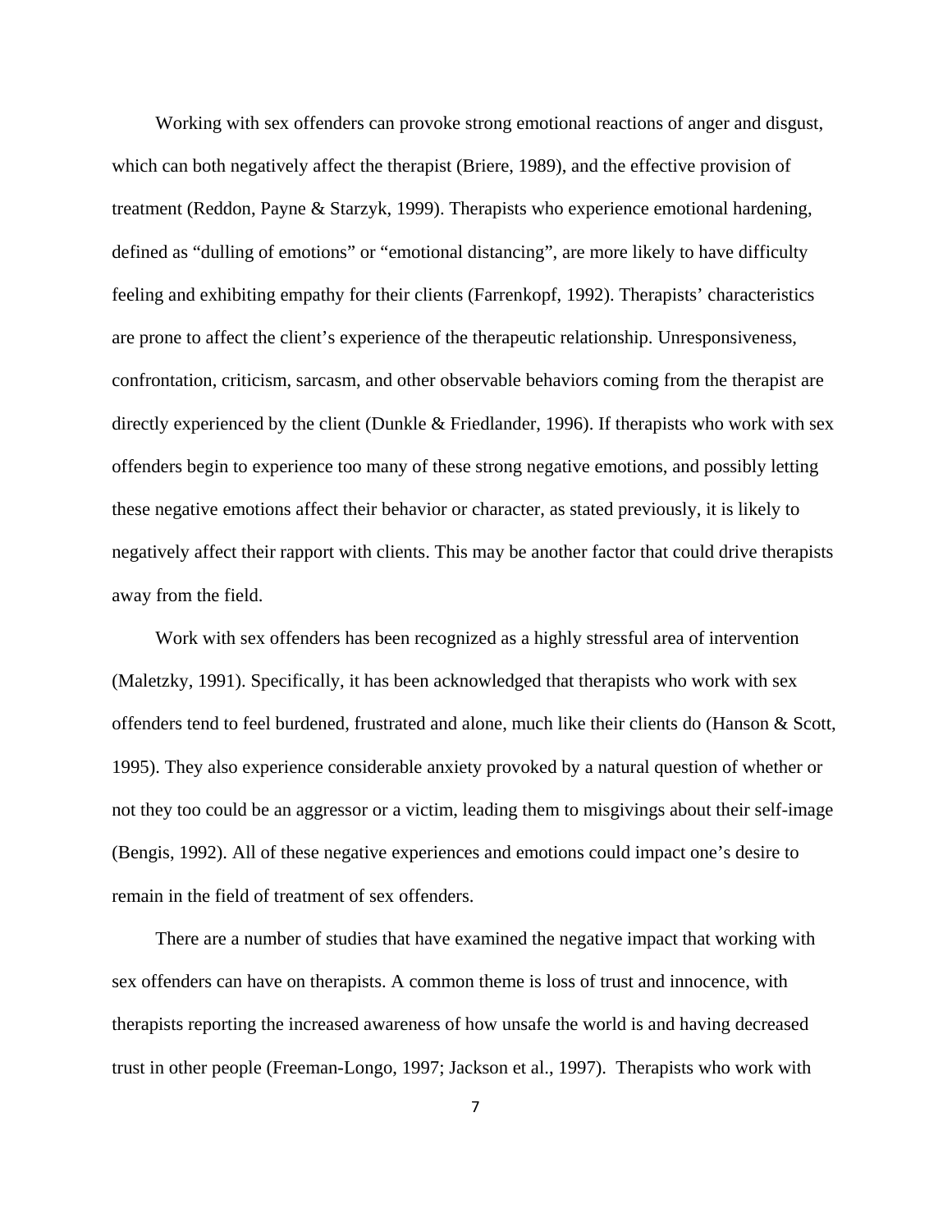Working with sex offenders can provoke strong emotional reactions of anger and disgust, which can both negatively affect the therapist (Briere, 1989), and the effective provision of treatment (Reddon, Payne & Starzyk, 1999). Therapists who experience emotional hardening, defined as "dulling of emotions" or "emotional distancing", are more likely to have difficulty feeling and exhibiting empathy for their clients (Farrenkopf, 1992). Therapists' characteristics are prone to affect the client's experience of the therapeutic relationship. Unresponsiveness, confrontation, criticism, sarcasm, and other observable behaviors coming from the therapist are directly experienced by the client (Dunkle & Friedlander, 1996). If therapists who work with sex offenders begin to experience too many of these strong negative emotions, and possibly letting these negative emotions affect their behavior or character, as stated previously, it is likely to negatively affect their rapport with clients. This may be another factor that could drive therapists away from the field.

Work with sex offenders has been recognized as a highly stressful area of intervention (Maletzky, 1991). Specifically, it has been acknowledged that therapists who work with sex offenders tend to feel burdened, frustrated and alone, much like their clients do (Hanson & Scott, 1995). They also experience considerable anxiety provoked by a natural question of whether or not they too could be an aggressor or a victim, leading them to misgivings about their self-image (Bengis, 1992). All of these negative experiences and emotions could impact one's desire to remain in the field of treatment of sex offenders.

There are a number of studies that have examined the negative impact that working with sex offenders can have on therapists. A common theme is loss of trust and innocence, with therapists reporting the increased awareness of how unsafe the world is and having decreased trust in other people (Freeman-Longo, 1997; Jackson et al., 1997). Therapists who work with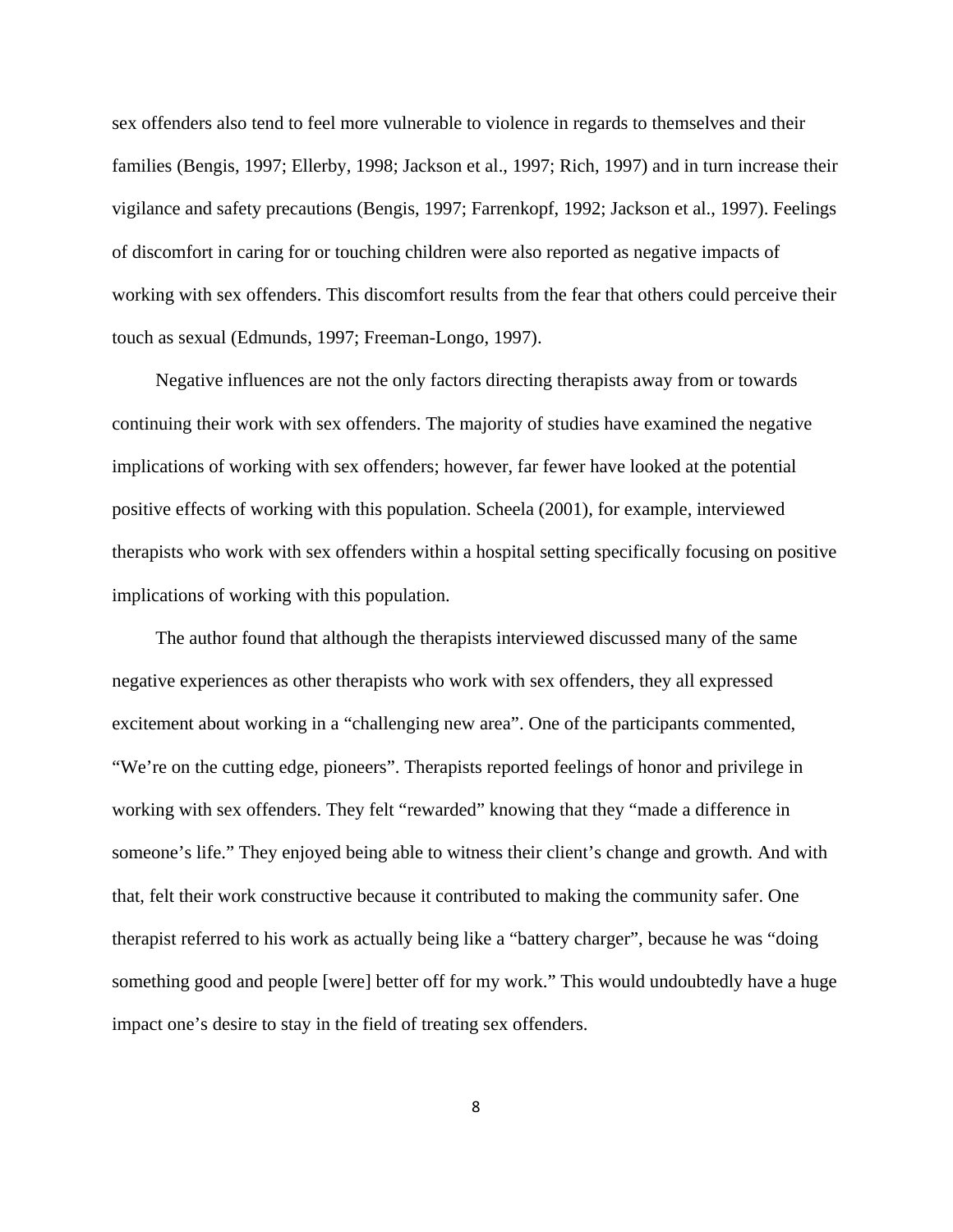sex offenders also tend to feel more vulnerable to violence in regards to themselves and their families (Bengis, 1997; Ellerby, 1998; Jackson et al., 1997; Rich, 1997) and in turn increase their vigilance and safety precautions (Bengis, 1997; Farrenkopf, 1992; Jackson et al., 1997). Feelings of discomfort in caring for or touching children were also reported as negative impacts of working with sex offenders. This discomfort results from the fear that others could perceive their touch as sexual (Edmunds, 1997; Freeman-Longo, 1997).

Negative influences are not the only factors directing therapists away from or towards continuing their work with sex offenders. The majority of studies have examined the negative implications of working with sex offenders; however, far fewer have looked at the potential positive effects of working with this population. Scheela (2001), for example, interviewed therapists who work with sex offenders within a hospital setting specifically focusing on positive implications of working with this population.

The author found that although the therapists interviewed discussed many of the same negative experiences as other therapists who work with sex offenders, they all expressed excitement about working in a "challenging new area". One of the participants commented, "We're on the cutting edge, pioneers". Therapists reported feelings of honor and privilege in working with sex offenders. They felt "rewarded" knowing that they "made a difference in someone's life." They enjoyed being able to witness their client's change and growth. And with that, felt their work constructive because it contributed to making the community safer. One therapist referred to his work as actually being like a "battery charger", because he was "doing something good and people [were] better off for my work." This would undoubtedly have a huge impact one's desire to stay in the field of treating sex offenders.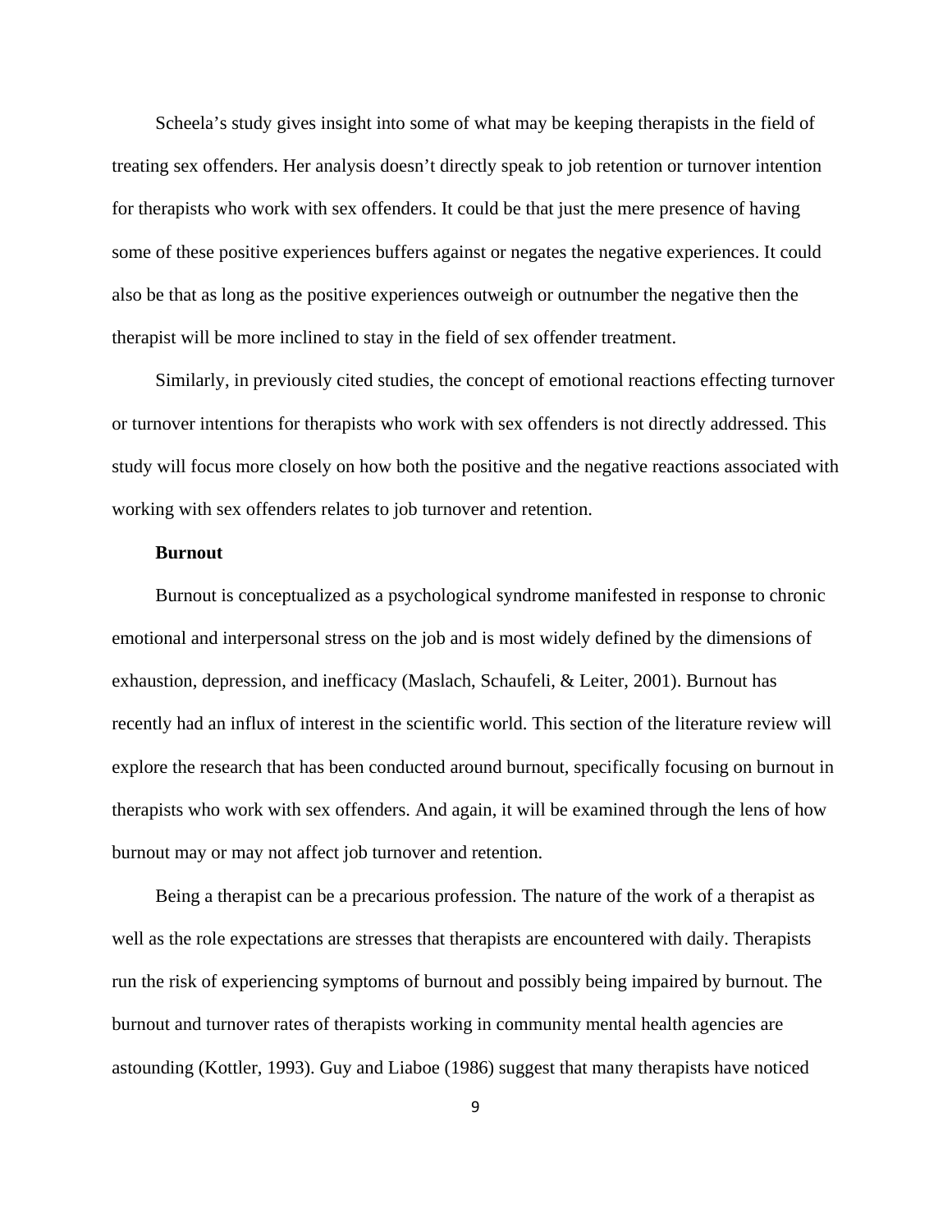Scheela's study gives insight into some of what may be keeping therapists in the field of treating sex offenders. Her analysis doesn't directly speak to job retention or turnover intention for therapists who work with sex offenders. It could be that just the mere presence of having some of these positive experiences buffers against or negates the negative experiences. It could also be that as long as the positive experiences outweigh or outnumber the negative then the therapist will be more inclined to stay in the field of sex offender treatment.

Similarly, in previously cited studies, the concept of emotional reactions effecting turnover or turnover intentions for therapists who work with sex offenders is not directly addressed. This study will focus more closely on how both the positive and the negative reactions associated with working with sex offenders relates to job turnover and retention.

**Burnout**

Burnout is conceptualized as a psychological syndrome manifested in response to chronic emotional and interpersonal stress on the job and is most widely defined by the dimensions of exhaustion, depression, and inefficacy (Maslach, Schaufeli, & Leiter, 2001). Burnout has recently had an influx of interest in the scientific world. This section of the literature review will explore the research that has been conducted around burnout, specifically focusing on burnout in therapists who work with sex offenders. And again, it will be examined through the lens of how burnout may or may not affect job turnover and retention.

Being a therapist can be a precarious profession. The nature of the work of a therapist as well as the role expectations are stresses that therapists are encountered with daily. Therapists run the risk of experiencing symptoms of burnout and possibly being impaired by burnout. The burnout and turnover rates of therapists working in community mental health agencies are astounding (Kottler, 1993). Guy and Liaboe (1986) suggest that many therapists have noticed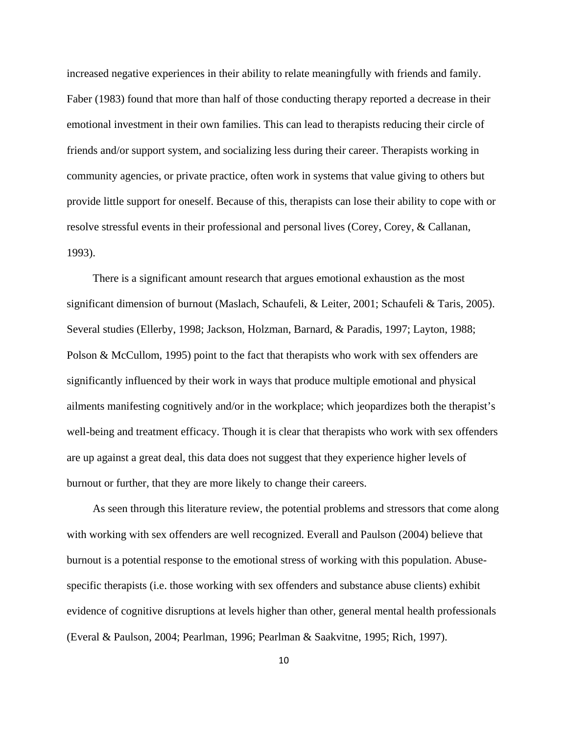increased negative experiences in their ability to relate meaningfully with friends and family. Faber (1983) found that more than half of those conducting therapy reported a decrease in their emotional investment in their own families. This can lead to therapists reducing their circle of friends and/or support system, and socializing less during their career. Therapists working in community agencies, or private practice, often work in systems that value giving to others but provide little support for oneself. Because of this, therapists can lose their ability to cope with or resolve stressful events in their professional and personal lives (Corey, Corey, & Callanan, 1993).

There is a significant amount research that argues emotional exhaustion as the most significant dimension of burnout (Maslach, Schaufeli, & Leiter, 2001; Schaufeli & Taris, 2005). Several studies (Ellerby, 1998; Jackson, Holzman, Barnard, & Paradis, 1997; Layton, 1988; Polson & McCullom, 1995) point to the fact that therapists who work with sex offenders are significantly influenced by their work in ways that produce multiple emotional and physical ailments manifesting cognitively and/or in the workplace; which jeopardizes both the therapist's well-being and treatment efficacy. Though it is clear that therapists who work with sex offenders are up against a great deal, this data does not suggest that they experience higher levels of burnout or further, that they are more likely to change their careers.

As seen through this literature review, the potential problems and stressors that come along with working with sex offenders are well recognized. Everall and Paulson (2004) believe that burnout is a potential response to the emotional stress of working with this population. Abuse-specific therapists (i.e. those working with sex offenders and substance abuse clients) exhibit evidence of cognitive disruptions at levels higher than other, general mental health professionals (Everal & Paulson, 2004; Pearlman, 1996; Pearlman & Saakvitne, 1995; Rich, 1997).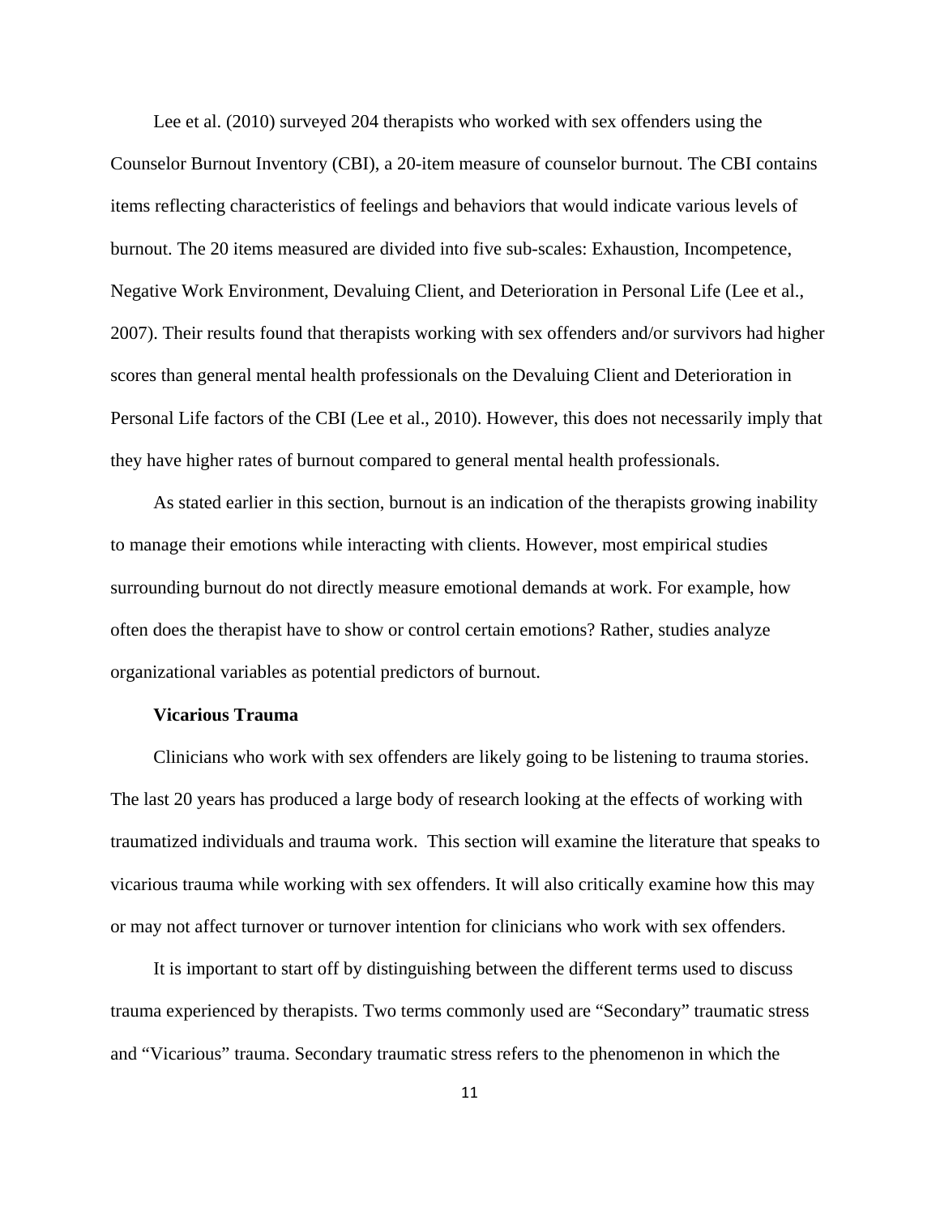Lee et al. (2010) surveyed 204 therapists who worked with sex offenders using the Counselor Burnout Inventory (CBI), a 20-item measure of counselor burnout. The CBI contains items reflecting characteristics of feelings and behaviors that would indicate various levels of burnout. The 20 items measured are divided into five sub-scales: Exhaustion, Incompetence, Negative Work Environment, Devaluing Client, and Deterioration in Personal Life (Lee et al., 2007). Their results found that therapists working with sex offenders and/or survivors had higher scores than general mental health professionals on the Devaluing Client and Deterioration in Personal Life factors of the CBI (Lee et al., 2010). However, this does not necessarily imply that they have higher rates of burnout compared to general mental health professionals.

As stated earlier in this section, burnout is an indication of the therapists growing inability to manage their emotions while interacting with clients. However, most empirical studies surrounding burnout do not directly measure emotional demands at work. For example, how often does the therapist have to show or control certain emotions? Rather, studies analyze organizational variables as potential predictors of burnout.

### Vicarious Trauma

Clinicians who work with sex offenders are likely going to be listening to trauma stories. The last 20 years has produced a large body of research looking at the effects of working with traumatized individuals and trauma work. This section will examine the literature that speaks to vicarious trauma while working with sex offenders. It will also critically examine how this may or may not affect turnover or turnover intention for clinicians who work with sex offenders.

It is important to start off by distinguishing between the different terms used to discuss trauma experienced by therapists. Two terms commonly used are "Secondary" traumatic stress and "Vicarious" trauma. Secondary traumatic stress refers to the phenomenon in which the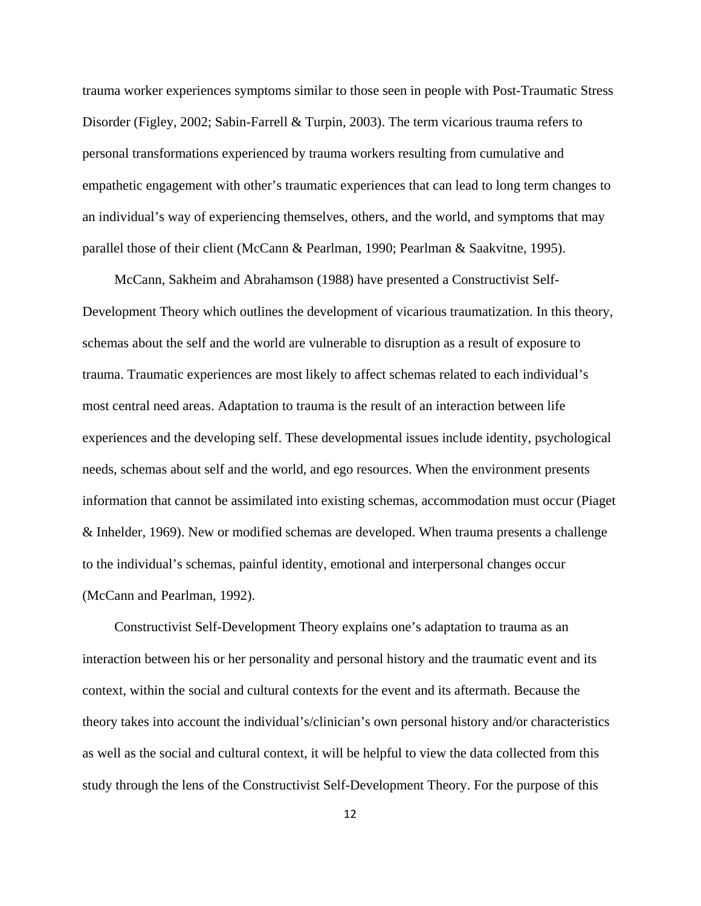trauma worker experiences symptoms similar to those seen in people with Post-Traumatic Stress Disorder (Figley, 2002; Sabin-Farrell & Turpin, 2003). The term vicarious trauma refers to personal transformations experienced by trauma workers resulting from cumulative and empathetic engagement with other's traumatic experiences that can lead to long term changes to an individual's way of experiencing themselves, others, and the world, and symptoms that may parallel those of their client (McCann & Pearlman, 1990; Pearlman & Saakvitne, 1995).

McCann, Sakheim and Abrahamson (1988) have presented a Constructivist Self-Development Theory which outlines the development of vicarious traumatization. In this theory, schemas about the self and the world are vulnerable to disruption as a result of exposure to trauma. Traumatic experiences are most likely to affect schemas related to each individual's most central need areas. Adaptation to trauma is the result of an interaction between life experiences and the developing self. These developmental issues include identity, psychological needs, schemas about self and the world, and ego resources. When the environment presents information that cannot be assimilated into existing schemas, accommodation must occur (Piaget & Inhelder, 1969). New or modified schemas are developed. When trauma presents a challenge to the individual's schemas, painful identity, emotional and interpersonal changes occur (McCann and Pearlman, 1992).

Constructivist Self-Development Theory explains one's adaptation to trauma as an interaction between his or her personality and personal history and the traumatic event and its context, within the social and cultural contexts for the event and its aftermath. Because the theory takes into account the individual's/clinician's own personal history and/or characteristics as well as the social and cultural context, it will be helpful to view the data collected from this study through the lens of the Constructivist Self-Development Theory. For the purpose of this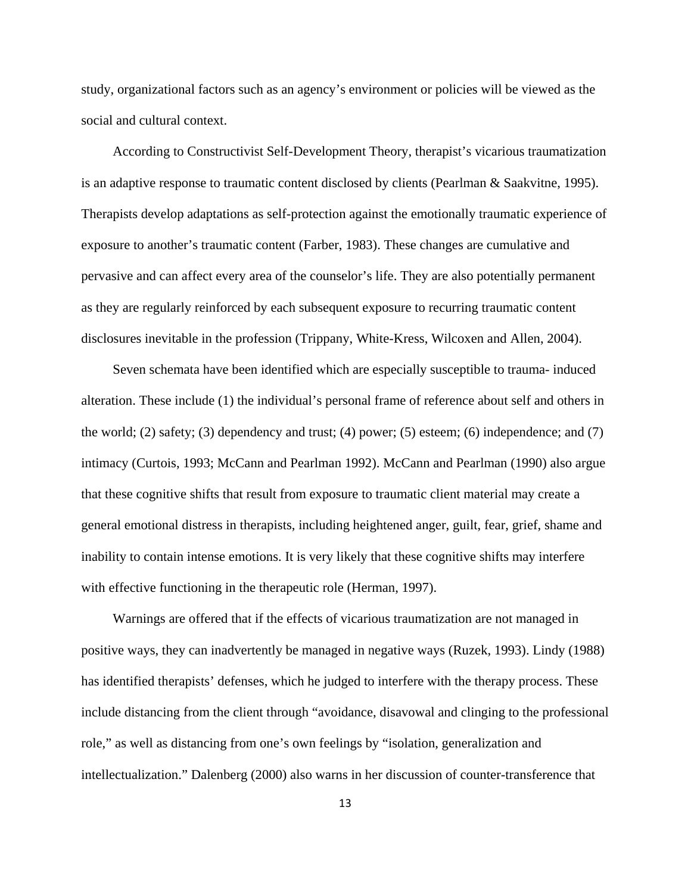study, organizational factors such as an agency's environment or policies will be viewed as the social and cultural context.

According to Constructivist Self-Development Theory, therapist's vicarious traumatization is an adaptive response to traumatic content disclosed by clients (Pearlman & Saakvitne, 1995). Therapists develop adaptations as self-protection against the emotionally traumatic experience of exposure to another's traumatic content (Farber, 1983). These changes are cumulative and pervasive and can affect every area of the counselor's life. They are also potentially permanent as they are regularly reinforced by each subsequent exposure to recurring traumatic content disclosures inevitable in the profession (Trippany, White-Kress, Wilcoxen and Allen, 2004).

Seven schemata have been identified which are especially susceptible to trauma- induced alteration. These include (1) the individual's personal frame of reference about self and others in the world; (2) safety; (3) dependency and trust; (4) power; (5) esteem; (6) independence; and (7) intimacy (Curtois, 1993; McCann and Pearlman 1992). McCann and Pearlman (1990) also argue that these cognitive shifts that result from exposure to traumatic client material may create a general emotional distress in therapists, including heightened anger, guilt, fear, grief, shame and inability to contain intense emotions. It is very likely that these cognitive shifts may interfere with effective functioning in the therapeutic role (Herman, 1997).

Warnings are offered that if the effects of vicarious traumatization are not managed in positive ways, they can inadvertently be managed in negative ways (Ruzek, 1993). Lindy (1988) has identified therapists' defenses, which he judged to interfere with the therapy process. These include distancing from the client through "avoidance, disavowal and clinging to the professional role," as well as distancing from one's own feelings by "isolation, generalization and intellectualization." Dalenberg (2000) also warns in her discussion of counter-transference that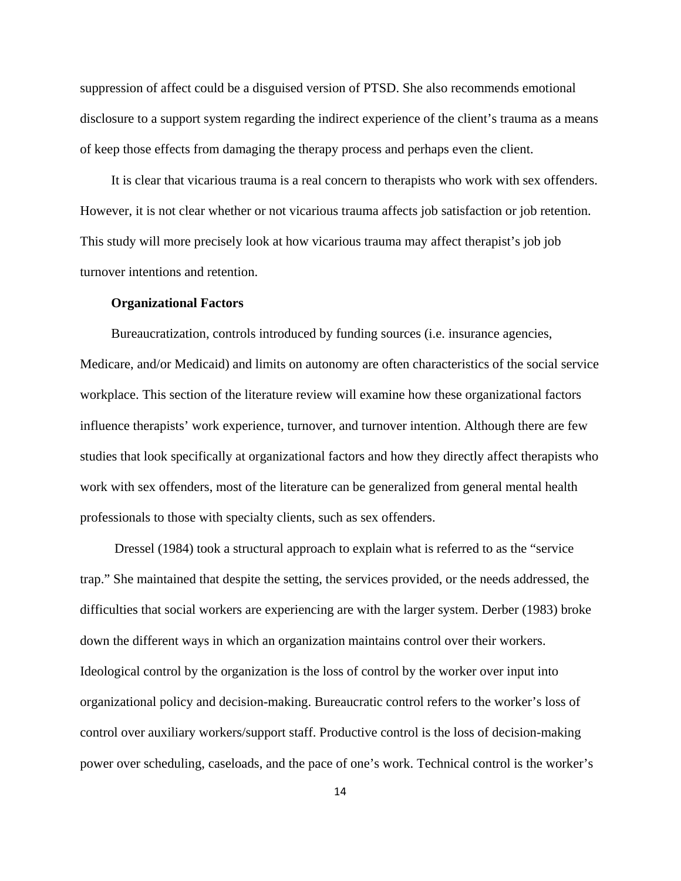suppression of affect could be a disguised version of PTSD. She also recommends emotional disclosure to a support system regarding the indirect experience of the client's trauma as a means of keep those effects from damaging the therapy process and perhaps even the client.

It is clear that vicarious trauma is a real concern to therapists who work with sex offenders. However, it is not clear whether or not vicarious trauma affects job satisfaction or job retention. This study will more precisely look at how vicarious trauma may affect therapist's job job turnover intentions and retention.

### Organizational Factors

Bureaucratization, controls introduced by funding sources (i.e. insurance agencies, Medicare, and/or Medicaid) and limits on autonomy are often characteristics of the social service workplace. This section of the literature review will examine how these organizational factors influence therapists' work experience, turnover, and turnover intention. Although there are few studies that look specifically at organizational factors and how they directly affect therapists who work with sex offenders, most of the literature can be generalized from general mental health professionals to those with specialty clients, such as sex offenders.

Dressel (1984) took a structural approach to explain what is referred to as the "service trap." She maintained that despite the setting, the services provided, or the needs addressed, the difficulties that social workers are experiencing are with the larger system. Derber (1983) broke down the different ways in which an organization maintains control over their workers. Ideological control by the organization is the loss of control by the worker over input into organizational policy and decision-making. Bureaucratic control refers to the worker's loss of control over auxiliary workers/support staff. Productive control is the loss of decision-making power over scheduling, caseloads, and the pace of one's work. Technical control is the worker's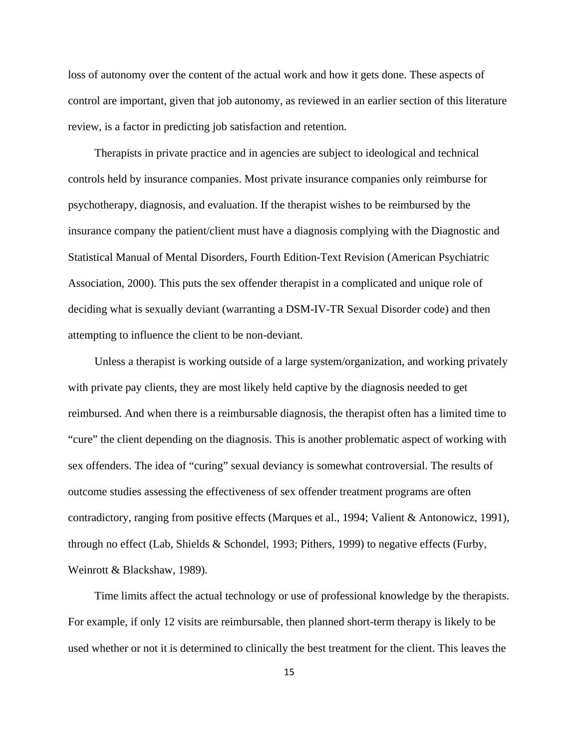loss of autonomy over the content of the actual work and how it gets done. These aspects of control are important, given that job autonomy, as reviewed in an earlier section of this literature review, is a factor in predicting job satisfaction and retention.

Therapists in private practice and in agencies are subject to ideological and technical controls held by insurance companies. Most private insurance companies only reimburse for psychotherapy, diagnosis, and evaluation. If the therapist wishes to be reimbursed by the insurance company the patient/client must have a diagnosis complying with the Diagnostic and Statistical Manual of Mental Disorders, Fourth Edition-Text Revision (American Psychiatric Association, 2000). This puts the sex offender therapist in a complicated and unique role of deciding what is sexually deviant (warranting a DSM-IV-TR Sexual Disorder code) and then attempting to influence the client to be non-deviant.

Unless a therapist is working outside of a large system/organization, and working privately with private pay clients, they are most likely held captive by the diagnosis needed to get reimbursed. And when there is a reimbursable diagnosis, the therapist often has a limited time to "cure" the client depending on the diagnosis. This is another problematic aspect of working with sex offenders. The idea of "curing" sexual deviancy is somewhat controversial. The results of outcome studies assessing the effectiveness of sex offender treatment programs are often contradictory, ranging from positive effects (Marques et al., 1994; Valient & Antonowicz, 1991), through no effect (Lab, Shields & Schondel, 1993; Pithers, 1999) to negative effects (Furby, Weinrott & Blackshaw, 1989).

Time limits affect the actual technology or use of professional knowledge by the therapists. For example, if only 12 visits are reimbursable, then planned short-term therapy is likely to be used whether or not it is determined to clinically the best treatment for the client. This leaves the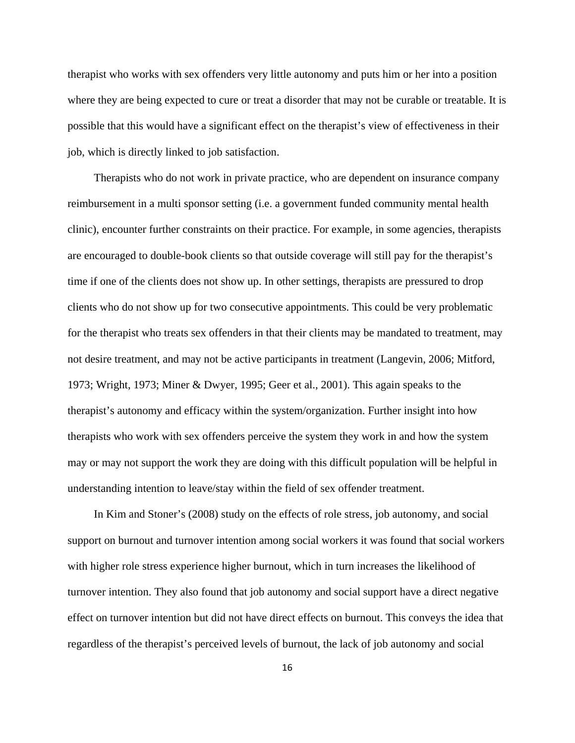therapist who works with sex offenders very little autonomy and puts him or her into a position where they are being expected to cure or treat a disorder that may not be curable or treatable. It is possible that this would have a significant effect on the therapist's view of effectiveness in their job, which is directly linked to job satisfaction.

Therapists who do not work in private practice, who are dependent on insurance company reimbursement in a multi sponsor setting (i.e. a government funded community mental health clinic), encounter further constraints on their practice. For example, in some agencies, therapists are encouraged to double-book clients so that outside coverage will still pay for the therapist's time if one of the clients does not show up. In other settings, therapists are pressured to drop clients who do not show up for two consecutive appointments. This could be very problematic for the therapist who treats sex offenders in that their clients may be mandated to treatment, may not desire treatment, and may not be active participants in treatment (Langevin, 2006; Mitford, 1973; Wright, 1973; Miner & Dwyer, 1995; Geer et al., 2001). This again speaks to the therapist's autonomy and efficacy within the system/organization. Further insight into how therapists who work with sex offenders perceive the system they work in and how the system may or may not support the work they are doing with this difficult population will be helpful in understanding intention to leave/stay within the field of sex offender treatment.

In Kim and Stoner's (2008) study on the effects of role stress, job autonomy, and social support on burnout and turnover intention among social workers it was found that social workers with higher role stress experience higher burnout, which in turn increases the likelihood of turnover intention. They also found that job autonomy and social support have a direct negative effect on turnover intention but did not have direct effects on burnout. This conveys the idea that regardless of the therapist's perceived levels of burnout, the lack of job autonomy and social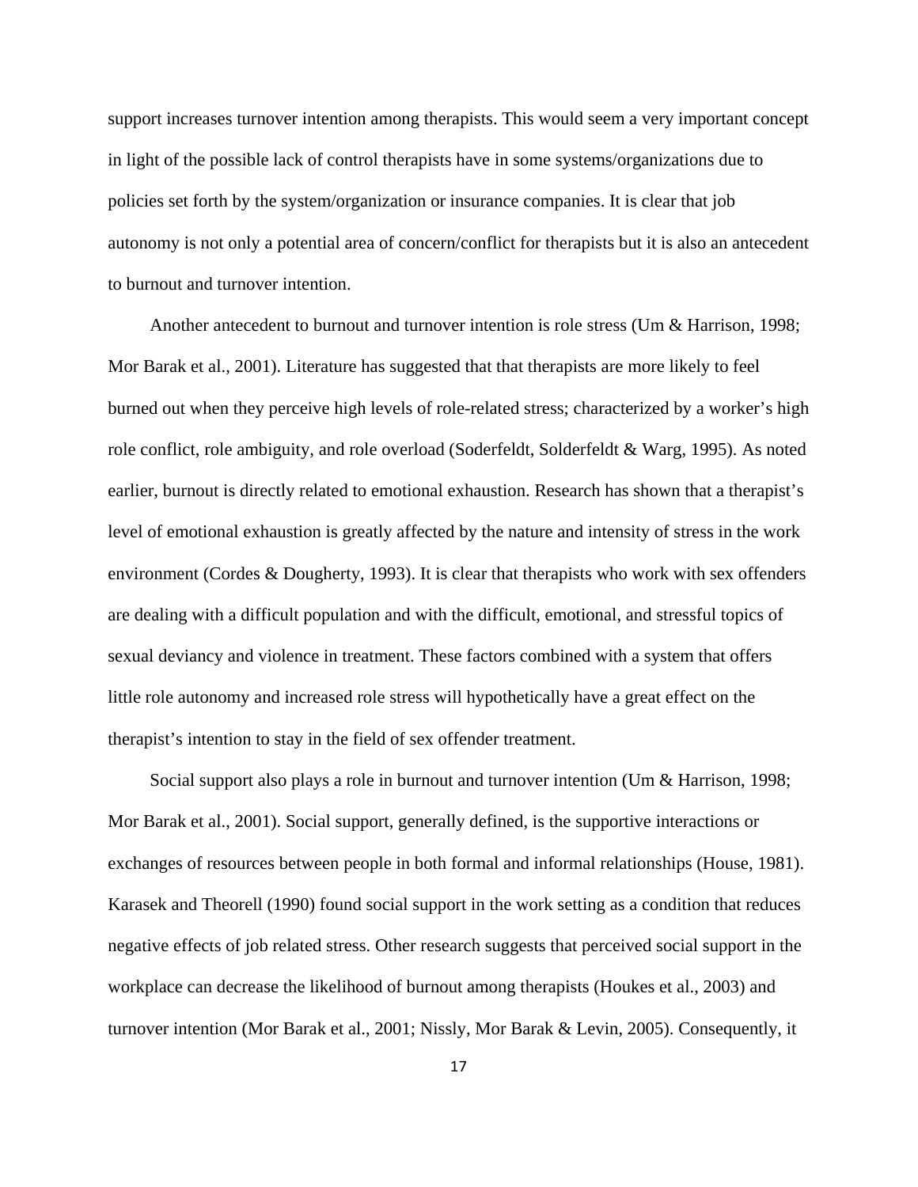support increases turnover intention among therapists. This would seem a very important concept in light of the possible lack of control therapists have in some systems/organizations due to policies set forth by the system/organization or insurance companies. It is clear that job autonomy is not only a potential area of concern/conflict for therapists but it is also an antecedent to burnout and turnover intention.

Another antecedent to burnout and turnover intention is role stress (Um & Harrison, 1998; Mor Barak et al., 2001). Literature has suggested that that therapists are more likely to feel burned out when they perceive high levels of role-related stress; characterized by a worker's high role conflict, role ambiguity, and role overload (Soderfeldt, Solderfeldt & Warg, 1995). As noted earlier, burnout is directly related to emotional exhaustion. Research has shown that a therapist's level of emotional exhaustion is greatly affected by the nature and intensity of stress in the work environment (Cordes & Dougherty, 1993). It is clear that therapists who work with sex offenders are dealing with a difficult population and with the difficult, emotional, and stressful topics of sexual deviancy and violence in treatment. These factors combined with a system that offers little role autonomy and increased role stress will hypothetically have a great effect on the therapist's intention to stay in the field of sex offender treatment.

Social support also plays a role in burnout and turnover intention (Um & Harrison, 1998; Mor Barak et al., 2001). Social support, generally defined, is the supportive interactions or exchanges of resources between people in both formal and informal relationships (House, 1981). Karasek and Theorell (1990) found social support in the work setting as a condition that reduces negative effects of job related stress. Other research suggests that perceived social support in the workplace can decrease the likelihood of burnout among therapists (Houkes et al., 2003) and turnover intention (Mor Barak et al., 2001; Nissly, Mor Barak & Levin, 2005). Consequently, it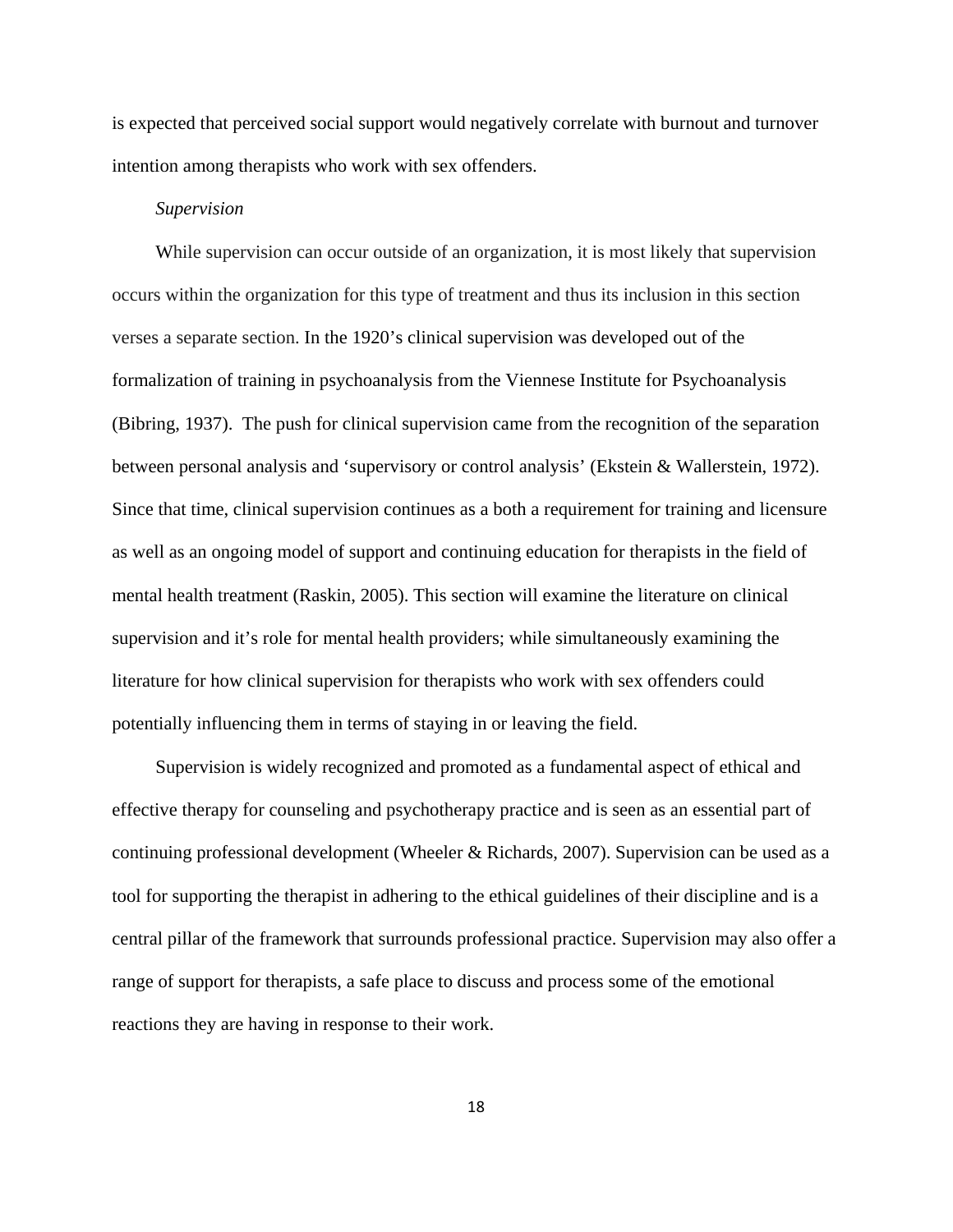is expected that perceived social support would negatively correlate with burnout and turnover intention among therapists who work with sex offenders.

*Supervision*

While supervision can occur outside of an organization, it is most likely that supervision occurs within the organization for this type of treatment and thus its inclusion in this section verses a separate section. In the 1920's clinical supervision was developed out of the formalization of training in psychoanalysis from the Viennese Institute for Psychoanalysis (Bibring, 1937). The push for clinical supervision came from the recognition of the separation between personal analysis and 'supervisory or control analysis' (Ekstein & Wallerstein, 1972). Since that time, clinical supervision continues as a both a requirement for training and licensure as well as an ongoing model of support and continuing education for therapists in the field of mental health treatment (Raskin, 2005). This section will examine the literature on clinical supervision and it's role for mental health providers; while simultaneously examining the literature for how clinical supervision for therapists who work with sex offenders could potentially influencing them in terms of staying in or leaving the field.

Supervision is widely recognized and promoted as a fundamental aspect of ethical and effective therapy for counseling and psychotherapy practice and is seen as an essential part of continuing professional development (Wheeler & Richards, 2007). Supervision can be used as a tool for supporting the therapist in adhering to the ethical guidelines of their discipline and is a central pillar of the framework that surrounds professional practice. Supervision may also offer a range of support for therapists, a safe place to discuss and process some of the emotional reactions they are having in response to their work.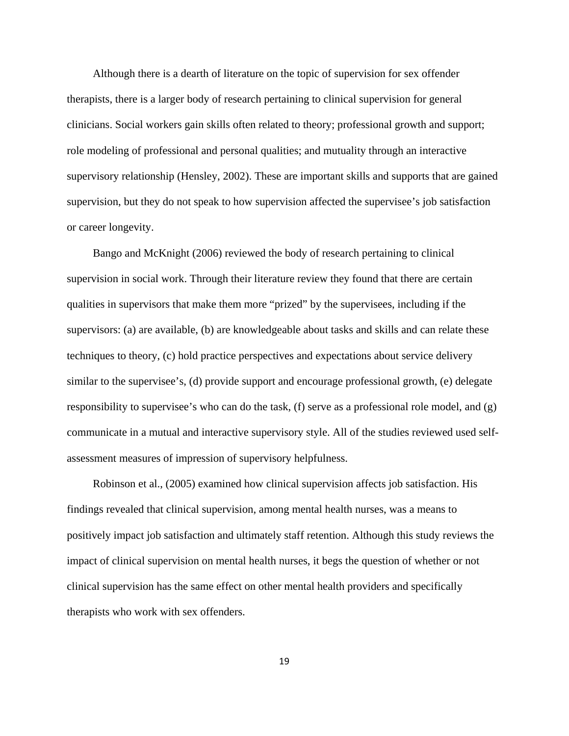Although there is a dearth of literature on the topic of supervision for sex offender therapists, there is a larger body of research pertaining to clinical supervision for general clinicians. Social workers gain skills often related to theory; professional growth and support; role modeling of professional and personal qualities; and mutuality through an interactive supervisory relationship (Hensley, 2002). These are important skills and supports that are gained supervision, but they do not speak to how supervision affected the supervisee's job satisfaction or career longevity.

Bango and McKnight (2006) reviewed the body of research pertaining to clinical supervision in social work. Through their literature review they found that there are certain qualities in supervisors that make them more "prized" by the supervisees, including if the supervisors: (a) are available, (b) are knowledgeable about tasks and skills and can relate these techniques to theory, (c) hold practice perspectives and expectations about service delivery similar to the supervisee's, (d) provide support and encourage professional growth, (e) delegate responsibility to supervisee's who can do the task, (f) serve as a professional role model, and (g) communicate in a mutual and interactive supervisory style. All of the studies reviewed used self-assessment measures of impression of supervisory helpfulness.

Robinson et al., (2005) examined how clinical supervision affects job satisfaction. His findings revealed that clinical supervision, among mental health nurses, was a means to positively impact job satisfaction and ultimately staff retention. Although this study reviews the impact of clinical supervision on mental health nurses, it begs the question of whether or not clinical supervision has the same effect on other mental health providers and specifically therapists who work with sex offenders.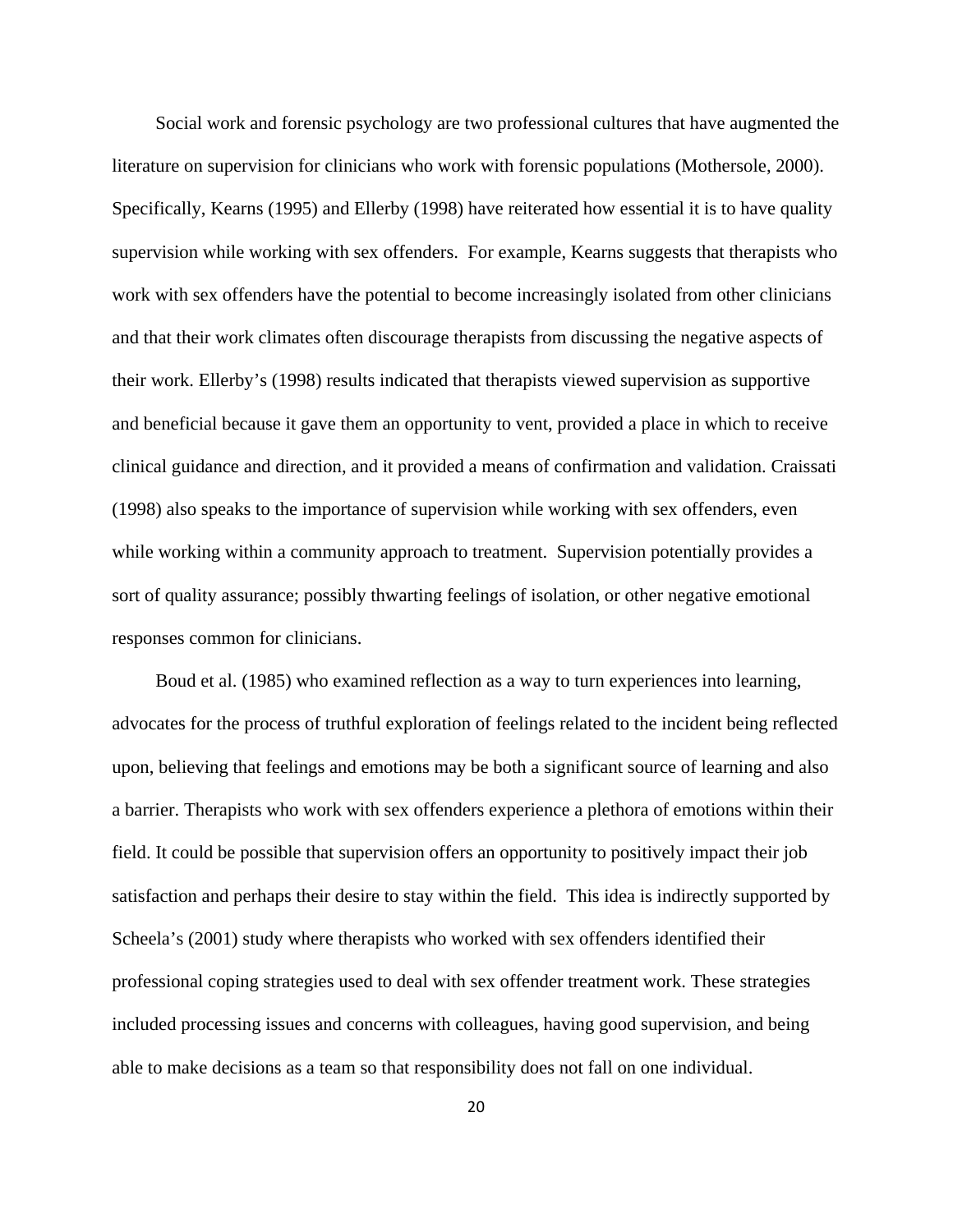Social work and forensic psychology are two professional cultures that have augmented the literature on supervision for clinicians who work with forensic populations (Mothersole, 2000). Specifically, Kearns (1995) and Ellerby (1998) have reiterated how essential it is to have quality supervision while working with sex offenders. For example, Kearns suggests that therapists who work with sex offenders have the potential to become increasingly isolated from other clinicians and that their work climates often discourage therapists from discussing the negative aspects of their work. Ellerby's (1998) results indicated that therapists viewed supervision as supportive and beneficial because it gave them an opportunity to vent, provided a place in which to receive clinical guidance and direction, and it provided a means of confirmation and validation. Craissati (1998) also speaks to the importance of supervision while working with sex offenders, even while working within a community approach to treatment. Supervision potentially provides a sort of quality assurance; possibly thwarting feelings of isolation, or other negative emotional responses common for clinicians.

Boud et al. (1985) who examined reflection as a way to turn experiences into learning, advocates for the process of truthful exploration of feelings related to the incident being reflected upon, believing that feelings and emotions may be both a significant source of learning and also a barrier. Therapists who work with sex offenders experience a plethora of emotions within their field. It could be possible that supervision offers an opportunity to positively impact their job satisfaction and perhaps their desire to stay within the field. This idea is indirectly supported by Scheela's (2001) study where therapists who worked with sex offenders identified their professional coping strategies used to deal with sex offender treatment work. These strategies included processing issues and concerns with colleagues, having good supervision, and being able to make decisions as a team so that responsibility does not fall on one individual.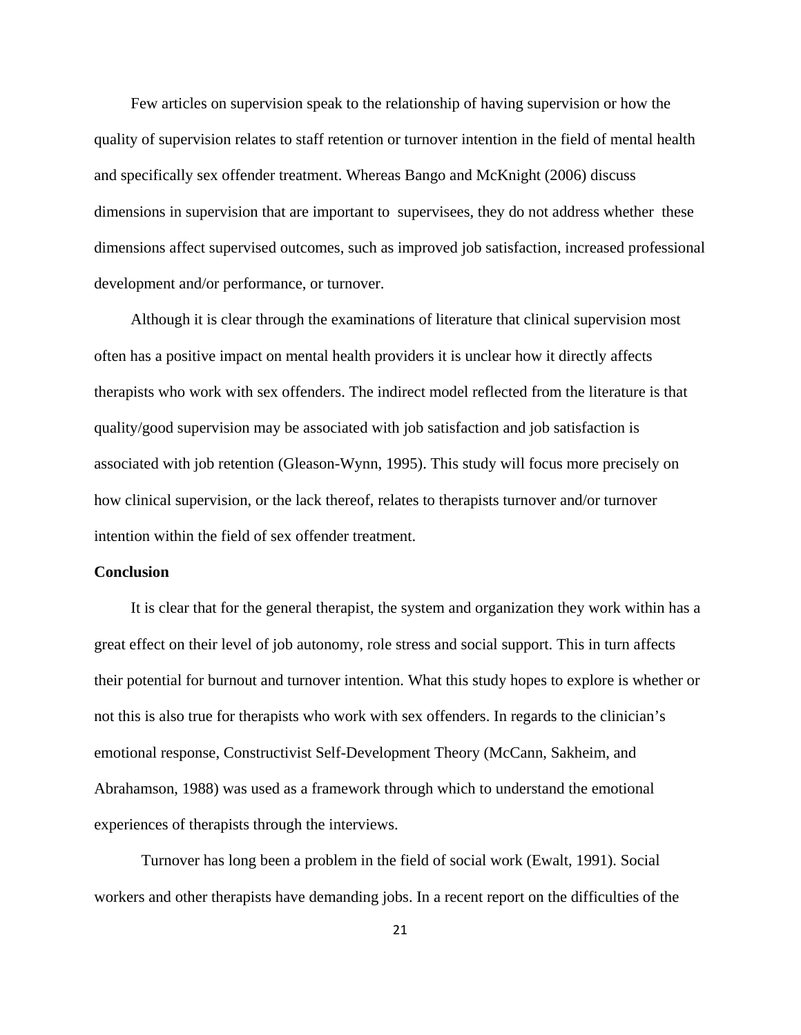Few articles on supervision speak to the relationship of having supervision or how the quality of supervision relates to staff retention or turnover intention in the field of mental health and specifically sex offender treatment. Whereas Bango and McKnight (2006) discuss dimensions in supervision that are important to supervisees, they do not address whether these dimensions affect supervised outcomes, such as improved job satisfaction, increased professional development and/or performance, or turnover.

Although it is clear through the examinations of literature that clinical supervision most often has a positive impact on mental health providers it is unclear how it directly affects therapists who work with sex offenders. The indirect model reflected from the literature is that quality/good supervision may be associated with job satisfaction and job satisfaction is associated with job retention (Gleason-Wynn, 1995). This study will focus more precisely on how clinical supervision, or the lack thereof, relates to therapists turnover and/or turnover intention within the field of sex offender treatment.

**Conclusion**

It is clear that for the general therapist, the system and organization they work within has a great effect on their level of job autonomy, role stress and social support. This in turn affects their potential for burnout and turnover intention. What this study hopes to explore is whether or not this is also true for therapists who work with sex offenders. In regards to the clinician's emotional response, Constructivist Self-Development Theory (McCann, Sakheim, and Abrahamson, 1988) was used as a framework through which to understand the emotional experiences of therapists through the interviews.

Turnover has long been a problem in the field of social work (Ewalt, 1991). Social workers and other therapists have demanding jobs. In a recent report on the difficulties of the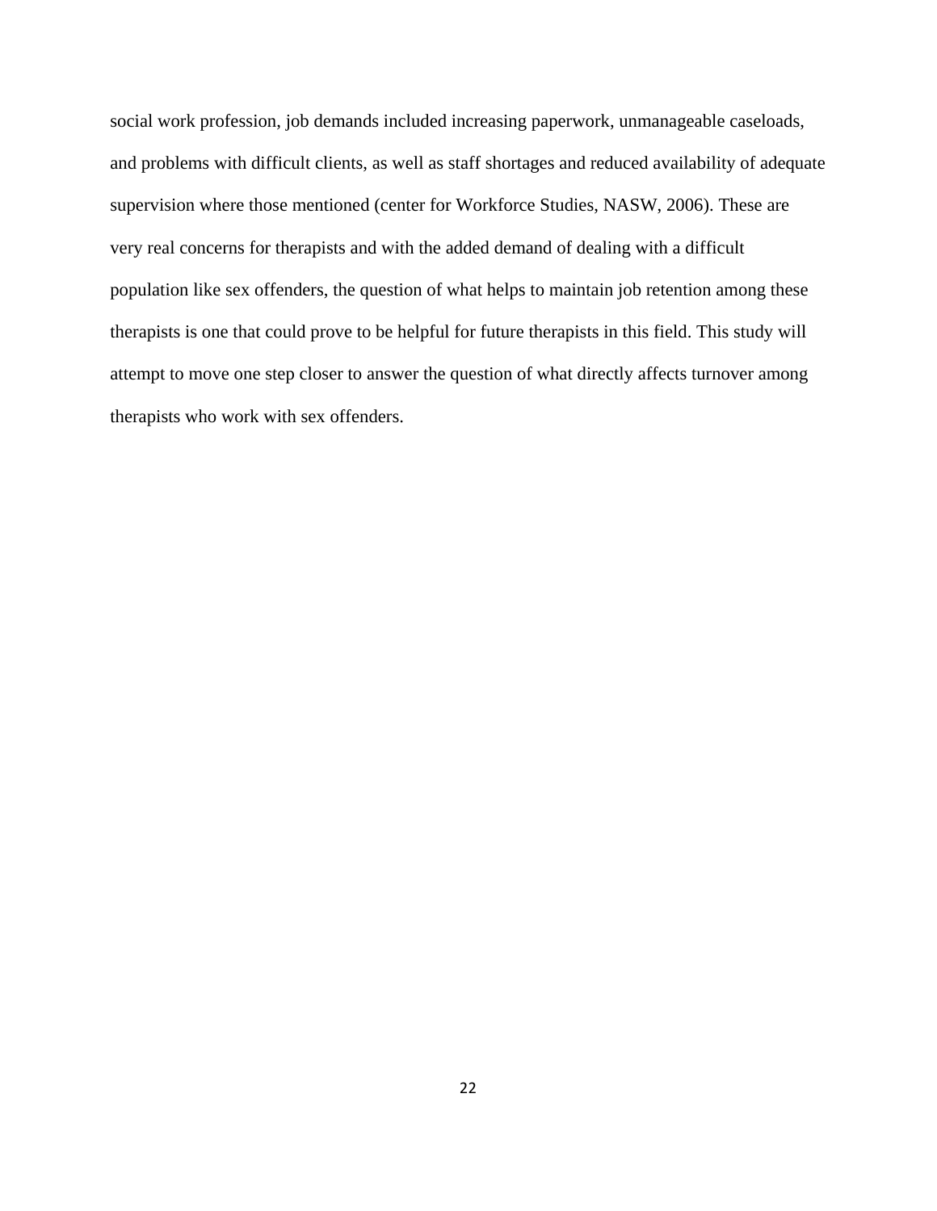social work profession, job demands included increasing paperwork, unmanageable caseloads, and problems with difficult clients, as well as staff shortages and reduced availability of adequate supervision where those mentioned (center for Workforce Studies, NASW, 2006). These are very real concerns for therapists and with the added demand of dealing with a difficult population like sex offenders, the question of what helps to maintain job retention among these therapists is one that could prove to be helpful for future therapists in this field. This study will attempt to move one step closer to answer the question of what directly affects turnover among therapists who work with sex offenders.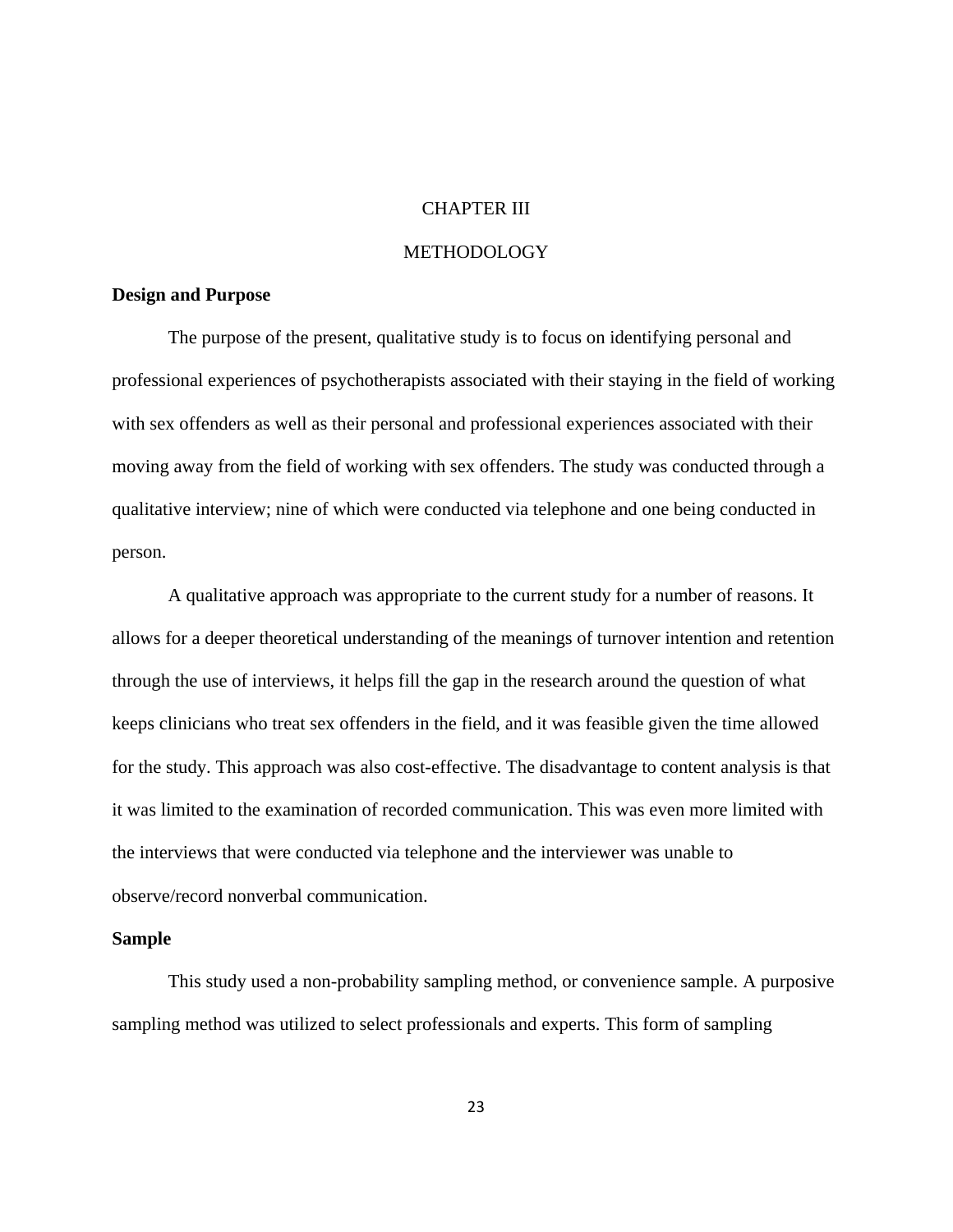# CHAPTER III

# METHODOLOGY

**Design and Purpose**

The purpose of the present, qualitative study is to focus on identifying personal and professional experiences of psychotherapists associated with their staying in the field of working with sex offenders as well as their personal and professional experiences associated with their moving away from the field of working with sex offenders. The study was conducted through a qualitative interview; nine of which were conducted via telephone and one being conducted in person.

A qualitative approach was appropriate to the current study for a number of reasons. It allows for a deeper theoretical understanding of the meanings of turnover intention and retention through the use of interviews, it helps fill the gap in the research around the question of what keeps clinicians who treat sex offenders in the field, and it was feasible given the time allowed for the study. This approach was also cost-effective. The disadvantage to content analysis is that it was limited to the examination of recorded communication. This was even more limited with the interviews that were conducted via telephone and the interviewer was unable to observe/record nonverbal communication.

**Sample**

This study used a non-probability sampling method, or convenience sample. A purposive sampling method was utilized to select professionals and experts. This form of sampling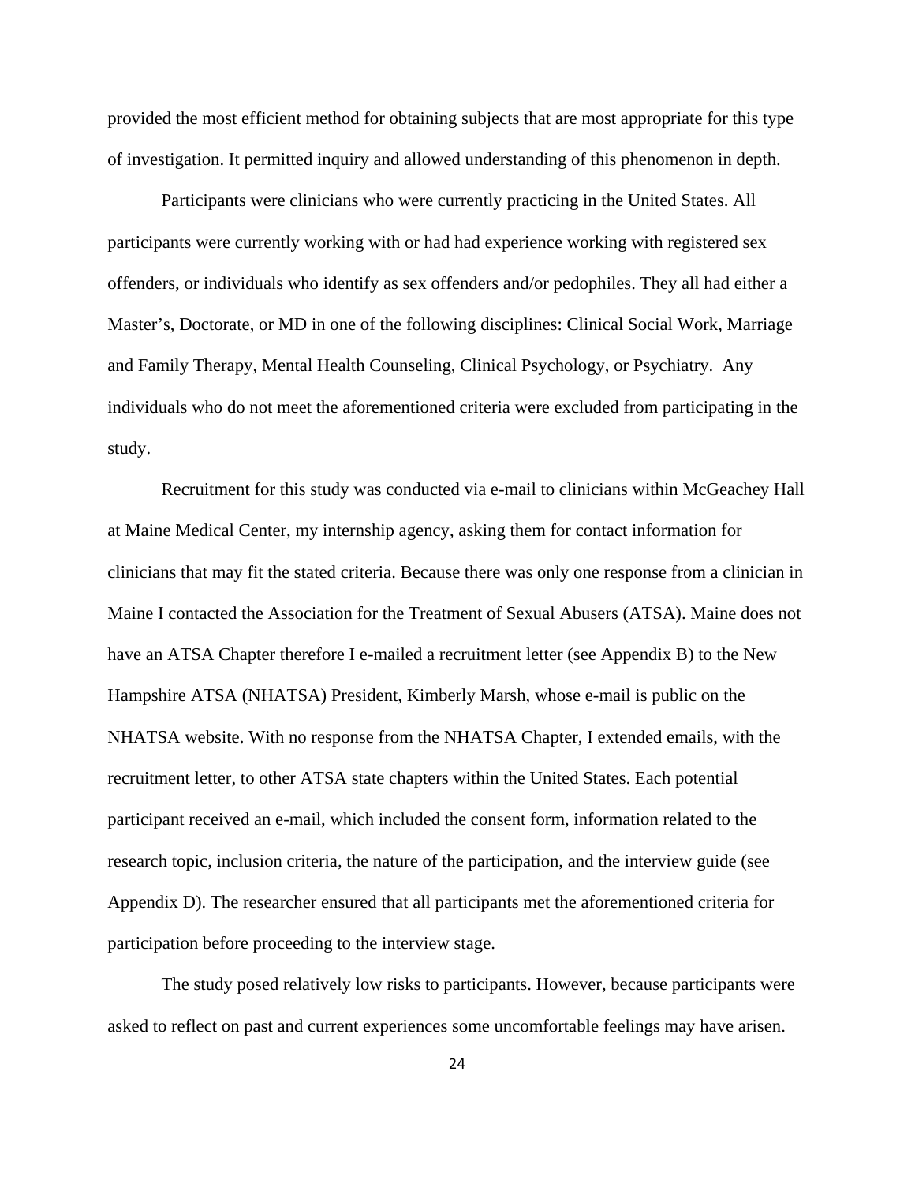provided the most efficient method for obtaining subjects that are most appropriate for this type of investigation. It permitted inquiry and allowed understanding of this phenomenon in depth.

Participants were clinicians who were currently practicing in the United States. All participants were currently working with or had had experience working with registered sex offenders, or individuals who identify as sex offenders and/or pedophiles. They all had either a Master's, Doctorate, or MD in one of the following disciplines: Clinical Social Work, Marriage and Family Therapy, Mental Health Counseling, Clinical Psychology, or Psychiatry. Any individuals who do not meet the aforementioned criteria were excluded from participating in the study.

Recruitment for this study was conducted via e-mail to clinicians within McGeachey Hall at Maine Medical Center, my internship agency, asking them for contact information for clinicians that may fit the stated criteria. Because there was only one response from a clinician in Maine I contacted the Association for the Treatment of Sexual Abusers (ATSA). Maine does not have an ATSA Chapter therefore I e-mailed a recruitment letter (see Appendix B) to the New Hampshire ATSA (NHATSA) President, Kimberly Marsh, whose e-mail is public on the NHATSA website. With no response from the NHATSA Chapter, I extended emails, with the recruitment letter, to other ATSA state chapters within the United States. Each potential participant received an e-mail, which included the consent form, information related to the research topic, inclusion criteria, the nature of the participation, and the interview guide (see Appendix D). The researcher ensured that all participants met the aforementioned criteria for participation before proceeding to the interview stage.

The study posed relatively low risks to participants. However, because participants were asked to reflect on past and current experiences some uncomfortable feelings may have arisen.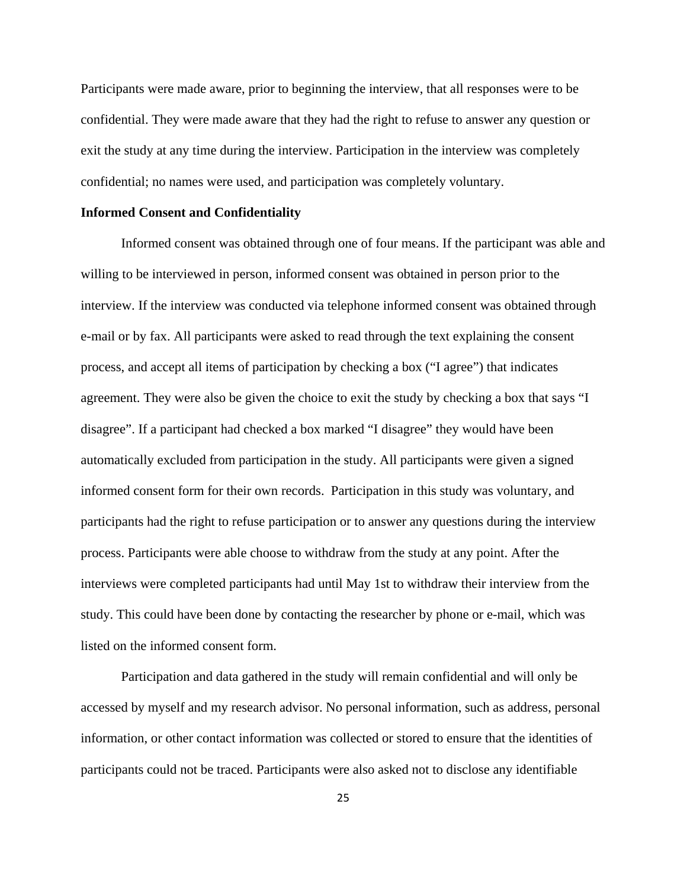Participants were made aware, prior to beginning the interview, that all responses were to be confidential. They were made aware that they had the right to refuse to answer any question or exit the study at any time during the interview. Participation in the interview was completely confidential; no names were used, and participation was completely voluntary.

**Informed Consent and Confidentiality**

Informed consent was obtained through one of four means. If the participant was able and willing to be interviewed in person, informed consent was obtained in person prior to the interview. If the interview was conducted via telephone informed consent was obtained through e-mail or by fax. All participants were asked to read through the text explaining the consent process, and accept all items of participation by checking a box ("I agree") that indicates agreement. They were also be given the choice to exit the study by checking a box that says "I disagree". If a participant had checked a box marked "I disagree" they would have been automatically excluded from participation in the study. All participants were given a signed informed consent form for their own records. Participation in this study was voluntary, and participants had the right to refuse participation or to answer any questions during the interview process. Participants were able choose to withdraw from the study at any point. After the interviews were completed participants had until May 1st to withdraw their interview from the study. This could have been done by contacting the researcher by phone or e-mail, which was listed on the informed consent form.

Participation and data gathered in the study will remain confidential and will only be accessed by myself and my research advisor. No personal information, such as address, personal information, or other contact information was collected or stored to ensure that the identities of participants could not be traced. Participants were also asked not to disclose any identifiable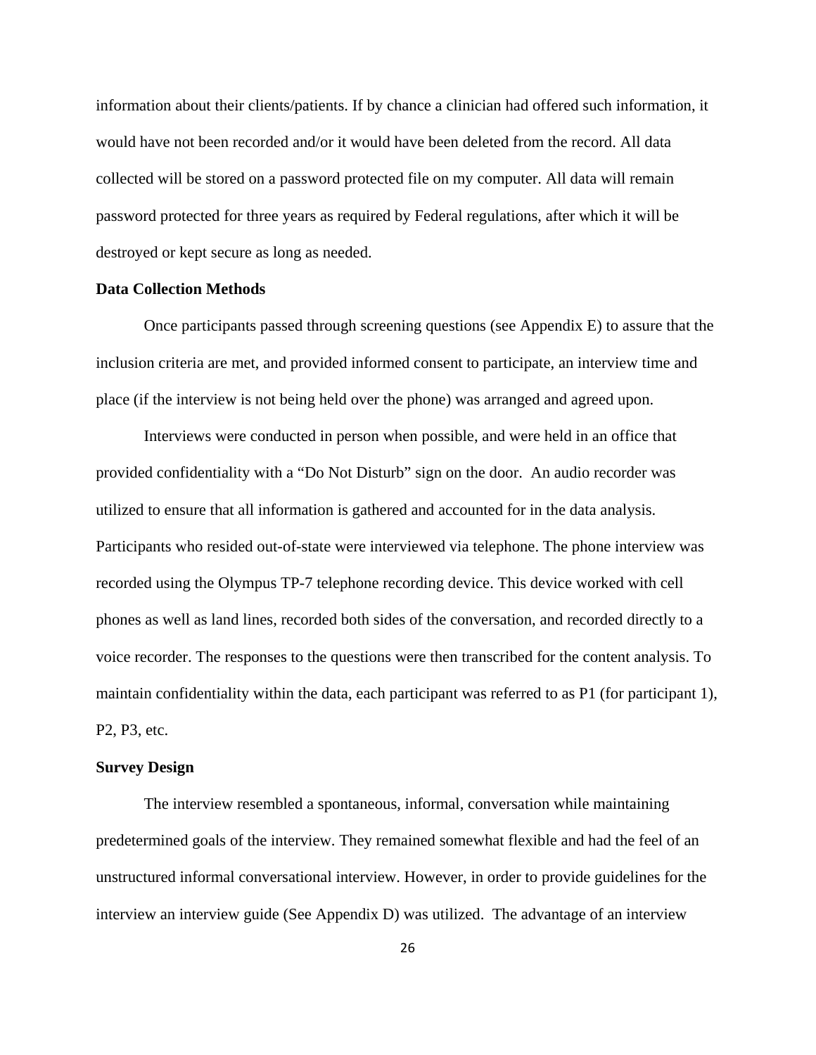information about their clients/patients. If by chance a clinician had offered such information, it would have not been recorded and/or it would have been deleted from the record. All data collected will be stored on a password protected file on my computer. All data will remain password protected for three years as required by Federal regulations, after which it will be destroyed or kept secure as long as needed.

**Data Collection Methods**

Once participants passed through screening questions (see Appendix E) to assure that the inclusion criteria are met, and provided informed consent to participate, an interview time and place (if the interview is not being held over the phone) was arranged and agreed upon.

Interviews were conducted in person when possible, and were held in an office that provided confidentiality with a "Do Not Disturb" sign on the door. An audio recorder was utilized to ensure that all information is gathered and accounted for in the data analysis. Participants who resided out-of-state were interviewed via telephone. The phone interview was recorded using the Olympus TP-7 telephone recording device. This device worked with cell phones as well as land lines, recorded both sides of the conversation, and recorded directly to a voice recorder. The responses to the questions were then transcribed for the content analysis. To maintain confidentiality within the data, each participant was referred to as P1 (for participant 1), P2, P3, etc.

**Survey Design**

The interview resembled a spontaneous, informal, conversation while maintaining predetermined goals of the interview. They remained somewhat flexible and had the feel of an unstructured informal conversational interview. However, in order to provide guidelines for the interview an interview guide (See Appendix D) was utilized. The advantage of an interview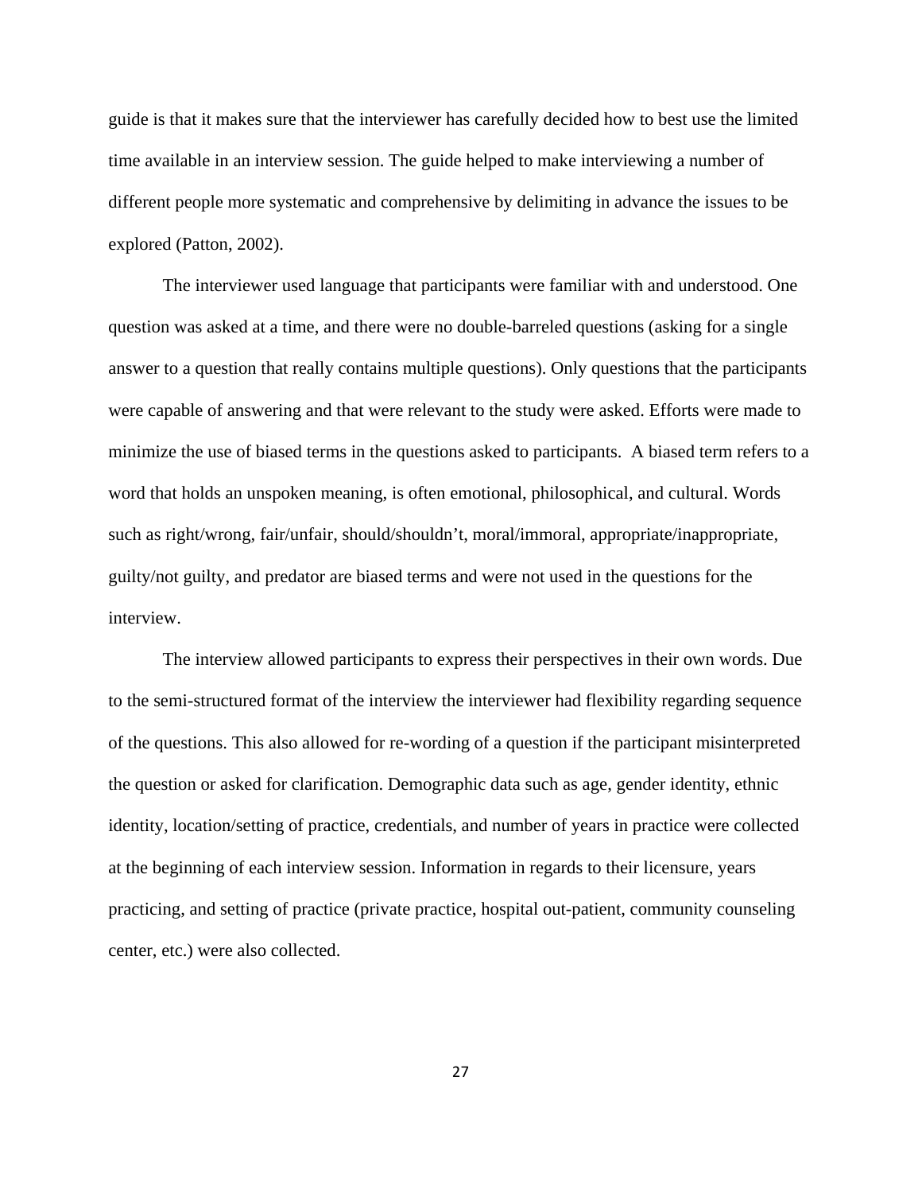guide is that it makes sure that the interviewer has carefully decided how to best use the limited time available in an interview session. The guide helped to make interviewing a number of different people more systematic and comprehensive by delimiting in advance the issues to be explored (Patton, 2002).

The interviewer used language that participants were familiar with and understood. One question was asked at a time, and there were no double-barreled questions (asking for a single answer to a question that really contains multiple questions). Only questions that the participants were capable of answering and that were relevant to the study were asked. Efforts were made to minimize the use of biased terms in the questions asked to participants.  A biased term refers to a word that holds an unspoken meaning, is often emotional, philosophical, and cultural. Words such as right/wrong, fair/unfair, should/shouldn't, moral/immoral, appropriate/inappropriate, guilty/not guilty, and predator are biased terms and were not used in the questions for the interview.

The interview allowed participants to express their perspectives in their own words. Due to the semi-structured format of the interview the interviewer had flexibility regarding sequence of the questions. This also allowed for re-wording of a question if the participant misinterpreted the question or asked for clarification. Demographic data such as age, gender identity, ethnic identity, location/setting of practice, credentials, and number of years in practice were collected at the beginning of each interview session. Information in regards to their licensure, years practicing, and setting of practice (private practice, hospital out-patient, community counseling center, etc.) were also collected.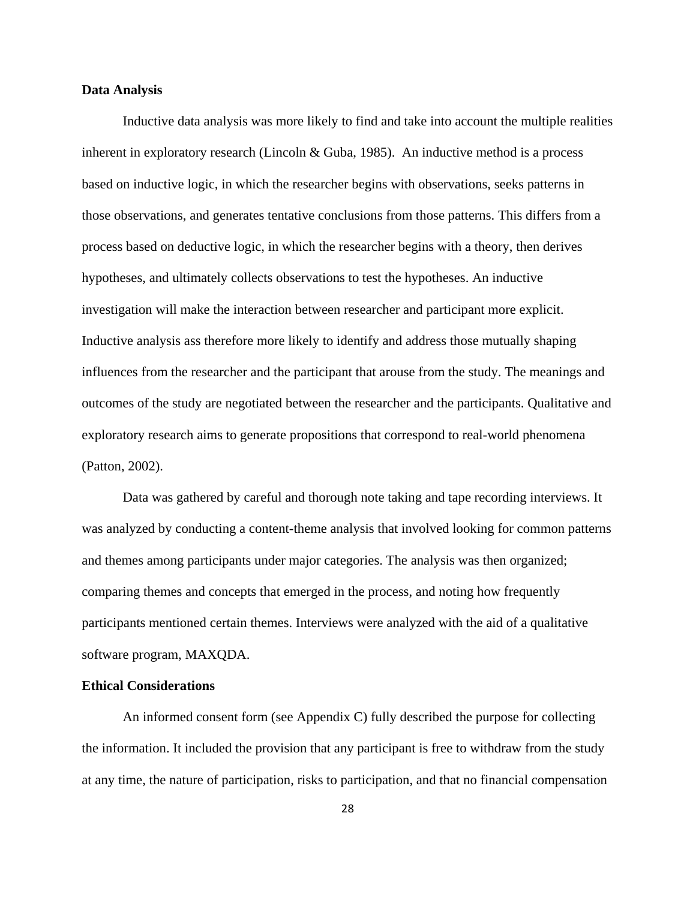**Data Analysis**

Inductive data analysis was more likely to find and take into account the multiple realities inherent in exploratory research (Lincoln & Guba, 1985). An inductive method is a process based on inductive logic, in which the researcher begins with observations, seeks patterns in those observations, and generates tentative conclusions from those patterns. This differs from a process based on deductive logic, in which the researcher begins with a theory, then derives hypotheses, and ultimately collects observations to test the hypotheses. An inductive investigation will make the interaction between researcher and participant more explicit. Inductive analysis ass therefore more likely to identify and address those mutually shaping influences from the researcher and the participant that arouse from the study. The meanings and outcomes of the study are negotiated between the researcher and the participants. Qualitative and exploratory research aims to generate propositions that correspond to real-world phenomena (Patton, 2002).

Data was gathered by careful and thorough note taking and tape recording interviews. It was analyzed by conducting a content-theme analysis that involved looking for common patterns and themes among participants under major categories. The analysis was then organized; comparing themes and concepts that emerged in the process, and noting how frequently participants mentioned certain themes. Interviews were analyzed with the aid of a qualitative software program, MAXQDA.

**Ethical Considerations**

An informed consent form (see Appendix C) fully described the purpose for collecting the information. It included the provision that any participant is free to withdraw from the study at any time, the nature of participation, risks to participation, and that no financial compensation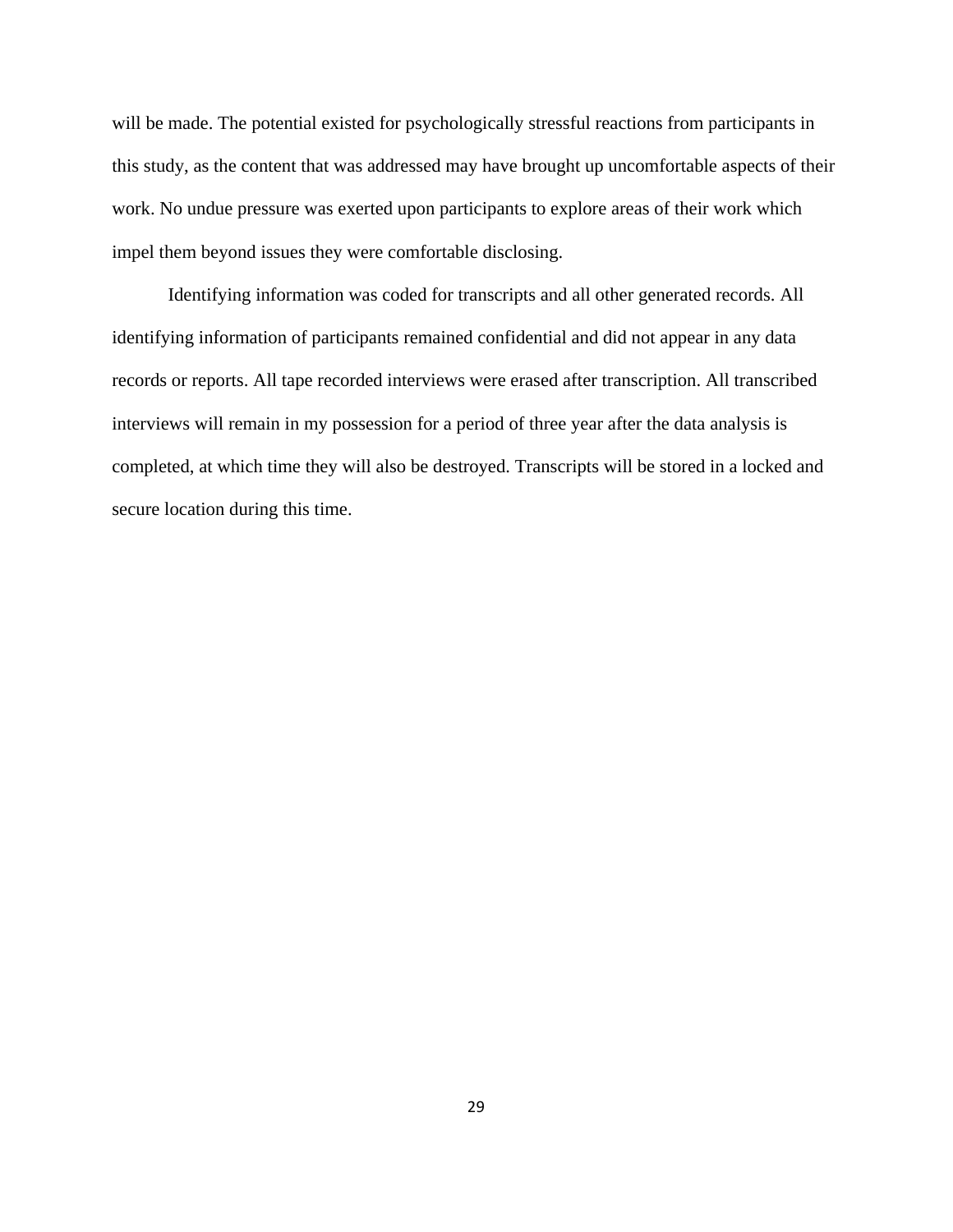will be made. The potential existed for psychologically stressful reactions from participants in this study, as the content that was addressed may have brought up uncomfortable aspects of their work. No undue pressure was exerted upon participants to explore areas of their work which impel them beyond issues they were comfortable disclosing.

Identifying information was coded for transcripts and all other generated records. All identifying information of participants remained confidential and did not appear in any data records or reports. All tape recorded interviews were erased after transcription. All transcribed interviews will remain in my possession for a period of three year after the data analysis is completed, at which time they will also be destroyed. Transcripts will be stored in a locked and secure location during this time.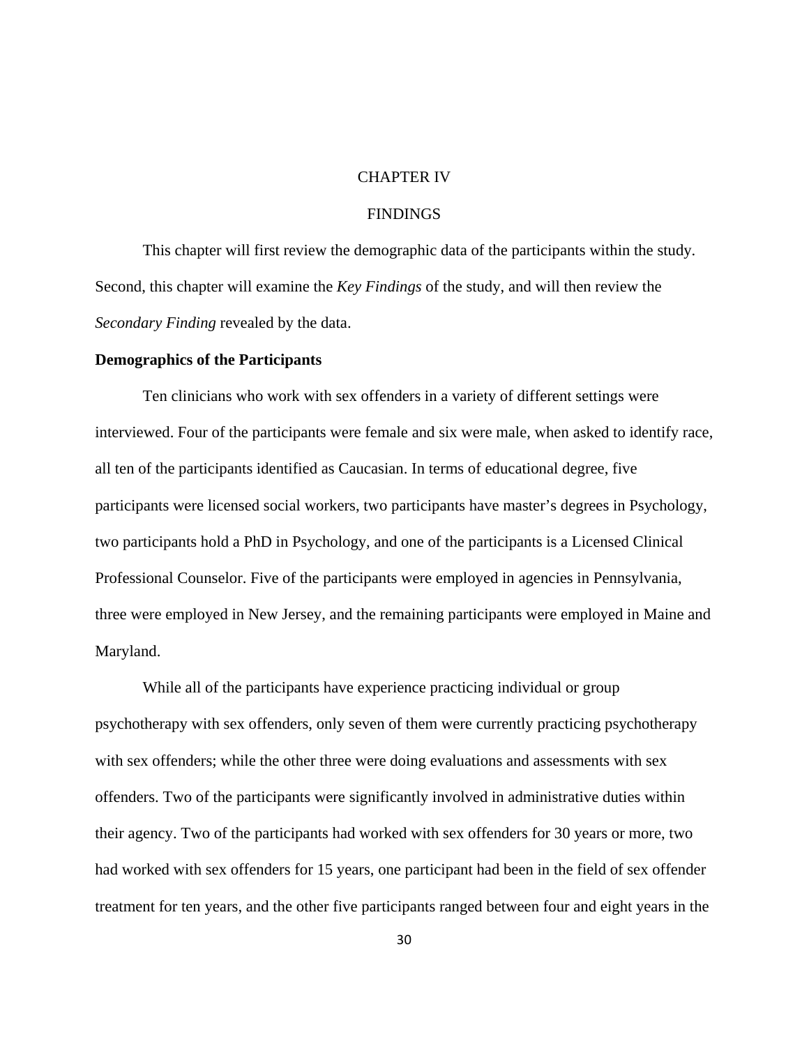# CHAPTER IV

# FINDINGS

This chapter will first review the demographic data of the participants within the study. Second, this chapter will examine the *Key Findings* of the study, and will then review the *Secondary Finding* revealed by the data.

## Demographics of the Participants

Ten clinicians who work with sex offenders in a variety of different settings were interviewed. Four of the participants were female and six were male, when asked to identify race, all ten of the participants identified as Caucasian. In terms of educational degree, five participants were licensed social workers, two participants have master's degrees in Psychology, two participants hold a PhD in Psychology, and one of the participants is a Licensed Clinical Professional Counselor. Five of the participants were employed in agencies in Pennsylvania, three were employed in New Jersey, and the remaining participants were employed in Maine and Maryland.

While all of the participants have experience practicing individual or group psychotherapy with sex offenders, only seven of them were currently practicing psychotherapy with sex offenders; while the other three were doing evaluations and assessments with sex offenders. Two of the participants were significantly involved in administrative duties within their agency. Two of the participants had worked with sex offenders for 30 years or more, two had worked with sex offenders for 15 years, one participant had been in the field of sex offender treatment for ten years, and the other five participants ranged between four and eight years in the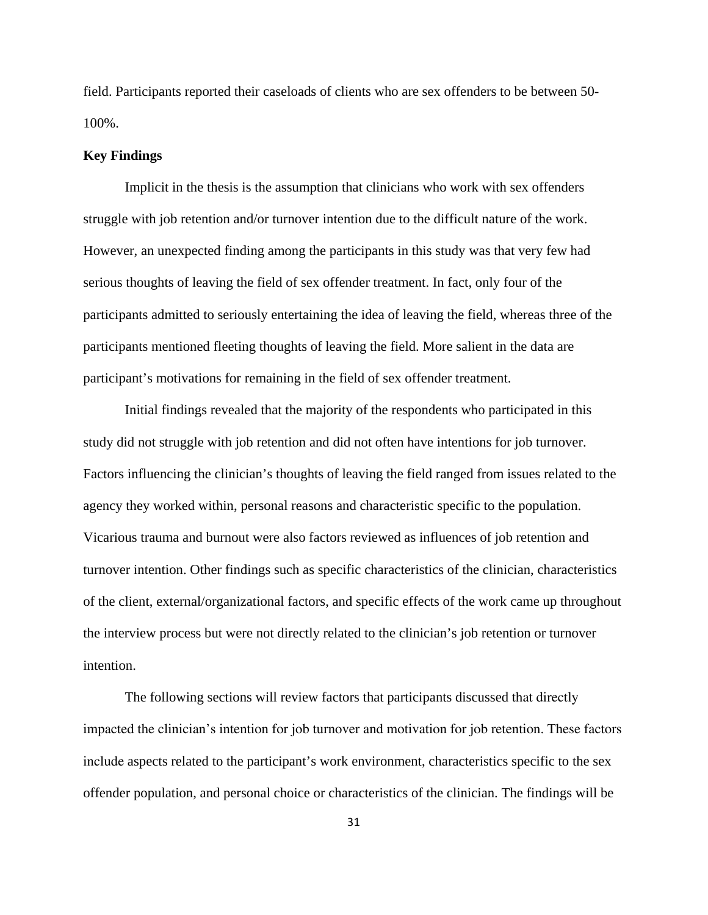field. Participants reported their caseloads of clients who are sex offenders to be between 50-100%.

**Key Findings**

Implicit in the thesis is the assumption that clinicians who work with sex offenders struggle with job retention and/or turnover intention due to the difficult nature of the work. However, an unexpected finding among the participants in this study was that very few had serious thoughts of leaving the field of sex offender treatment. In fact, only four of the participants admitted to seriously entertaining the idea of leaving the field, whereas three of the participants mentioned fleeting thoughts of leaving the field. More salient in the data are participant's motivations for remaining in the field of sex offender treatment.

Initial findings revealed that the majority of the respondents who participated in this study did not struggle with job retention and did not often have intentions for job turnover. Factors influencing the clinician's thoughts of leaving the field ranged from issues related to the agency they worked within, personal reasons and characteristic specific to the population. Vicarious trauma and burnout were also factors reviewed as influences of job retention and turnover intention. Other findings such as specific characteristics of the clinician, characteristics of the client, external/organizational factors, and specific effects of the work came up throughout the interview process but were not directly related to the clinician's job retention or turnover intention.

The following sections will review factors that participants discussed that directly impacted the clinician's intention for job turnover and motivation for job retention. These factors include aspects related to the participant's work environment, characteristics specific to the sex offender population, and personal choice or characteristics of the clinician. The findings will be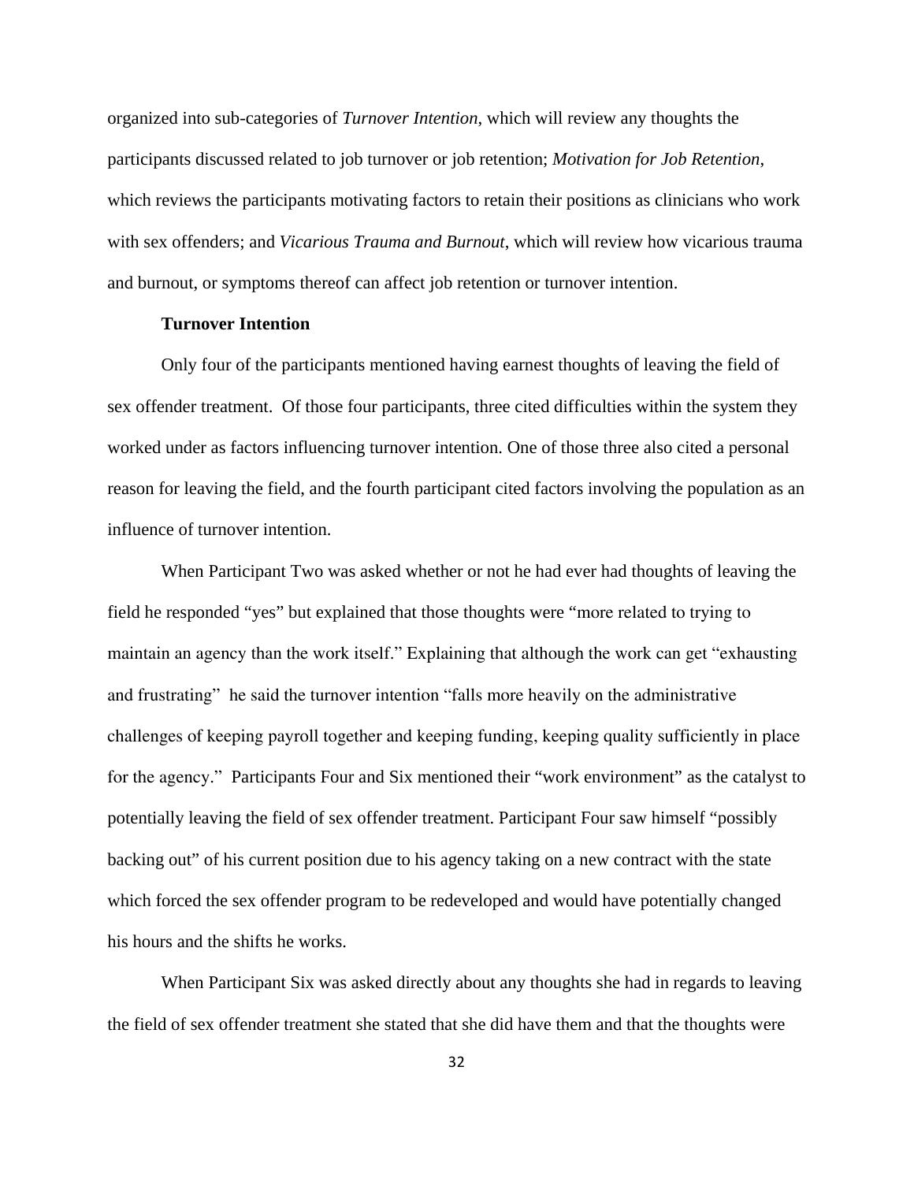organized into sub-categories of *Turnover Intention*, which will review any thoughts the participants discussed related to job turnover or job retention; *Motivation for Job Retention*, which reviews the participants motivating factors to retain their positions as clinicians who work with sex offenders; and *Vicarious Trauma and Burnout*, which will review how vicarious trauma and burnout, or symptoms thereof can affect job retention or turnover intention.

**Turnover Intention**

Only four of the participants mentioned having earnest thoughts of leaving the field of sex offender treatment. Of those four participants, three cited difficulties within the system they worked under as factors influencing turnover intention. One of those three also cited a personal reason for leaving the field, and the fourth participant cited factors involving the population as an influence of turnover intention.

When Participant Two was asked whether or not he had ever had thoughts of leaving the field he responded "yes" but explained that those thoughts were "more related to trying to maintain an agency than the work itself." Explaining that although the work can get "exhausting and frustrating" he said the turnover intention "falls more heavily on the administrative challenges of keeping payroll together and keeping funding, keeping quality sufficiently in place for the agency." Participants Four and Six mentioned their "work environment" as the catalyst to potentially leaving the field of sex offender treatment. Participant Four saw himself "possibly backing out" of his current position due to his agency taking on a new contract with the state which forced the sex offender program to be redeveloped and would have potentially changed his hours and the shifts he works.

When Participant Six was asked directly about any thoughts she had in regards to leaving the field of sex offender treatment she stated that she did have them and that the thoughts were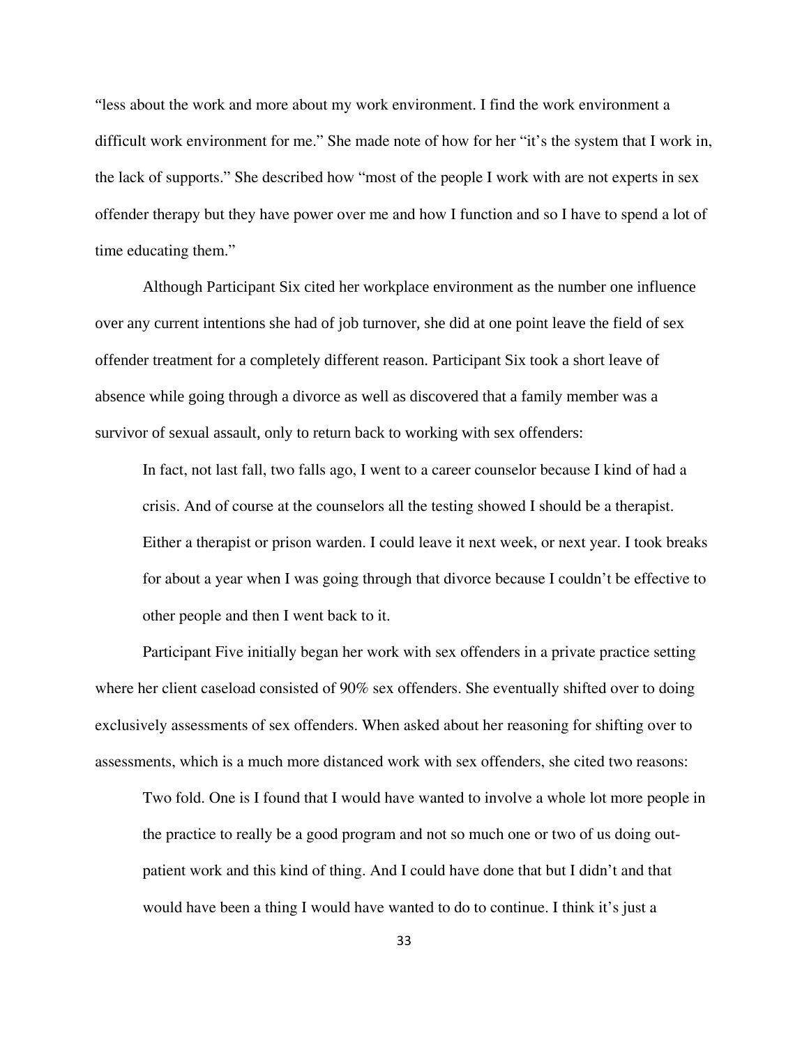"less about the work and more about my work environment. I find the work environment a difficult work environment for me." She made note of how for her "it's the system that I work in, the lack of supports." She described how "most of the people I work with are not experts in sex offender therapy but they have power over me and how I function and so I have to spend a lot of time educating them."

Although Participant Six cited her workplace environment as the number one influence over any current intentions she had of job turnover, she did at one point leave the field of sex offender treatment for a completely different reason. Participant Six took a short leave of absence while going through a divorce as well as discovered that a family member was a survivor of sexual assault, only to return back to working with sex offenders:

> In fact, not last fall, two falls ago, I went to a career counselor because I kind of had a crisis. And of course at the counselors all the testing showed I should be a therapist. Either a therapist or prison warden. I could leave it next week, or next year. I took breaks for about a year when I was going through that divorce because I couldn't be effective to other people and then I went back to it.

Participant Five initially began her work with sex offenders in a private practice setting where her client caseload consisted of 90% sex offenders. She eventually shifted over to doing exclusively assessments of sex offenders. When asked about her reasoning for shifting over to assessments, which is a much more distanced work with sex offenders, she cited two reasons:

> Two fold. One is I found that I would have wanted to involve a whole lot more people in the practice to really be a good program and not so much one or two of us doing out-patient work and this kind of thing. And I could have done that but I didn't and that would have been a thing I would have wanted to do to continue. I think it's just a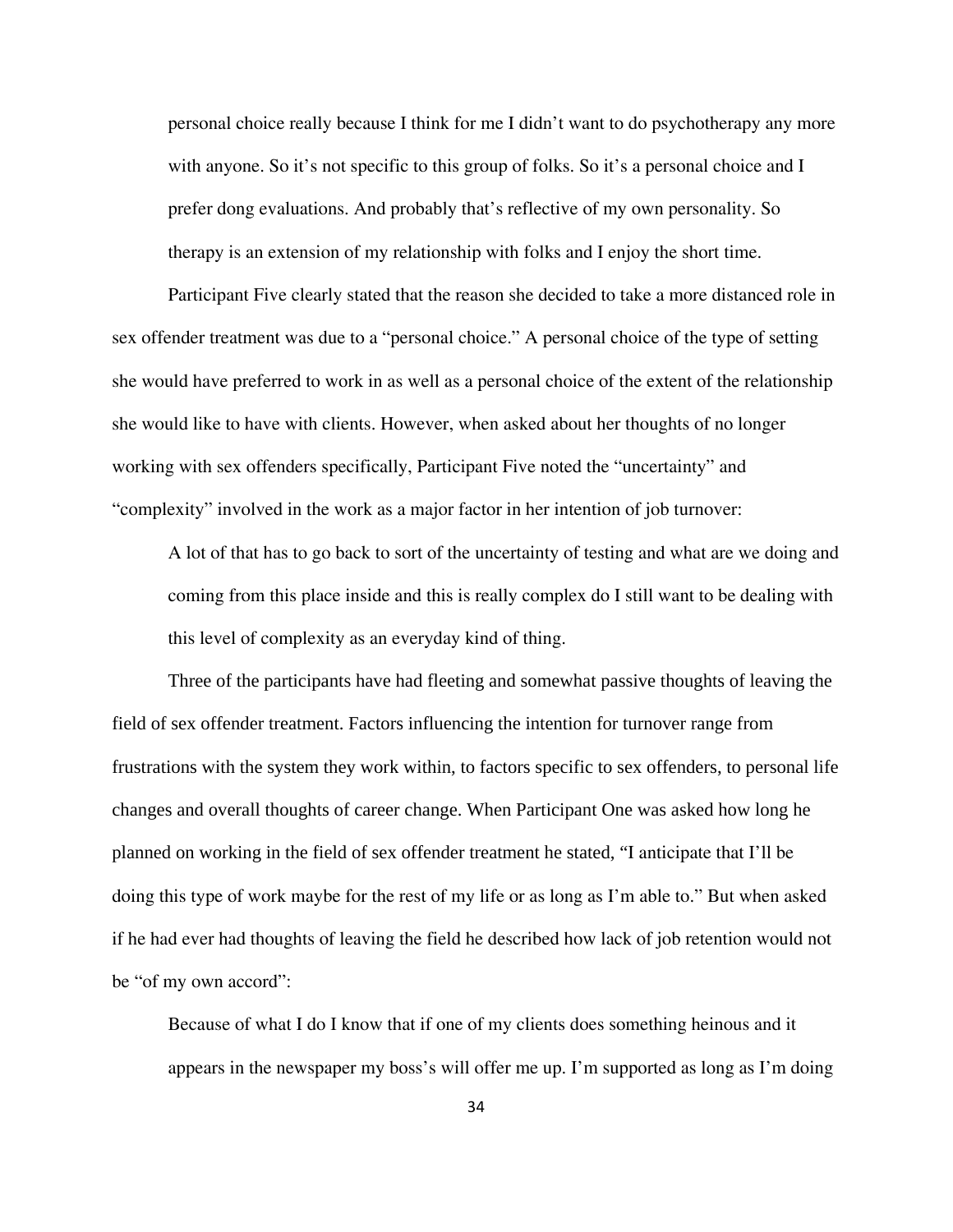> personal choice really because I think for me I didn't want to do psychotherapy any more with anyone. So it's not specific to this group of folks. So it's a personal choice and I prefer dong evaluations. And probably that's reflective of my own personality. So therapy is an extension of my relationship with folks and I enjoy the short time.

Participant Five clearly stated that the reason she decided to take a more distanced role in sex offender treatment was due to a "personal choice." A personal choice of the type of setting she would have preferred to work in as well as a personal choice of the extent of the relationship she would like to have with clients. However, when asked about her thoughts of no longer working with sex offenders specifically, Participant Five noted the "uncertainty" and "complexity" involved in the work as a major factor in her intention of job turnover:

> A lot of that has to go back to sort of the uncertainty of testing and what are we doing and coming from this place inside and this is really complex do I still want to be dealing with this level of complexity as an everyday kind of thing.

Three of the participants have had fleeting and somewhat passive thoughts of leaving the field of sex offender treatment. Factors influencing the intention for turnover range from frustrations with the system they work within, to factors specific to sex offenders, to personal life changes and overall thoughts of career change. When Participant One was asked how long he planned on working in the field of sex offender treatment he stated, "I anticipate that I'll be doing this type of work maybe for the rest of my life or as long as I'm able to." But when asked if he had ever had thoughts of leaving the field he described how lack of job retention would not be "of my own accord":

> Because of what I do I know that if one of my clients does something heinous and it appears in the newspaper my boss's will offer me up. I'm supported as long as I'm doing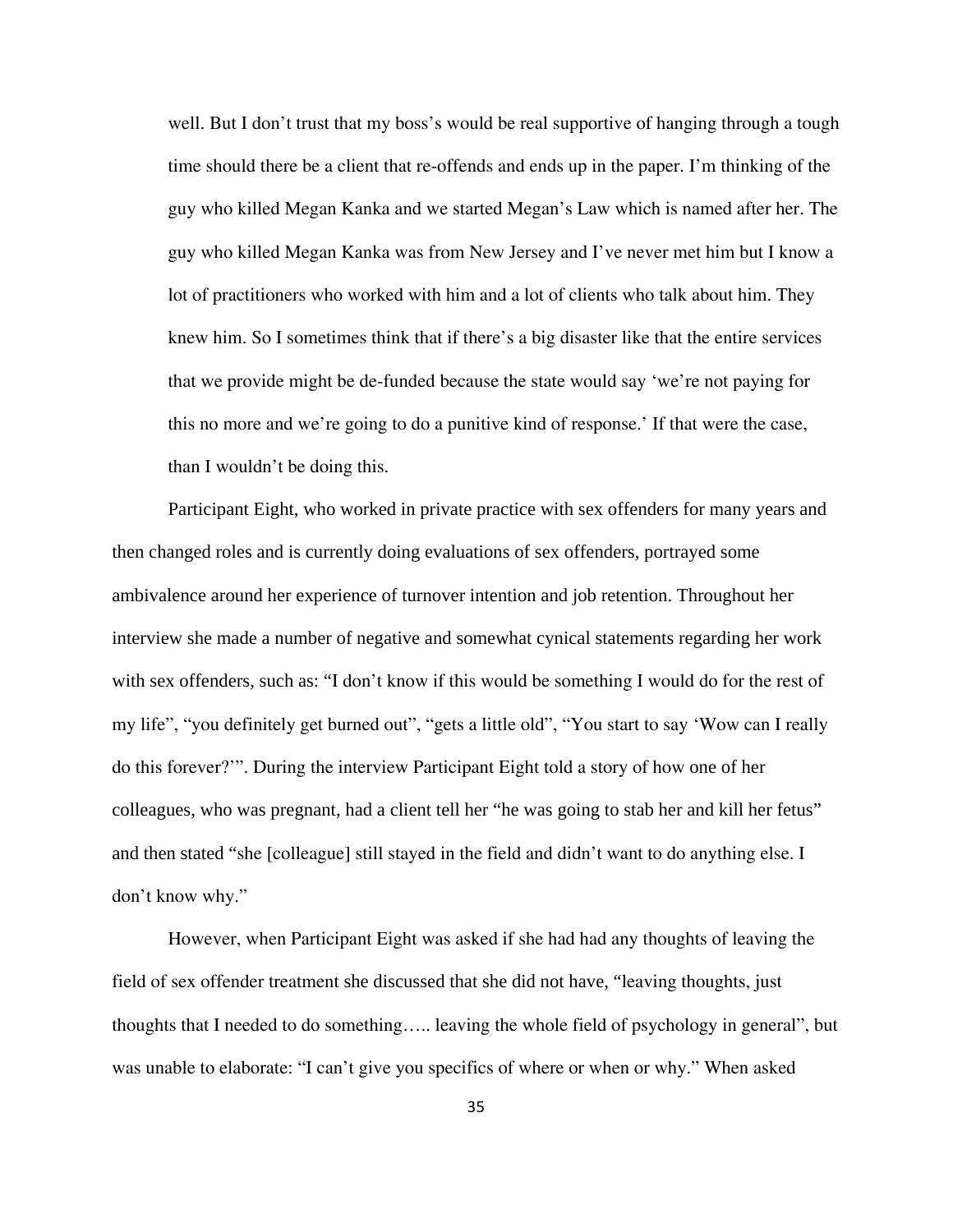> well. But I don't trust that my boss's would be real supportive of hanging through a tough time should there be a client that re-offends and ends up in the paper. I'm thinking of the guy who killed Megan Kanka and we started Megan's Law which is named after her. The guy who killed Megan Kanka was from New Jersey and I've never met him but I know a lot of practitioners who worked with him and a lot of clients who talk about him. They knew him. So I sometimes think that if there's a big disaster like that the entire services that we provide might be de-funded because the state would say 'we're not paying for this no more and we're going to do a punitive kind of response.' If that were the case, than I wouldn't be doing this.

Participant Eight, who worked in private practice with sex offenders for many years and then changed roles and is currently doing evaluations of sex offenders, portrayed some ambivalence around her experience of turnover intention and job retention. Throughout her interview she made a number of negative and somewhat cynical statements regarding her work with sex offenders, such as: "I don't know if this would be something I would do for the rest of my life", "you definitely get burned out", "gets a little old", "You start to say 'Wow can I really do this forever?'". During the interview Participant Eight told a story of how one of her colleagues, who was pregnant, had a client tell her "he was going to stab her and kill her fetus" and then stated "she [colleague] still stayed in the field and didn't want to do anything else. I don't know why."

However, when Participant Eight was asked if she had had any thoughts of leaving the field of sex offender treatment she discussed that she did not have, "leaving thoughts, just thoughts that I needed to do something….. leaving the whole field of psychology in general", but was unable to elaborate: "I can't give you specifics of where or when or why." When asked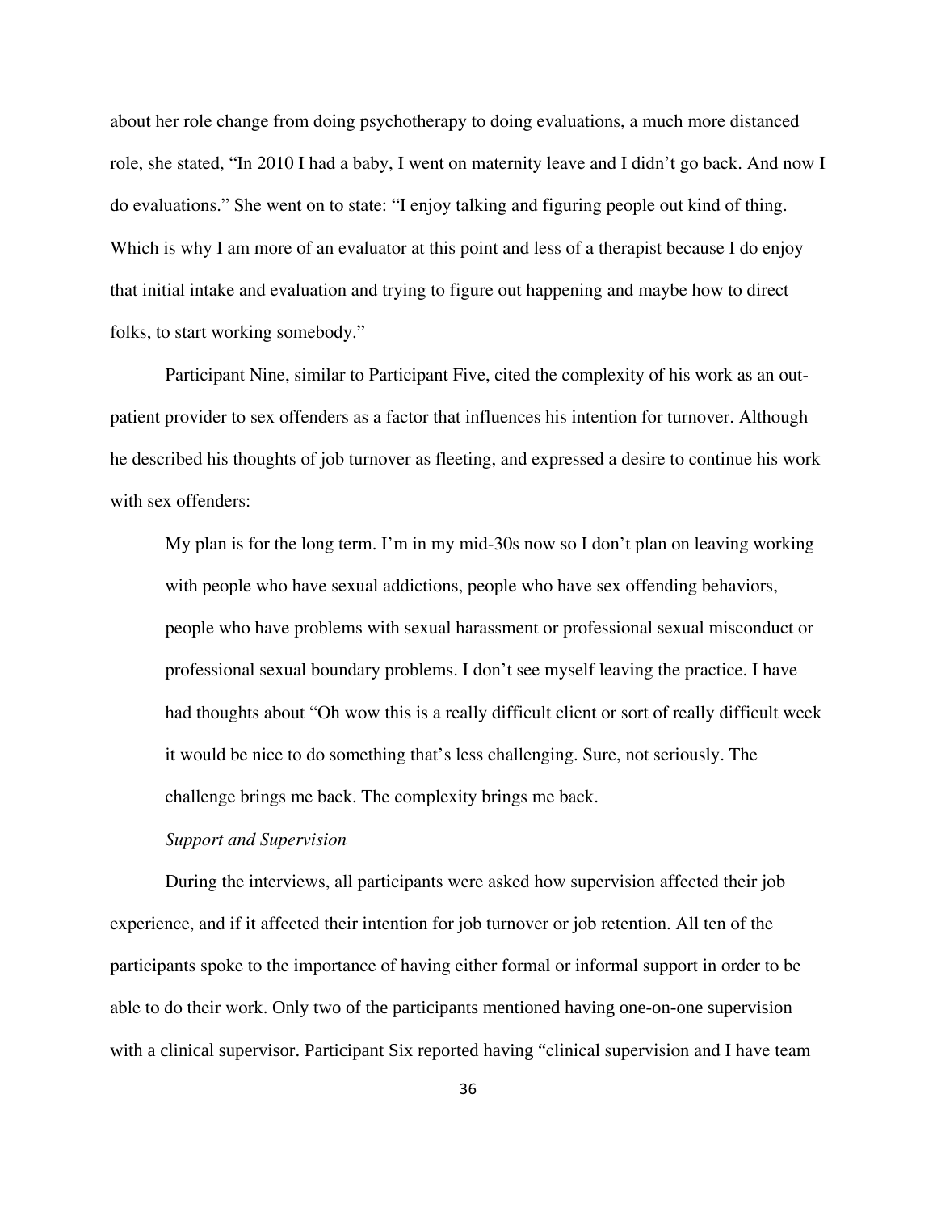about her role change from doing psychotherapy to doing evaluations, a much more distanced role, she stated, “In 2010 I had a baby, I went on maternity leave and I didn’t go back. And now I do evaluations.” She went on to state: “I enjoy talking and figuring people out kind of thing. Which is why I am more of an evaluator at this point and less of a therapist because I do enjoy that initial intake and evaluation and trying to figure out happening and maybe how to direct folks, to start working somebody.”

Participant Nine, similar to Participant Five, cited the complexity of his work as an out-patient provider to sex offenders as a factor that influences his intention for turnover. Although he described his thoughts of job turnover as fleeting, and expressed a desire to continue his work with sex offenders:

> My plan is for the long term. I’m in my mid-30s now so I don’t plan on leaving working with people who have sexual addictions, people who have sex offending behaviors, people who have problems with sexual harassment or professional sexual misconduct or professional sexual boundary problems. I don’t see myself leaving the practice. I have had thoughts about “Oh wow this is a really difficult client or sort of really difficult week it would be nice to do something that’s less challenging. Sure, not seriously. The challenge brings me back. The complexity brings me back.

*Support and Supervision*

During the interviews, all participants were asked how supervision affected their job experience, and if it affected their intention for job turnover or job retention. All ten of the participants spoke to the importance of having either formal or informal support in order to be able to do their work. Only two of the participants mentioned having one-on-one supervision with a clinical supervisor. Participant Six reported having “clinical supervision and I have team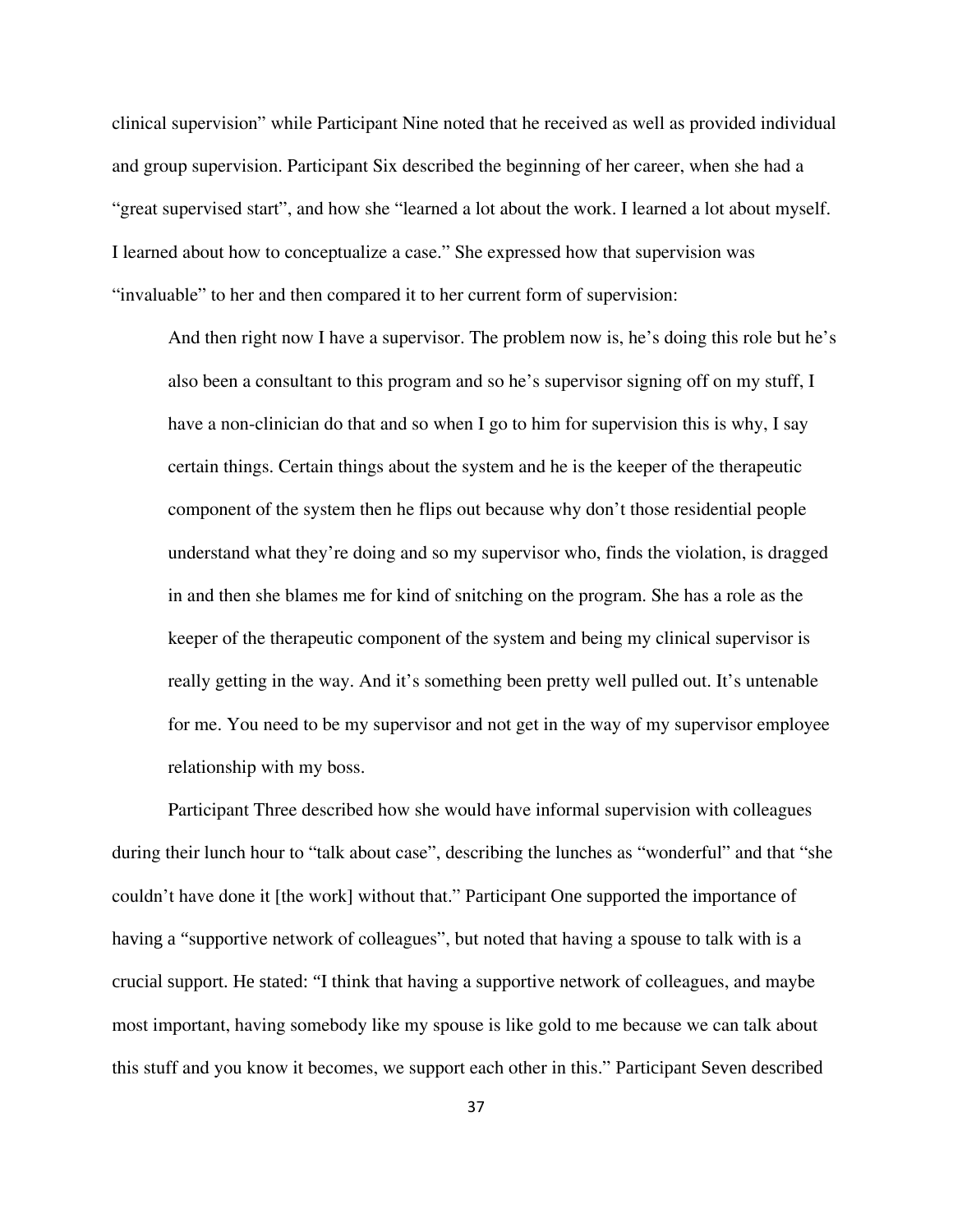clinical supervision" while Participant Nine noted that he received as well as provided individual and group supervision. Participant Six described the beginning of her career, when she had a "great supervised start", and how she "learned a lot about the work. I learned a lot about myself. I learned about how to conceptualize a case." She expressed how that supervision was "invaluable" to her and then compared it to her current form of supervision:

> And then right now I have a supervisor. The problem now is, he's doing this role but he's also been a consultant to this program and so he's supervisor signing off on my stuff, I have a non-clinician do that and so when I go to him for supervision this is why, I say certain things. Certain things about the system and he is the keeper of the therapeutic component of the system then he flips out because why don't those residential people understand what they're doing and so my supervisor who, finds the violation, is dragged in and then she blames me for kind of snitching on the program. She has a role as the keeper of the therapeutic component of the system and being my clinical supervisor is really getting in the way. And it's something been pretty well pulled out. It's untenable for me. You need to be my supervisor and not get in the way of my supervisor employee relationship with my boss.

Participant Three described how she would have informal supervision with colleagues during their lunch hour to "talk about case", describing the lunches as "wonderful" and that "she couldn't have done it [the work] without that." Participant One supported the importance of having a "supportive network of colleagues", but noted that having a spouse to talk with is a crucial support. He stated: "I think that having a supportive network of colleagues, and maybe most important, having somebody like my spouse is like gold to me because we can talk about this stuff and you know it becomes, we support each other in this." Participant Seven described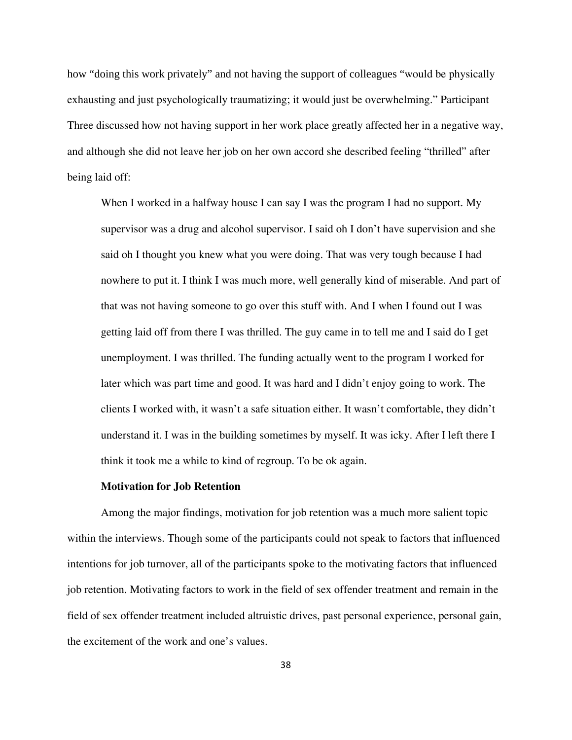how "doing this work privately" and not having the support of colleagues "would be physically exhausting and just psychologically traumatizing; it would just be overwhelming." Participant Three discussed how not having support in her work place greatly affected her in a negative way, and although she did not leave her job on her own accord she described feeling "thrilled" after being laid off:

> When I worked in a halfway house I can say I was the program I had no support. My supervisor was a drug and alcohol supervisor. I said oh I don't have supervision and she said oh I thought you knew what you were doing. That was very tough because I had nowhere to put it. I think I was much more, well generally kind of miserable. And part of that was not having someone to go over this stuff with. And I when I found out I was getting laid off from there I was thrilled. The guy came in to tell me and I said do I get unemployment. I was thrilled. The funding actually went to the program I worked for later which was part time and good. It was hard and I didn't enjoy going to work. The clients I worked with, it wasn't a safe situation either. It wasn't comfortable, they didn't understand it. I was in the building sometimes by myself. It was icky. After I left there I think it took me a while to kind of regroup. To be ok again.

**Motivation for Job Retention**

Among the major findings, motivation for job retention was a much more salient topic within the interviews. Though some of the participants could not speak to factors that influenced intentions for job turnover, all of the participants spoke to the motivating factors that influenced job retention. Motivating factors to work in the field of sex offender treatment and remain in the field of sex offender treatment included altruistic drives, past personal experience, personal gain, the excitement of the work and one's values.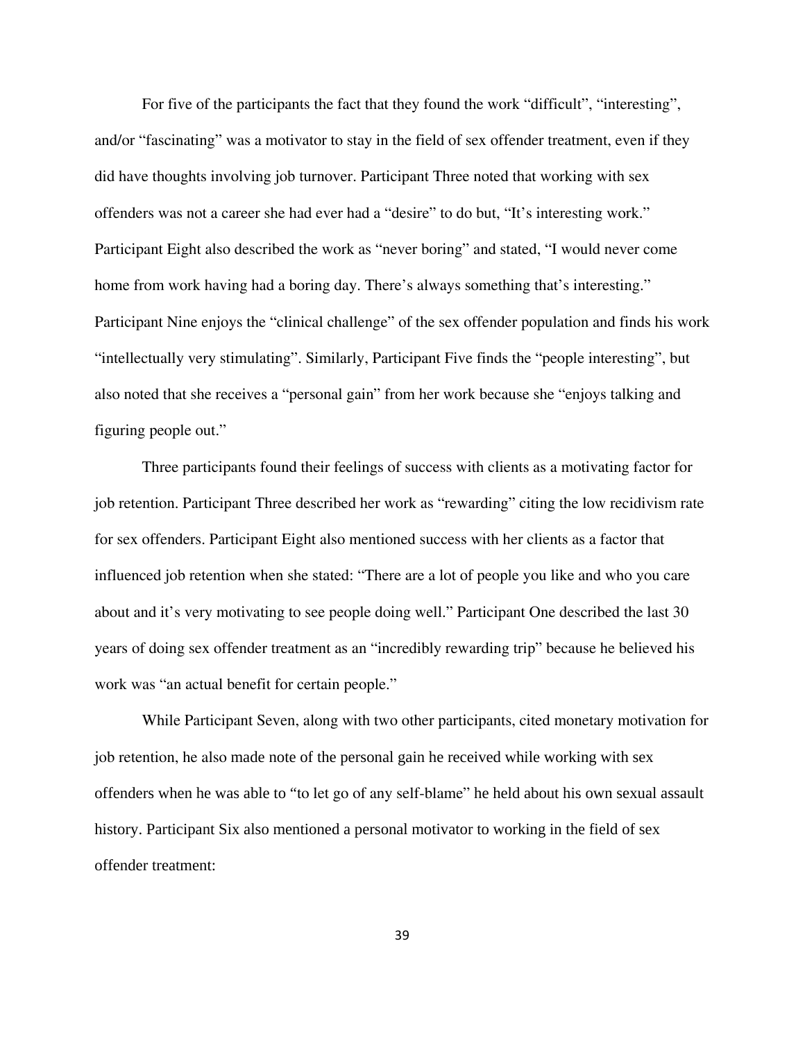For five of the participants the fact that they found the work “difficult”, “interesting”, and/or “fascinating” was a motivator to stay in the field of sex offender treatment, even if they did have thoughts involving job turnover. Participant Three noted that working with sex offenders was not a career she had ever had a “desire” to do but, “It’s interesting work.” Participant Eight also described the work as “never boring” and stated, “I would never come home from work having had a boring day. There’s always something that’s interesting.” Participant Nine enjoys the “clinical challenge” of the sex offender population and finds his work “intellectually very stimulating”. Similarly, Participant Five finds the “people interesting”, but also noted that she receives a “personal gain” from her work because she “enjoys talking and figuring people out.”

Three participants found their feelings of success with clients as a motivating factor for job retention. Participant Three described her work as “rewarding” citing the low recidivism rate for sex offenders. Participant Eight also mentioned success with her clients as a factor that influenced job retention when she stated: “There are a lot of people you like and who you care about and it’s very motivating to see people doing well.” Participant One described the last 30 years of doing sex offender treatment as an “incredibly rewarding trip” because he believed his work was “an actual benefit for certain people.”

While Participant Seven, along with two other participants, cited monetary motivation for job retention, he also made note of the personal gain he received while working with sex offenders when he was able to “to let go of any self-blame” he held about his own sexual assault history. Participant Six also mentioned a personal motivator to working in the field of sex offender treatment: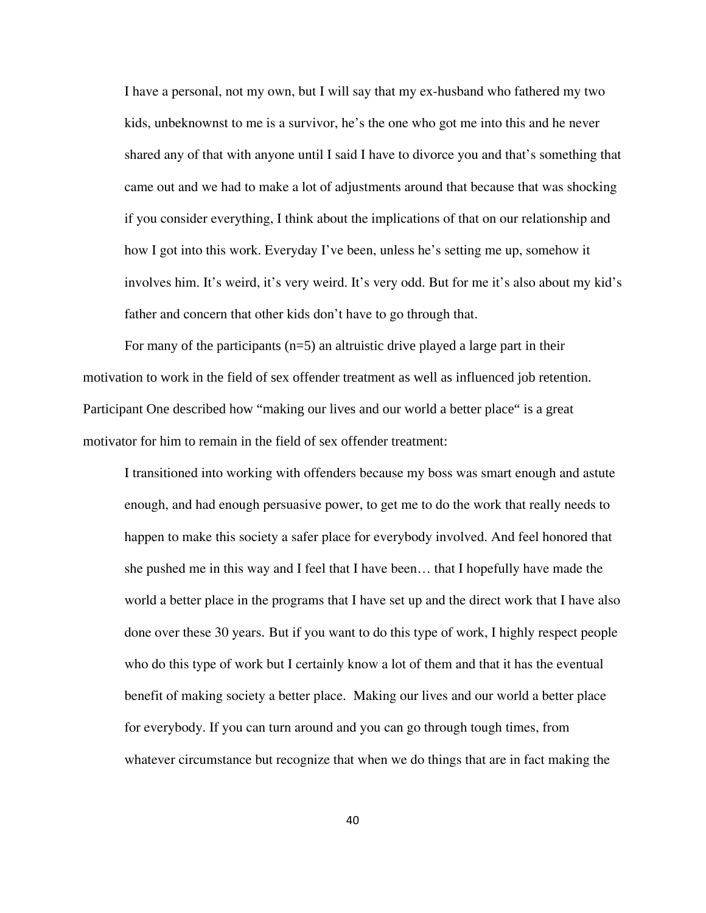> I have a personal, not my own, but I will say that my ex-husband who fathered my two kids, unbeknownst to me is a survivor, he's the one who got me into this and he never shared any of that with anyone until I said I have to divorce you and that's something that came out and we had to make a lot of adjustments around that because that was shocking if you consider everything, I think about the implications of that on our relationship and how I got into this work. Everyday I've been, unless he's setting me up, somehow it involves him. It's weird, it's very weird. It's very odd. But for me it's also about my kid's father and concern that other kids don't have to go through that.

For many of the participants (n=5) an altruistic drive played a large part in their motivation to work in the field of sex offender treatment as well as influenced job retention. Participant One described how "making our lives and our world a better place" is a great motivator for him to remain in the field of sex offender treatment:

> I transitioned into working with offenders because my boss was smart enough and astute enough, and had enough persuasive power, to get me to do the work that really needs to happen to make this society a safer place for everybody involved. And feel honored that she pushed me in this way and I feel that I have been… that I hopefully have made the world a better place in the programs that I have set up and the direct work that I have also done over these 30 years. But if you want to do this type of work, I highly respect people who do this type of work but I certainly know a lot of them and that it has the eventual benefit of making society a better place. Making our lives and our world a better place for everybody. If you can turn around and you can go through tough times, from whatever circumstance but recognize that when we do things that are in fact making the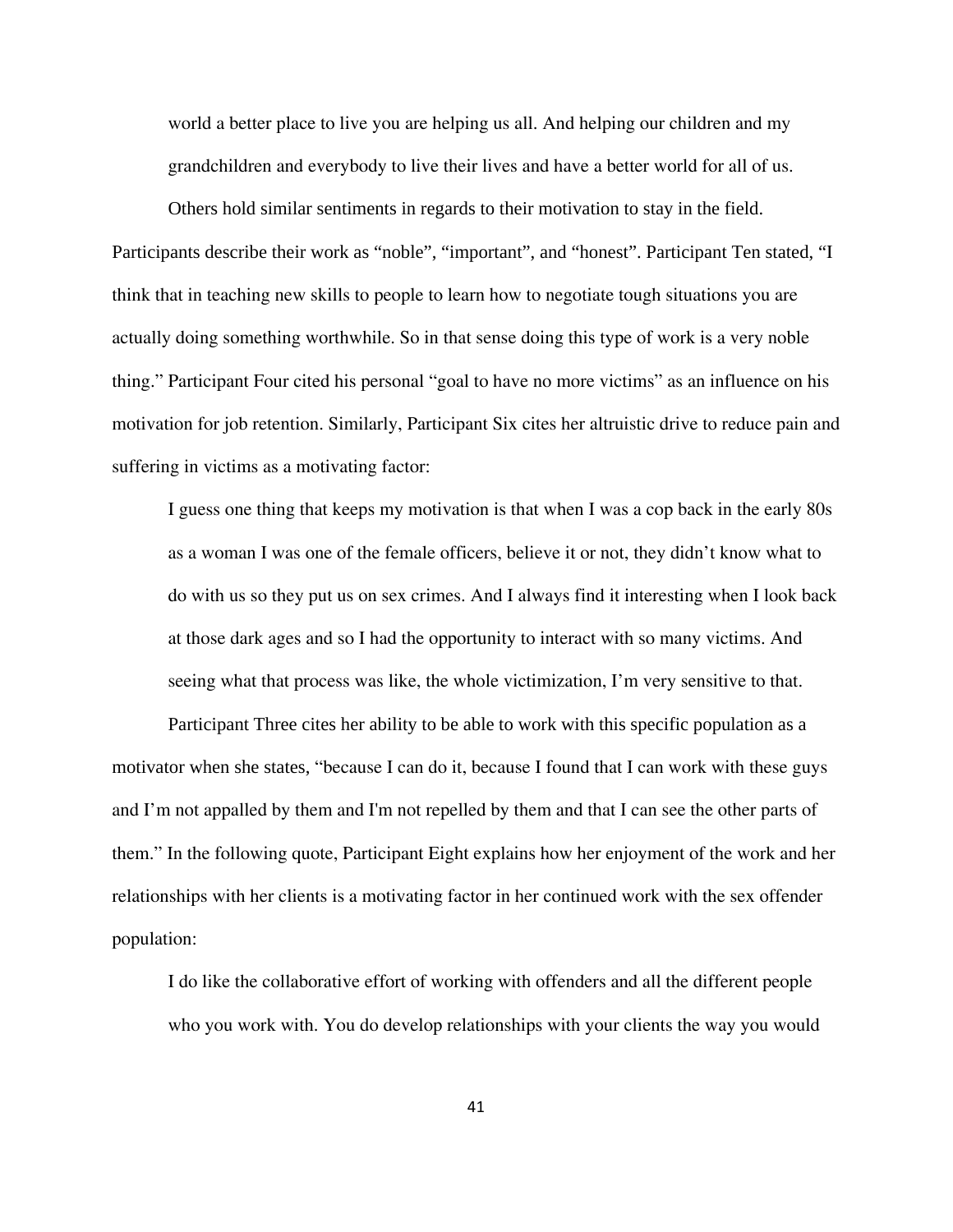world a better place to live you are helping us all. And helping our children and my grandchildren and everybody to live their lives and have a better world for all of us.

Others hold similar sentiments in regards to their motivation to stay in the field. Participants describe their work as "noble", "important", and "honest". Participant Ten stated, "I think that in teaching new skills to people to learn how to negotiate tough situations you are actually doing something worthwhile. So in that sense doing this type of work is a very noble thing." Participant Four cited his personal "goal to have no more victims" as an influence on his motivation for job retention. Similarly, Participant Six cites her altruistic drive to reduce pain and suffering in victims as a motivating factor:

> I guess one thing that keeps my motivation is that when I was a cop back in the early 80s as a woman I was one of the female officers, believe it or not, they didn't know what to do with us so they put us on sex crimes. And I always find it interesting when I look back at those dark ages and so I had the opportunity to interact with so many victims. And seeing what that process was like, the whole victimization, I'm very sensitive to that.

Participant Three cites her ability to be able to work with this specific population as a motivator when she states, "because I can do it, because I found that I can work with these guys and I'm not appalled by them and I'm not repelled by them and that I can see the other parts of them." In the following quote, Participant Eight explains how her enjoyment of the work and her relationships with her clients is a motivating factor in her continued work with the sex offender population:

> I do like the collaborative effort of working with offenders and all the different people who you work with. You do develop relationships with your clients the way you would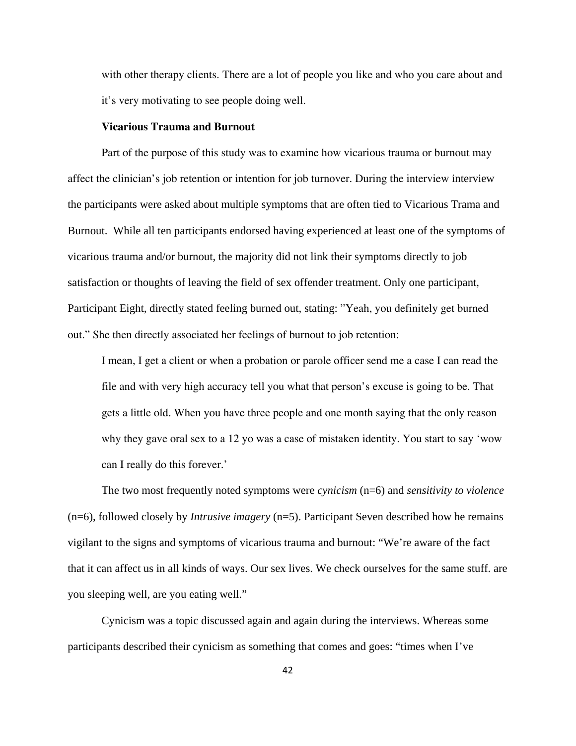with other therapy clients. There are a lot of people you like and who you care about and it's very motivating to see people doing well.

### Vicarious Trauma and Burnout

Part of the purpose of this study was to examine how vicarious trauma or burnout may affect the clinician's job retention or intention for job turnover. During the interview interview the participants were asked about multiple symptoms that are often tied to Vicarious Trama and Burnout. While all ten participants endorsed having experienced at least one of the symptoms of vicarious trauma and/or burnout, the majority did not link their symptoms directly to job satisfaction or thoughts of leaving the field of sex offender treatment. Only one participant, Participant Eight, directly stated feeling burned out, stating: "Yeah, you definitely get burned out." She then directly associated her feelings of burnout to job retention:

> I mean, I get a client or when a probation or parole officer send me a case I can read the file and with very high accuracy tell you what that person's excuse is going to be. That gets a little old. When you have three people and one month saying that the only reason why they gave oral sex to a 12 yo was a case of mistaken identity. You start to say 'wow can I really do this forever.'

The two most frequently noted symptoms were *cynicism* (n=6) and *sensitivity to violence* (n=6), followed closely by *Intrusive imagery* (n=5). Participant Seven described how he remains vigilant to the signs and symptoms of vicarious trauma and burnout: "We're aware of the fact that it can affect us in all kinds of ways. Our sex lives. We check ourselves for the same stuff. are you sleeping well, are you eating well."

Cynicism was a topic discussed again and again during the interviews. Whereas some participants described their cynicism as something that comes and goes: "times when I've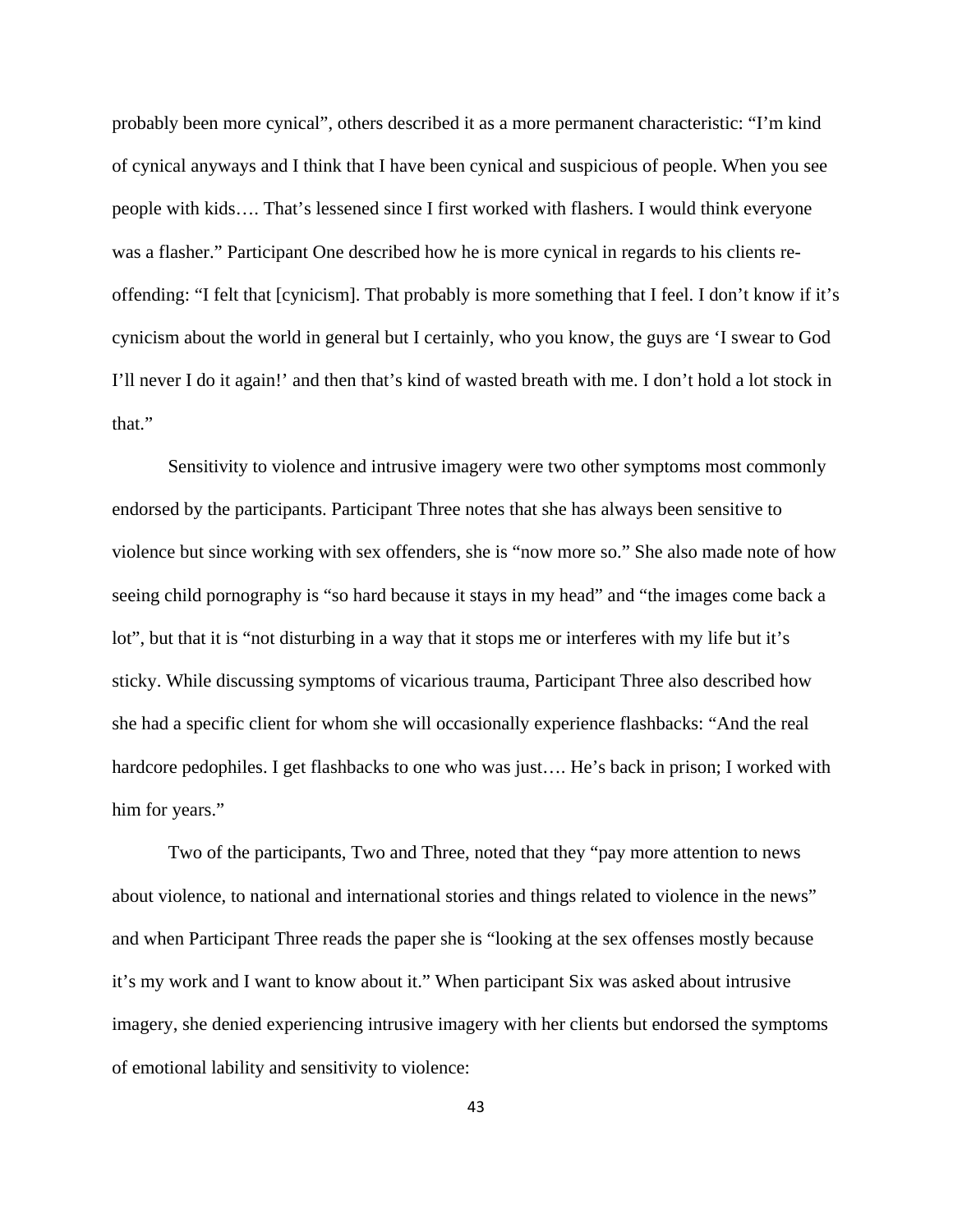probably been more cynical", others described it as a more permanent characteristic: "I'm kind of cynical anyways and I think that I have been cynical and suspicious of people. When you see people with kids…. That's lessened since I first worked with flashers. I would think everyone was a flasher." Participant One described how he is more cynical in regards to his clients re-offending: "I felt that [cynicism]. That probably is more something that I feel. I don't know if it's cynicism about the world in general but I certainly, who you know, the guys are 'I swear to God I'll never I do it again!' and then that's kind of wasted breath with me. I don't hold a lot stock in that."

Sensitivity to violence and intrusive imagery were two other symptoms most commonly endorsed by the participants. Participant Three notes that she has always been sensitive to violence but since working with sex offenders, she is "now more so." She also made note of how seeing child pornography is "so hard because it stays in my head" and "the images come back a lot", but that it is "not disturbing in a way that it stops me or interferes with my life but it's sticky. While discussing symptoms of vicarious trauma, Participant Three also described how she had a specific client for whom she will occasionally experience flashbacks: "And the real hardcore pedophiles. I get flashbacks to one who was just…. He's back in prison; I worked with him for years."

Two of the participants, Two and Three, noted that they "pay more attention to news about violence, to national and international stories and things related to violence in the news" and when Participant Three reads the paper she is "looking at the sex offenses mostly because it's my work and I want to know about it." When participant Six was asked about intrusive imagery, she denied experiencing intrusive imagery with her clients but endorsed the symptoms of emotional lability and sensitivity to violence: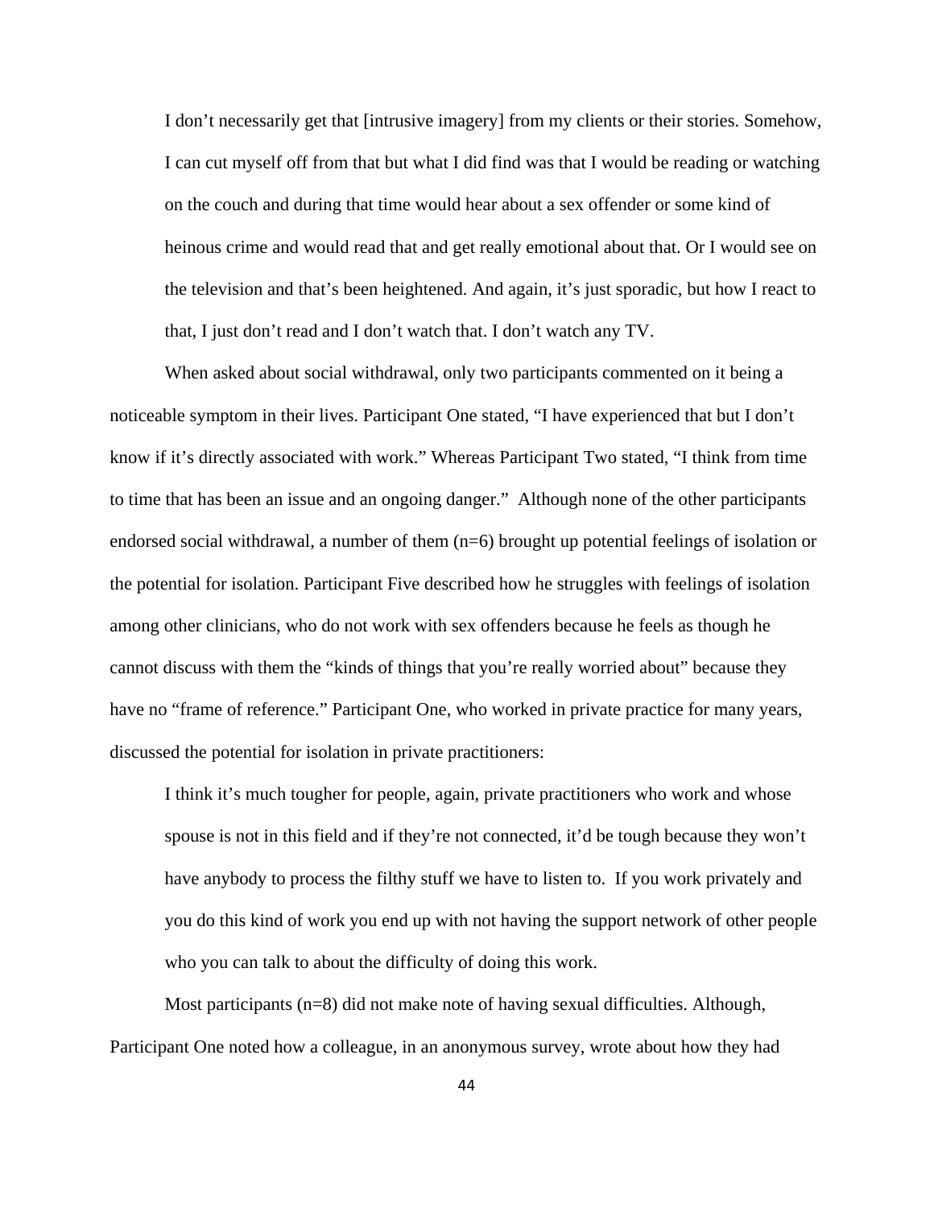> I don't necessarily get that [intrusive imagery] from my clients or their stories. Somehow, I can cut myself off from that but what I did find was that I would be reading or watching on the couch and during that time would hear about a sex offender or some kind of heinous crime and would read that and get really emotional about that. Or I would see on the television and that's been heightened. And again, it's just sporadic, but how I react to that, I just don't read and I don't watch that. I don't watch any TV.

When asked about social withdrawal, only two participants commented on it being a noticeable symptom in their lives. Participant One stated, "I have experienced that but I don't know if it's directly associated with work." Whereas Participant Two stated, "I think from time to time that has been an issue and an ongoing danger." Although none of the other participants endorsed social withdrawal, a number of them (n=6) brought up potential feelings of isolation or the potential for isolation. Participant Five described how he struggles with feelings of isolation among other clinicians, who do not work with sex offenders because he feels as though he cannot discuss with them the "kinds of things that you're really worried about" because they have no "frame of reference." Participant One, who worked in private practice for many years, discussed the potential for isolation in private practitioners:

> I think it's much tougher for people, again, private practitioners who work and whose spouse is not in this field and if they're not connected, it'd be tough because they won't have anybody to process the filthy stuff we have to listen to. If you work privately and you do this kind of work you end up with not having the support network of other people who you can talk to about the difficulty of doing this work.

Most participants (n=8) did not make note of having sexual difficulties. Although, Participant One noted how a colleague, in an anonymous survey, wrote about how they had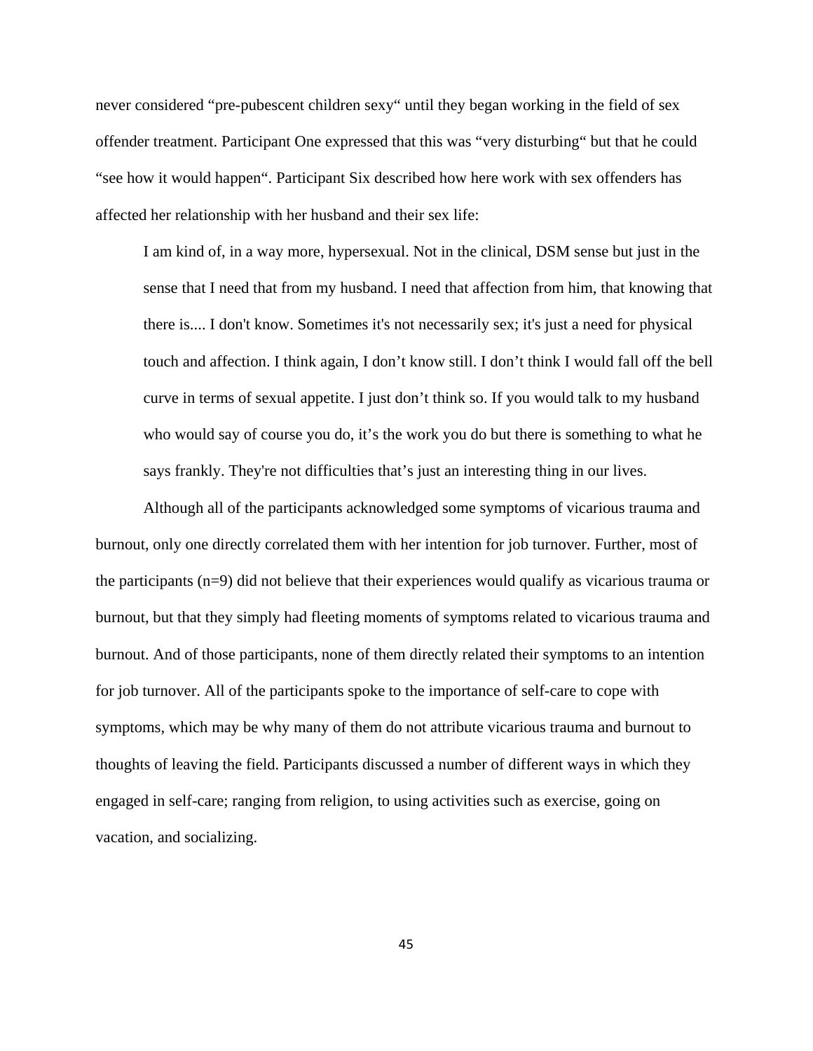never considered “pre-pubescent children sexy“ until they began working in the field of sex offender treatment. Participant One expressed that this was “very disturbing“ but that he could “see how it would happen“. Participant Six described how here work with sex offenders has affected her relationship with her husband and their sex life:

> I am kind of, in a way more, hypersexual. Not in the clinical, DSM sense but just in the sense that I need that from my husband. I need that affection from him, that knowing that there is.... I don't know. Sometimes it's not necessarily sex; it's just a need for physical touch and affection. I think again, I don’t know still. I don’t think I would fall off the bell curve in terms of sexual appetite. I just don’t think so. If you would talk to my husband who would say of course you do, it’s the work you do but there is something to what he says frankly. They're not difficulties that’s just an interesting thing in our lives.

Although all of the participants acknowledged some symptoms of vicarious trauma and burnout, only one directly correlated them with her intention for job turnover. Further, most of the participants (n=9) did not believe that their experiences would qualify as vicarious trauma or burnout, but that they simply had fleeting moments of symptoms related to vicarious trauma and burnout. And of those participants, none of them directly related their symptoms to an intention for job turnover. All of the participants spoke to the importance of self-care to cope with symptoms, which may be why many of them do not attribute vicarious trauma and burnout to thoughts of leaving the field. Participants discussed a number of different ways in which they engaged in self-care; ranging from religion, to using activities such as exercise, going on vacation, and socializing.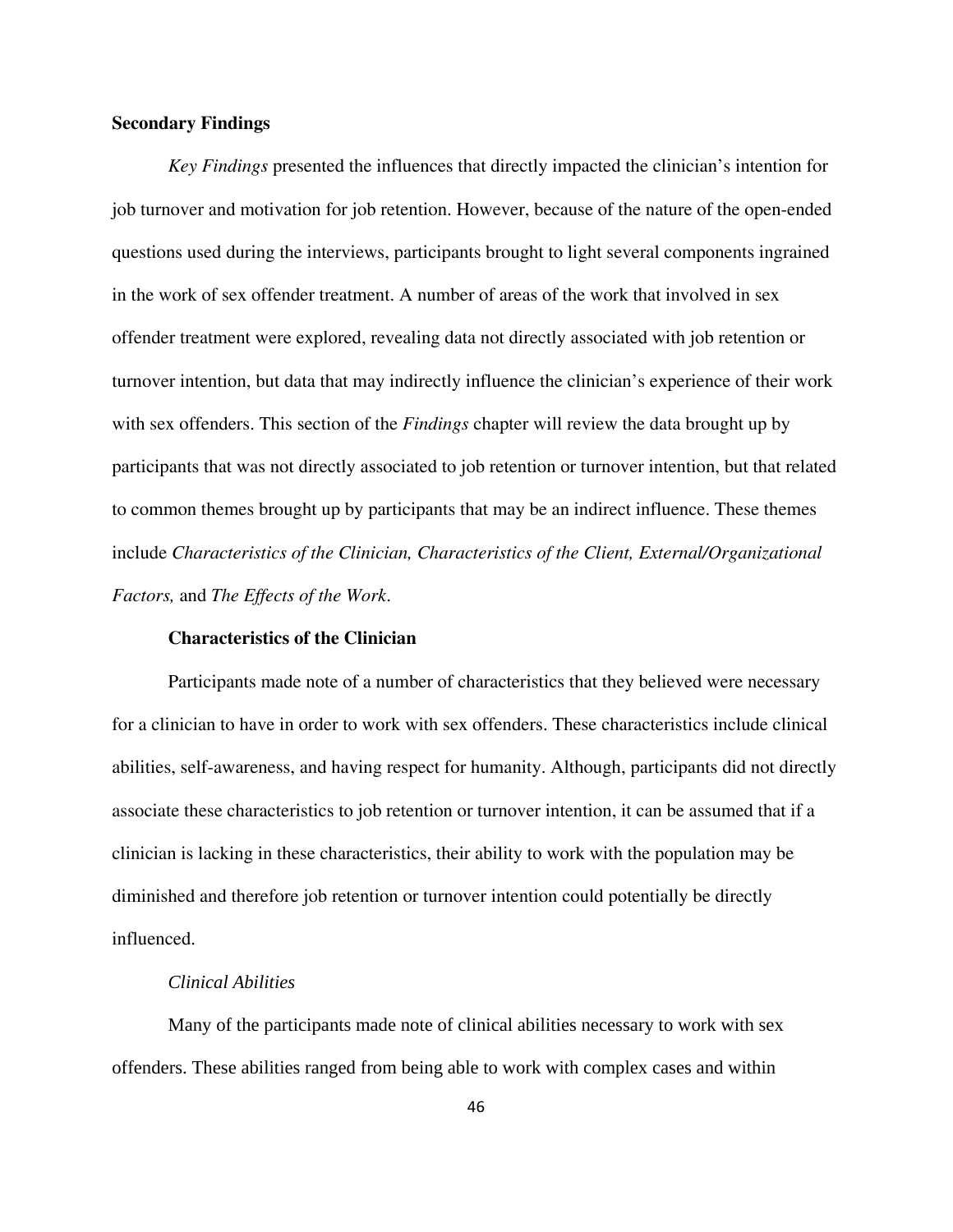## Secondary Findings

*Key Findings* presented the influences that directly impacted the clinician's intention for job turnover and motivation for job retention. However, because of the nature of the open-ended questions used during the interviews, participants brought to light several components ingrained in the work of sex offender treatment. A number of areas of the work that involved in sex offender treatment were explored, revealing data not directly associated with job retention or turnover intention, but data that may indirectly influence the clinician's experience of their work with sex offenders. This section of the *Findings* chapter will review the data brought up by participants that was not directly associated to job retention or turnover intention, but that related to common themes brought up by participants that may be an indirect influence. These themes include *Characteristics of the Clinician, Characteristics of the Client, External/Organizational Factors,* and *The Effects of the Work*.

### Characteristics of the Clinician

Participants made note of a number of characteristics that they believed were necessary for a clinician to have in order to work with sex offenders. These characteristics include clinical abilities, self-awareness, and having respect for humanity. Although, participants did not directly associate these characteristics to job retention or turnover intention, it can be assumed that if a clinician is lacking in these characteristics, their ability to work with the population may be diminished and therefore job retention or turnover intention could potentially be directly influenced.

#### *Clinical Abilities*

Many of the participants made note of clinical abilities necessary to work with sex offenders. These abilities ranged from being able to work with complex cases and within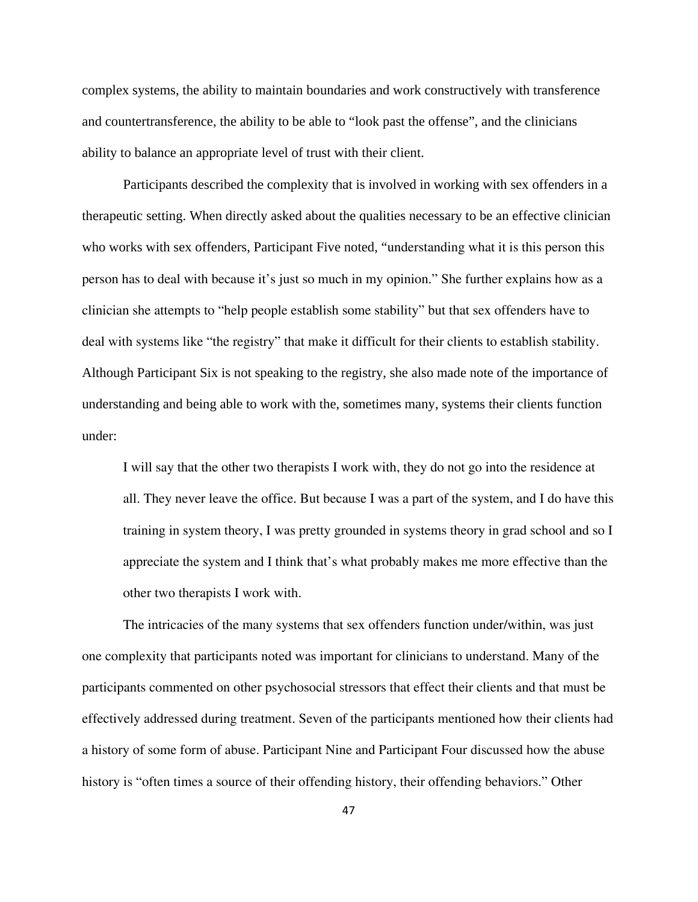complex systems, the ability to maintain boundaries and work constructively with transference and countertransference, the ability to be able to "look past the offense", and the clinicians ability to balance an appropriate level of trust with their client.

Participants described the complexity that is involved in working with sex offenders in a therapeutic setting. When directly asked about the qualities necessary to be an effective clinician who works with sex offenders, Participant Five noted, "understanding what it is this person this person has to deal with because it's just so much in my opinion." She further explains how as a clinician she attempts to "help people establish some stability" but that sex offenders have to deal with systems like "the registry" that make it difficult for their clients to establish stability. Although Participant Six is not speaking to the registry, she also made note of the importance of understanding and being able to work with the, sometimes many, systems their clients function under:

> I will say that the other two therapists I work with, they do not go into the residence at all. They never leave the office. But because I was a part of the system, and I do have this training in system theory, I was pretty grounded in systems theory in grad school and so I appreciate the system and I think that's what probably makes me more effective than the other two therapists I work with.

The intricacies of the many systems that sex offenders function under/within, was just one complexity that participants noted was important for clinicians to understand. Many of the participants commented on other psychosocial stressors that effect their clients and that must be effectively addressed during treatment. Seven of the participants mentioned how their clients had a history of some form of abuse. Participant Nine and Participant Four discussed how the abuse history is "often times a source of their offending history, their offending behaviors." Other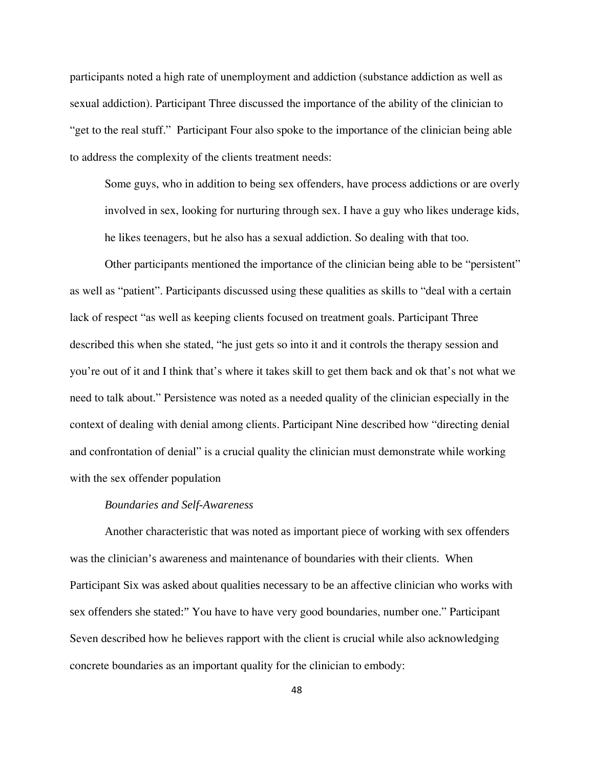participants noted a high rate of unemployment and addiction (substance addiction as well as sexual addiction). Participant Three discussed the importance of the ability of the clinician to "get to the real stuff." Participant Four also spoke to the importance of the clinician being able to address the complexity of the clients treatment needs:

> Some guys, who in addition to being sex offenders, have process addictions or are overly involved in sex, looking for nurturing through sex. I have a guy who likes underage kids, he likes teenagers, but he also has a sexual addiction. So dealing with that too.

Other participants mentioned the importance of the clinician being able to be "persistent" as well as "patient". Participants discussed using these qualities as skills to "deal with a certain lack of respect "as well as keeping clients focused on treatment goals. Participant Three described this when she stated, "he just gets so into it and it controls the therapy session and you're out of it and I think that's where it takes skill to get them back and ok that's not what we need to talk about." Persistence was noted as a needed quality of the clinician especially in the context of dealing with denial among clients. Participant Nine described how "directing denial and confrontation of denial" is a crucial quality the clinician must demonstrate while working with the sex offender population

*Boundaries and Self-Awareness*

Another characteristic that was noted as important piece of working with sex offenders was the clinician's awareness and maintenance of boundaries with their clients. When Participant Six was asked about qualities necessary to be an affective clinician who works with sex offenders she stated:" You have to have very good boundaries, number one." Participant Seven described how he believes rapport with the client is crucial while also acknowledging concrete boundaries as an important quality for the clinician to embody: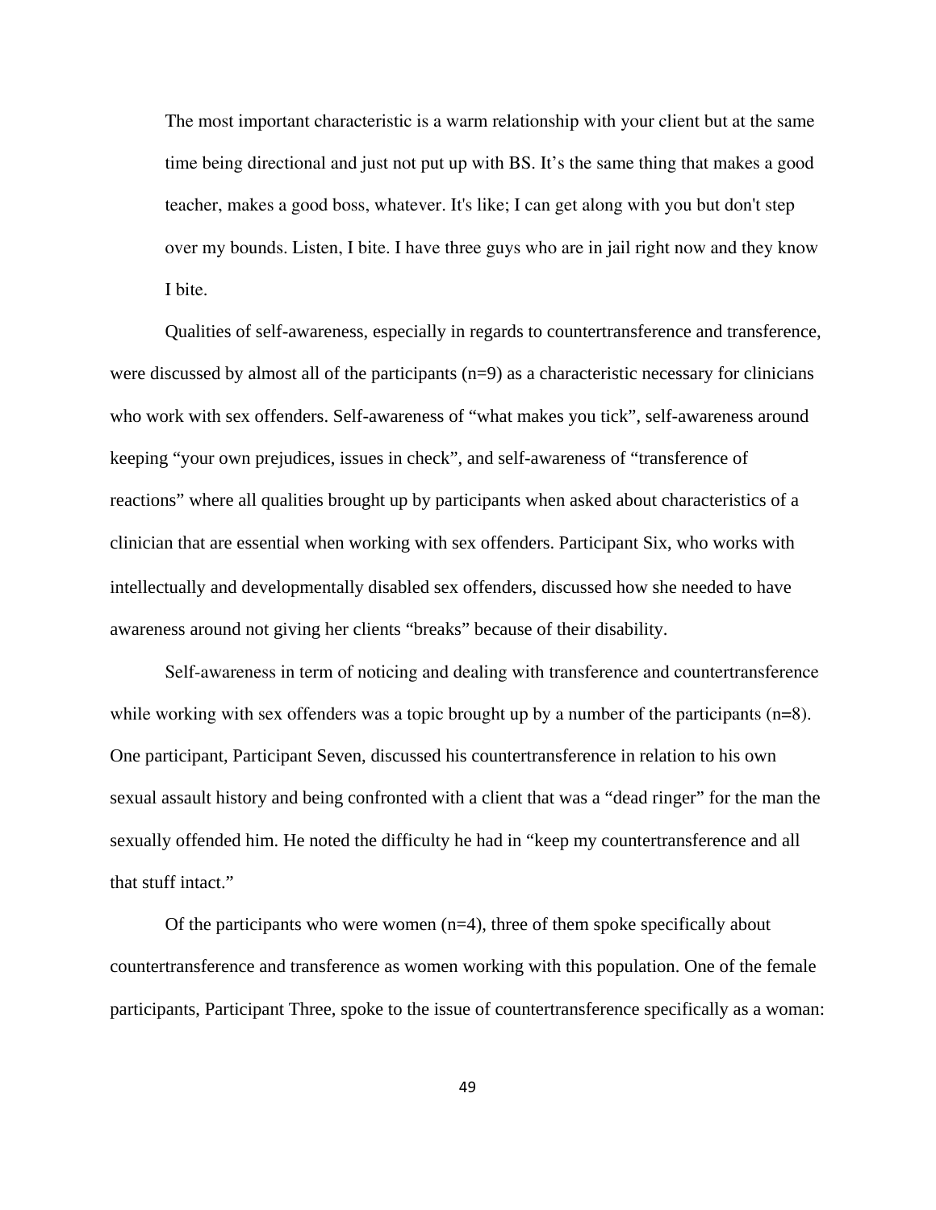> The most important characteristic is a warm relationship with your client but at the same time being directional and just not put up with BS. It's the same thing that makes a good teacher, makes a good boss, whatever. It's like; I can get along with you but don't step over my bounds. Listen, I bite. I have three guys who are in jail right now and they know I bite.

Qualities of self-awareness, especially in regards to countertransference and transference, were discussed by almost all of the participants (n=9) as a characteristic necessary for clinicians who work with sex offenders. Self-awareness of "what makes you tick", self-awareness around keeping "your own prejudices, issues in check", and self-awareness of "transference of reactions" where all qualities brought up by participants when asked about characteristics of a clinician that are essential when working with sex offenders. Participant Six, who works with intellectually and developmentally disabled sex offenders, discussed how she needed to have awareness around not giving her clients "breaks" because of their disability.

Self-awareness in term of noticing and dealing with transference and countertransference while working with sex offenders was a topic brought up by a number of the participants (n=8). One participant, Participant Seven, discussed his countertransference in relation to his own sexual assault history and being confronted with a client that was a "dead ringer" for the man the sexually offended him. He noted the difficulty he had in "keep my countertransference and all that stuff intact."

Of the participants who were women (n=4), three of them spoke specifically about countertransference and transference as women working with this population. One of the female participants, Participant Three, spoke to the issue of countertransference specifically as a woman: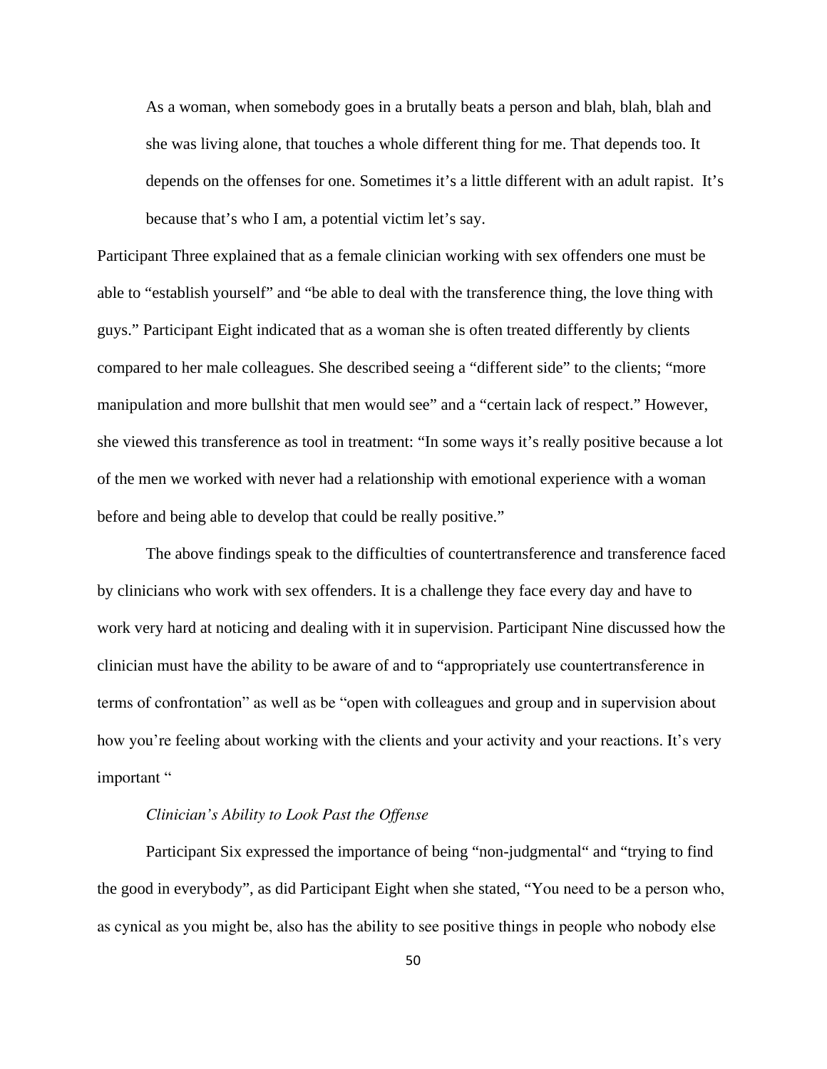> As a woman, when somebody goes in a brutally beats a person and blah, blah, blah and she was living alone, that touches a whole different thing for me. That depends too. It depends on the offenses for one. Sometimes it's a little different with an adult rapist. It's because that's who I am, a potential victim let's say.

Participant Three explained that as a female clinician working with sex offenders one must be able to "establish yourself" and "be able to deal with the transference thing, the love thing with guys." Participant Eight indicated that as a woman she is often treated differently by clients compared to her male colleagues. She described seeing a "different side" to the clients; "more manipulation and more bullshit that men would see" and a "certain lack of respect." However, she viewed this transference as tool in treatment: "In some ways it's really positive because a lot of the men we worked with never had a relationship with emotional experience with a woman before and being able to develop that could be really positive."

The above findings speak to the difficulties of countertransference and transference faced by clinicians who work with sex offenders. It is a challenge they face every day and have to work very hard at noticing and dealing with it in supervision. Participant Nine discussed how the clinician must have the ability to be aware of and to "appropriately use countertransference in terms of confrontation" as well as be "open with colleagues and group and in supervision about how you're feeling about working with the clients and your activity and your reactions. It's very important "

*Clinician's Ability to Look Past the Offense*

Participant Six expressed the importance of being "non-judgmental" and "trying to find the good in everybody", as did Participant Eight when she stated, "You need to be a person who, as cynical as you might be, also has the ability to see positive things in people who nobody else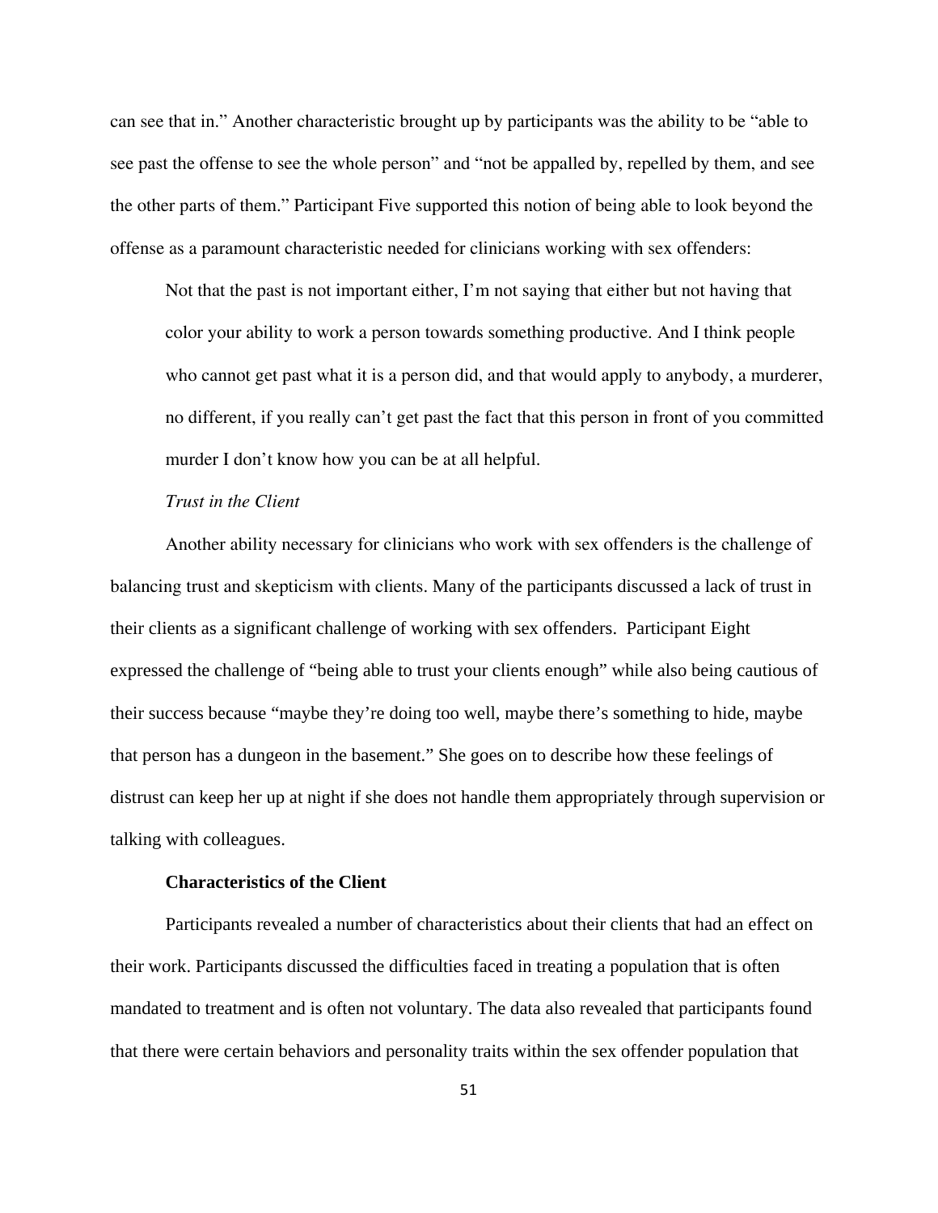can see that in." Another characteristic brought up by participants was the ability to be "able to see past the offense to see the whole person" and "not be appalled by, repelled by them, and see the other parts of them." Participant Five supported this notion of being able to look beyond the offense as a paramount characteristic needed for clinicians working with sex offenders:

> Not that the past is not important either, I'm not saying that either but not having that color your ability to work a person towards something productive. And I think people who cannot get past what it is a person did, and that would apply to anybody, a murderer, no different, if you really can't get past the fact that this person in front of you committed murder I don't know how you can be at all helpful.

*Trust in the Client*

Another ability necessary for clinicians who work with sex offenders is the challenge of balancing trust and skepticism with clients. Many of the participants discussed a lack of trust in their clients as a significant challenge of working with sex offenders. Participant Eight expressed the challenge of "being able to trust your clients enough" while also being cautious of their success because "maybe they're doing too well, maybe there's something to hide, maybe that person has a dungeon in the basement." She goes on to describe how these feelings of distrust can keep her up at night if she does not handle them appropriately through supervision or talking with colleagues.

**Characteristics of the Client**

Participants revealed a number of characteristics about their clients that had an effect on their work. Participants discussed the difficulties faced in treating a population that is often mandated to treatment and is often not voluntary. The data also revealed that participants found that there were certain behaviors and personality traits within the sex offender population that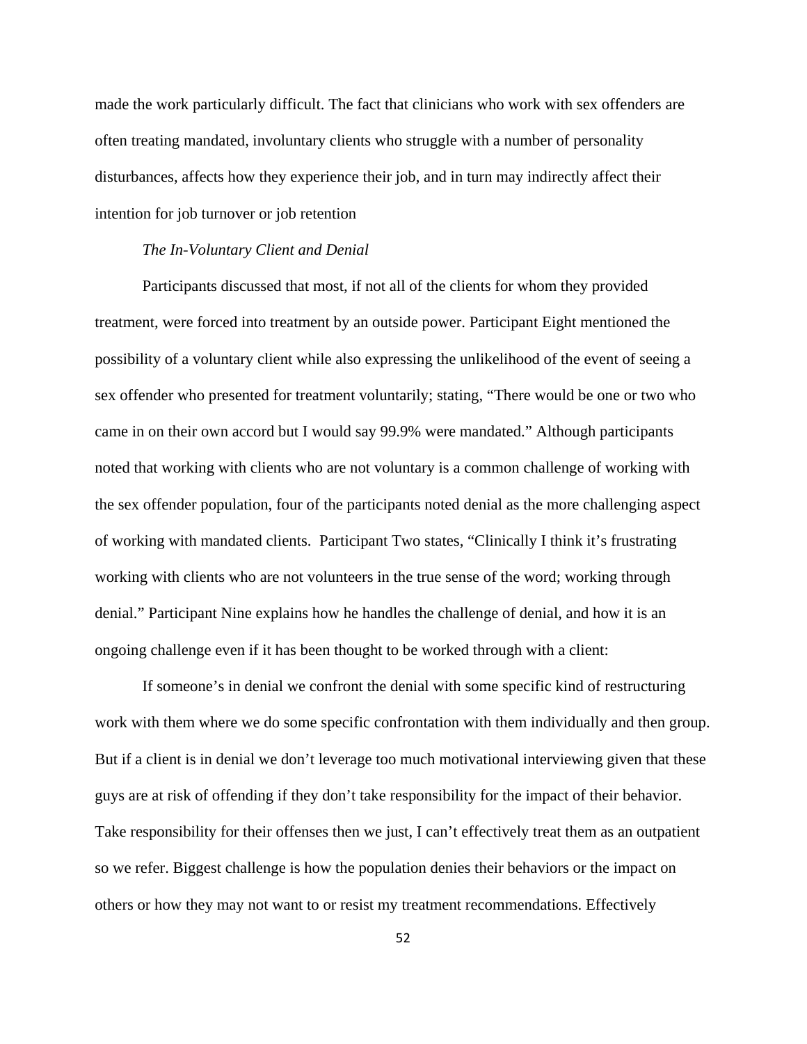made the work particularly difficult. The fact that clinicians who work with sex offenders are often treating mandated, involuntary clients who struggle with a number of personality disturbances, affects how they experience their job, and in turn may indirectly affect their intention for job turnover or job retention

*The In-Voluntary Client and Denial*

Participants discussed that most, if not all of the clients for whom they provided treatment, were forced into treatment by an outside power. Participant Eight mentioned the possibility of a voluntary client while also expressing the unlikelihood of the event of seeing a sex offender who presented for treatment voluntarily; stating, "There would be one or two who came in on their own accord but I would say 99.9% were mandated." Although participants noted that working with clients who are not voluntary is a common challenge of working with the sex offender population, four of the participants noted denial as the more challenging aspect of working with mandated clients. Participant Two states, "Clinically I think it's frustrating working with clients who are not volunteers in the true sense of the word; working through denial." Participant Nine explains how he handles the challenge of denial, and how it is an ongoing challenge even if it has been thought to be worked through with a client:

If someone's in denial we confront the denial with some specific kind of restructuring work with them where we do some specific confrontation with them individually and then group. But if a client is in denial we don't leverage too much motivational interviewing given that these guys are at risk of offending if they don't take responsibility for the impact of their behavior. Take responsibility for their offenses then we just, I can't effectively treat them as an outpatient so we refer. Biggest challenge is how the population denies their behaviors or the impact on others or how they may not want to or resist my treatment recommendations. Effectively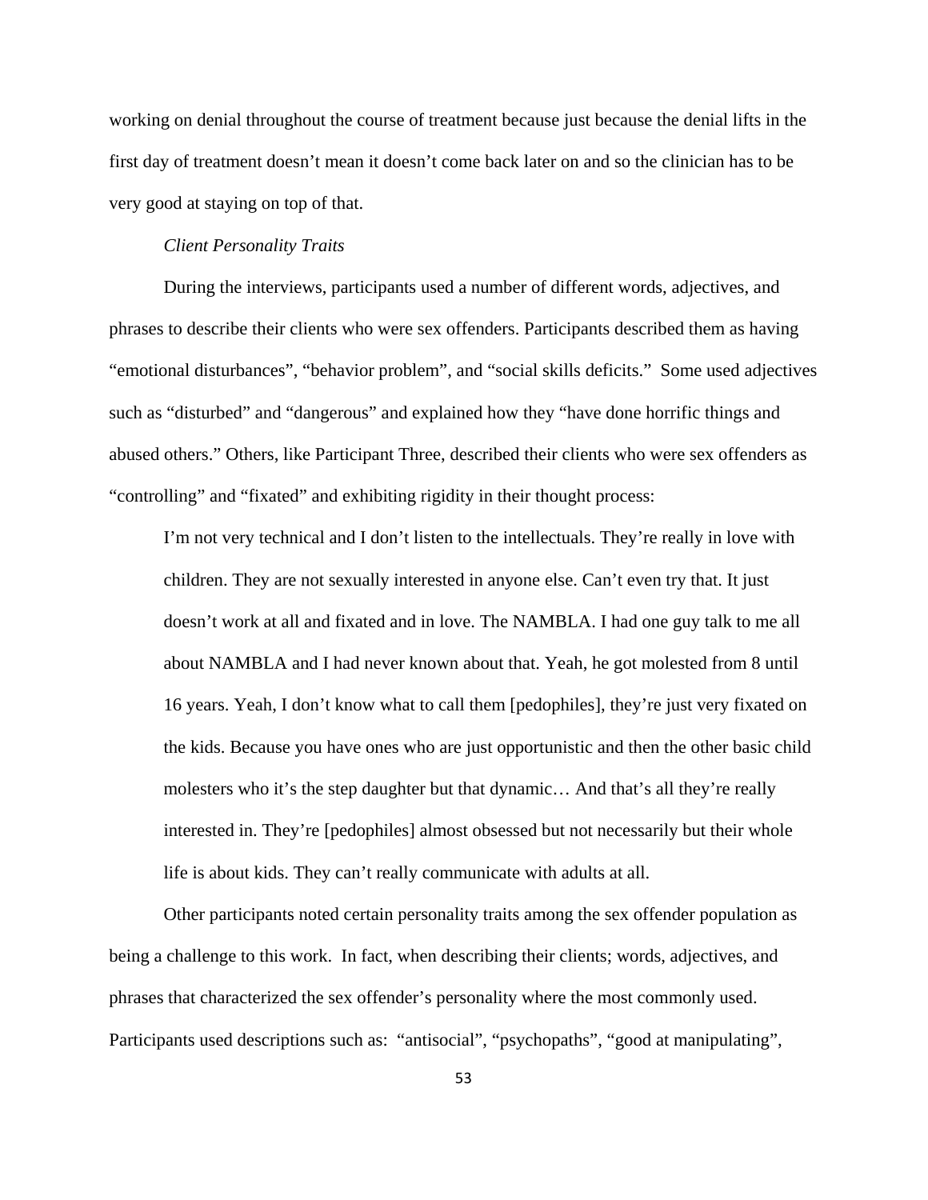working on denial throughout the course of treatment because just because the denial lifts in the first day of treatment doesn't mean it doesn't come back later on and so the clinician has to be very good at staying on top of that.

*Client Personality Traits*

During the interviews, participants used a number of different words, adjectives, and phrases to describe their clients who were sex offenders. Participants described them as having "emotional disturbances", "behavior problem", and "social skills deficits." Some used adjectives such as "disturbed" and "dangerous" and explained how they "have done horrific things and abused others." Others, like Participant Three, described their clients who were sex offenders as "controlling" and "fixated" and exhibiting rigidity in their thought process:

> I'm not very technical and I don't listen to the intellectuals. They're really in love with children. They are not sexually interested in anyone else. Can't even try that. It just doesn't work at all and fixated and in love. The NAMBLA. I had one guy talk to me all about NAMBLA and I had never known about that. Yeah, he got molested from 8 until 16 years. Yeah, I don't know what to call them [pedophiles], they're just very fixated on the kids. Because you have ones who are just opportunistic and then the other basic child molesters who it's the step daughter but that dynamic… And that's all they're really interested in. They're [pedophiles] almost obsessed but not necessarily but their whole life is about kids. They can't really communicate with adults at all.

Other participants noted certain personality traits among the sex offender population as being a challenge to this work. In fact, when describing their clients; words, adjectives, and phrases that characterized the sex offender's personality where the most commonly used. Participants used descriptions such as: "antisocial", "psychopaths", "good at manipulating",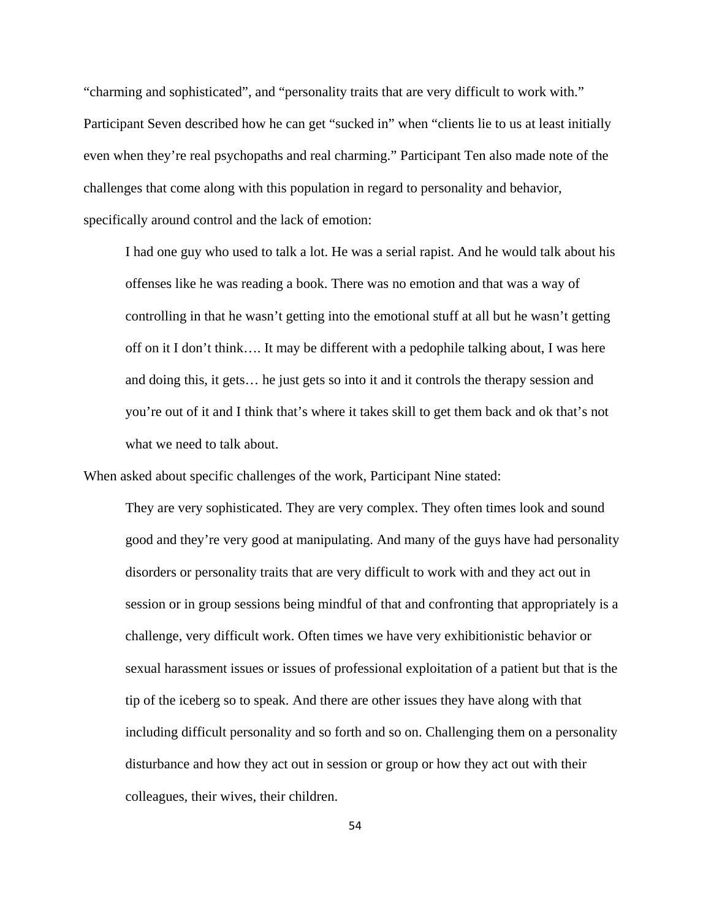"charming and sophisticated", and "personality traits that are very difficult to work with." Participant Seven described how he can get "sucked in" when "clients lie to us at least initially even when they're real psychopaths and real charming." Participant Ten also made note of the challenges that come along with this population in regard to personality and behavior, specifically around control and the lack of emotion:

> I had one guy who used to talk a lot. He was a serial rapist. And he would talk about his offenses like he was reading a book. There was no emotion and that was a way of controlling in that he wasn't getting into the emotional stuff at all but he wasn't getting off on it I don't think…. It may be different with a pedophile talking about, I was here and doing this, it gets… he just gets so into it and it controls the therapy session and you're out of it and I think that's where it takes skill to get them back and ok that's not what we need to talk about.

When asked about specific challenges of the work, Participant Nine stated:

> They are very sophisticated. They are very complex. They often times look and sound good and they're very good at manipulating. And many of the guys have had personality disorders or personality traits that are very difficult to work with and they act out in session or in group sessions being mindful of that and confronting that appropriately is a challenge, very difficult work. Often times we have very exhibitionistic behavior or sexual harassment issues or issues of professional exploitation of a patient but that is the tip of the iceberg so to speak. And there are other issues they have along with that including difficult personality and so forth and so on. Challenging them on a personality disturbance and how they act out in session or group or how they act out with their colleagues, their wives, their children.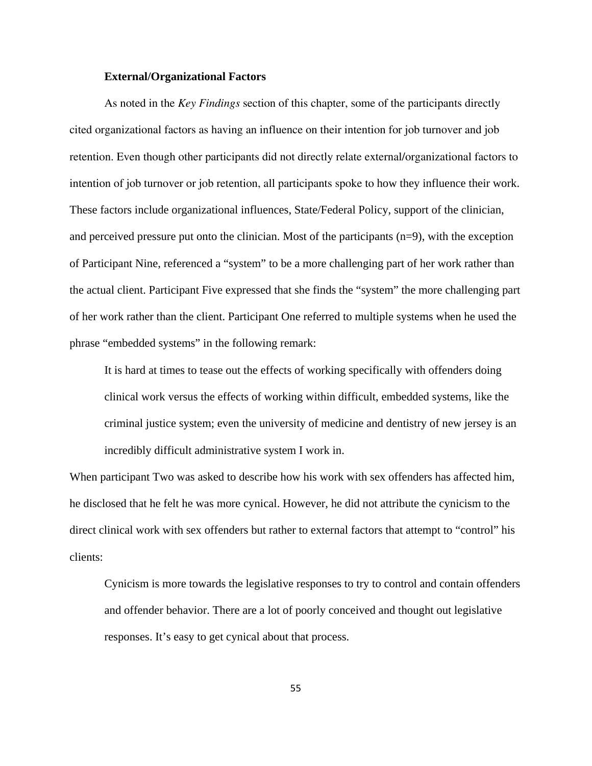### External/Organizational Factors

As noted in the *Key Findings* section of this chapter, some of the participants directly cited organizational factors as having an influence on their intention for job turnover and job retention. Even though other participants did not directly relate external/organizational factors to intention of job turnover or job retention, all participants spoke to how they influence their work. These factors include organizational influences, State/Federal Policy, support of the clinician, and perceived pressure put onto the clinician. Most of the participants (n=9), with the exception of Participant Nine, referenced a "system" to be a more challenging part of her work rather than the actual client. Participant Five expressed that she finds the "system" the more challenging part of her work rather than the client. Participant One referred to multiple systems when he used the phrase "embedded systems" in the following remark:

> It is hard at times to tease out the effects of working specifically with offenders doing clinical work versus the effects of working within difficult, embedded systems, like the criminal justice system; even the university of medicine and dentistry of new jersey is an incredibly difficult administrative system I work in.

When participant Two was asked to describe how his work with sex offenders has affected him, he disclosed that he felt he was more cynical. However, he did not attribute the cynicism to the direct clinical work with sex offenders but rather to external factors that attempt to "control" his clients:

> Cynicism is more towards the legislative responses to try to control and contain offenders and offender behavior. There are a lot of poorly conceived and thought out legislative responses. It's easy to get cynical about that process.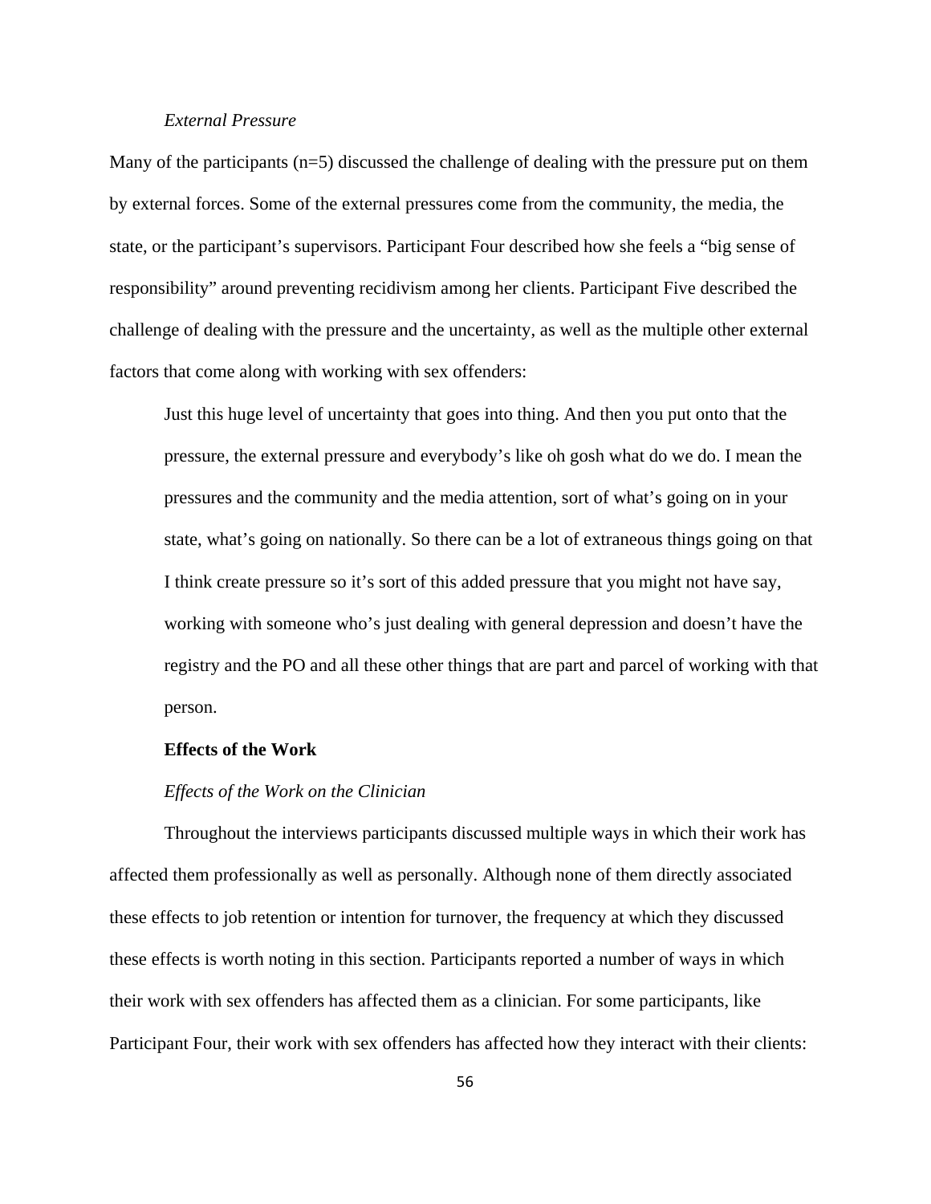*External Pressure*

Many of the participants (n=5) discussed the challenge of dealing with the pressure put on them by external forces. Some of the external pressures come from the community, the media, the state, or the participant's supervisors. Participant Four described how she feels a "big sense of responsibility" around preventing recidivism among her clients. Participant Five described the challenge of dealing with the pressure and the uncertainty, as well as the multiple other external factors that come along with working with sex offenders:

> Just this huge level of uncertainty that goes into thing. And then you put onto that the pressure, the external pressure and everybody's like oh gosh what do we do. I mean the pressures and the community and the media attention, sort of what's going on in your state, what's going on nationally. So there can be a lot of extraneous things going on that I think create pressure so it's sort of this added pressure that you might not have say, working with someone who's just dealing with general depression and doesn't have the registry and the PO and all these other things that are part and parcel of working with that person.

**Effects of the Work**

*Effects of the Work on the Clinician*

Throughout the interviews participants discussed multiple ways in which their work has affected them professionally as well as personally. Although none of them directly associated these effects to job retention or intention for turnover, the frequency at which they discussed these effects is worth noting in this section. Participants reported a number of ways in which their work with sex offenders has affected them as a clinician. For some participants, like Participant Four, their work with sex offenders has affected how they interact with their clients: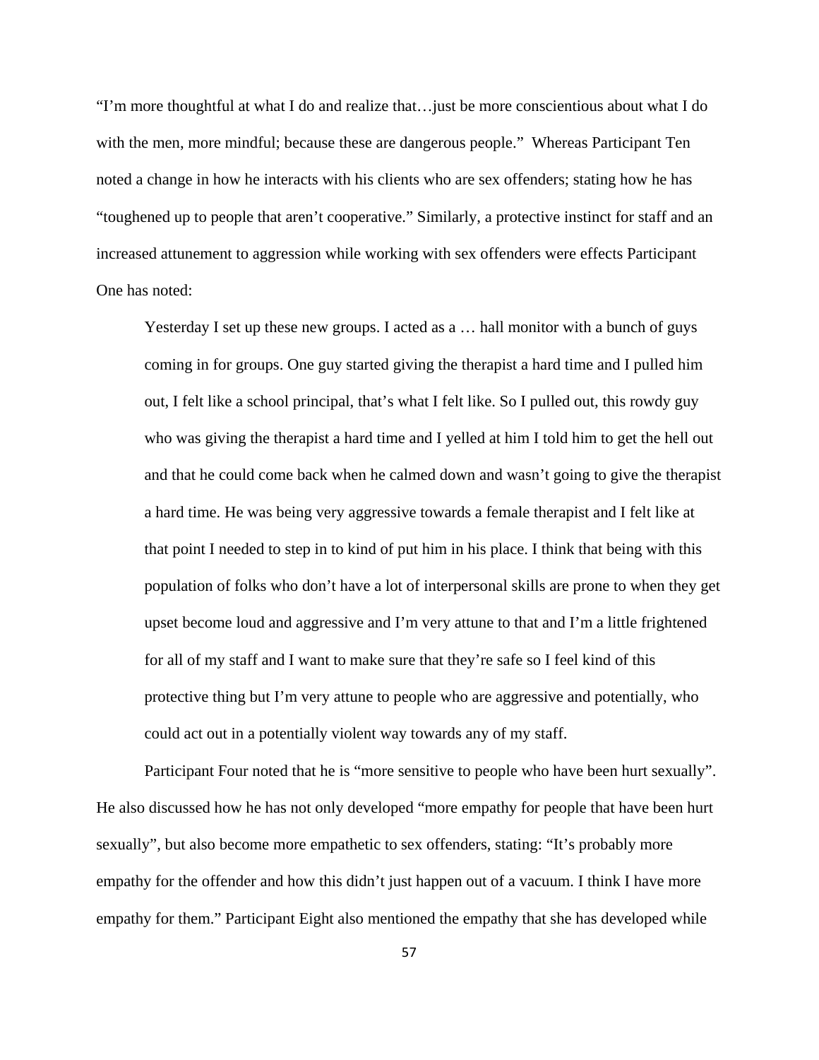"I'm more thoughtful at what I do and realize that…just be more conscientious about what I do with the men, more mindful; because these are dangerous people." Whereas Participant Ten noted a change in how he interacts with his clients who are sex offenders; stating how he has "toughened up to people that aren't cooperative." Similarly, a protective instinct for staff and an increased attunement to aggression while working with sex offenders were effects Participant One has noted:

> Yesterday I set up these new groups. I acted as a … hall monitor with a bunch of guys coming in for groups. One guy started giving the therapist a hard time and I pulled him out, I felt like a school principal, that's what I felt like. So I pulled out, this rowdy guy who was giving the therapist a hard time and I yelled at him I told him to get the hell out and that he could come back when he calmed down and wasn't going to give the therapist a hard time. He was being very aggressive towards a female therapist and I felt like at that point I needed to step in to kind of put him in his place. I think that being with this population of folks who don't have a lot of interpersonal skills are prone to when they get upset become loud and aggressive and I'm very attune to that and I'm a little frightened for all of my staff and I want to make sure that they're safe so I feel kind of this protective thing but I'm very attune to people who are aggressive and potentially, who could act out in a potentially violent way towards any of my staff.

Participant Four noted that he is "more sensitive to people who have been hurt sexually". He also discussed how he has not only developed "more empathy for people that have been hurt sexually", but also become more empathetic to sex offenders, stating: "It's probably more empathy for the offender and how this didn't just happen out of a vacuum. I think I have more empathy for them." Participant Eight also mentioned the empathy that she has developed while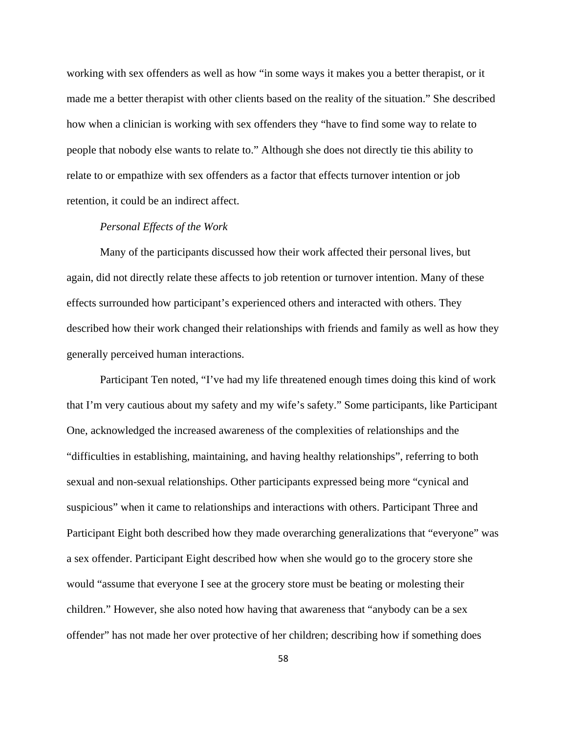working with sex offenders as well as how "in some ways it makes you a better therapist, or it made me a better therapist with other clients based on the reality of the situation." She described how when a clinician is working with sex offenders they "have to find some way to relate to people that nobody else wants to relate to." Although she does not directly tie this ability to relate to or empathize with sex offenders as a factor that effects turnover intention or job retention, it could be an indirect affect.

*Personal Effects of the Work*

Many of the participants discussed how their work affected their personal lives, but again, did not directly relate these affects to job retention or turnover intention. Many of these effects surrounded how participant's experienced others and interacted with others. They described how their work changed their relationships with friends and family as well as how they generally perceived human interactions.

Participant Ten noted, "I've had my life threatened enough times doing this kind of work that I'm very cautious about my safety and my wife's safety." Some participants, like Participant One, acknowledged the increased awareness of the complexities of relationships and the "difficulties in establishing, maintaining, and having healthy relationships", referring to both sexual and non-sexual relationships. Other participants expressed being more "cynical and suspicious" when it came to relationships and interactions with others. Participant Three and Participant Eight both described how they made overarching generalizations that "everyone" was a sex offender. Participant Eight described how when she would go to the grocery store she would "assume that everyone I see at the grocery store must be beating or molesting their children." However, she also noted how having that awareness that "anybody can be a sex offender" has not made her over protective of her children; describing how if something does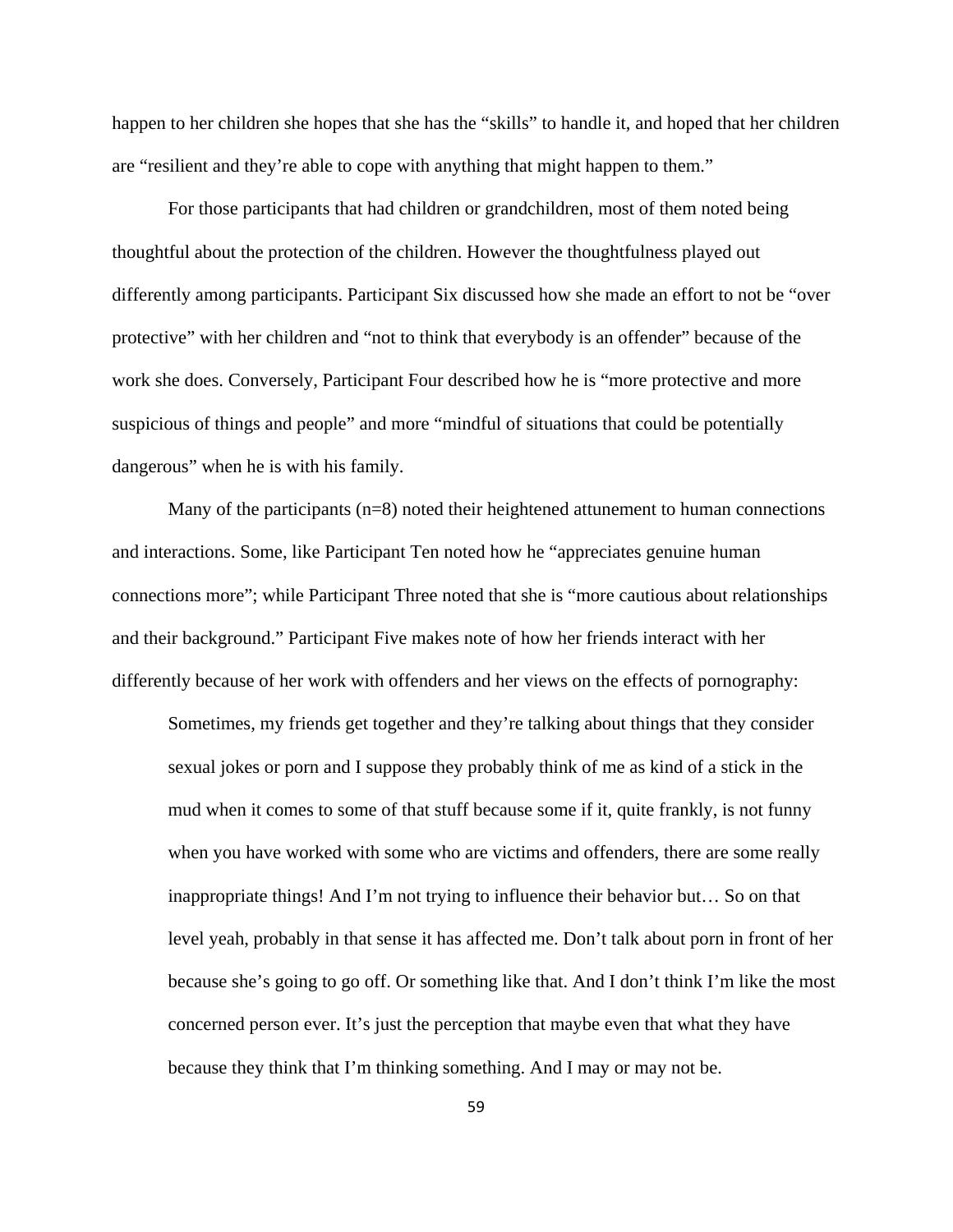happen to her children she hopes that she has the "skills" to handle it, and hoped that her children are "resilient and they're able to cope with anything that might happen to them."

For those participants that had children or grandchildren, most of them noted being thoughtful about the protection of the children. However the thoughtfulness played out differently among participants. Participant Six discussed how she made an effort to not be "over protective" with her children and "not to think that everybody is an offender" because of the work she does. Conversely, Participant Four described how he is "more protective and more suspicious of things and people" and more "mindful of situations that could be potentially dangerous" when he is with his family.

Many of the participants (n=8) noted their heightened attunement to human connections and interactions. Some, like Participant Ten noted how he "appreciates genuine human connections more"; while Participant Three noted that she is "more cautious about relationships and their background." Participant Five makes note of how her friends interact with her differently because of her work with offenders and her views on the effects of pornography:

> Sometimes, my friends get together and they're talking about things that they consider sexual jokes or porn and I suppose they probably think of me as kind of a stick in the mud when it comes to some of that stuff because some if it, quite frankly, is not funny when you have worked with some who are victims and offenders, there are some really inappropriate things! And I'm not trying to influence their behavior but… So on that level yeah, probably in that sense it has affected me. Don't talk about porn in front of her because she's going to go off. Or something like that. And I don't think I'm like the most concerned person ever. It's just the perception that maybe even that what they have because they think that I'm thinking something. And I may or may not be.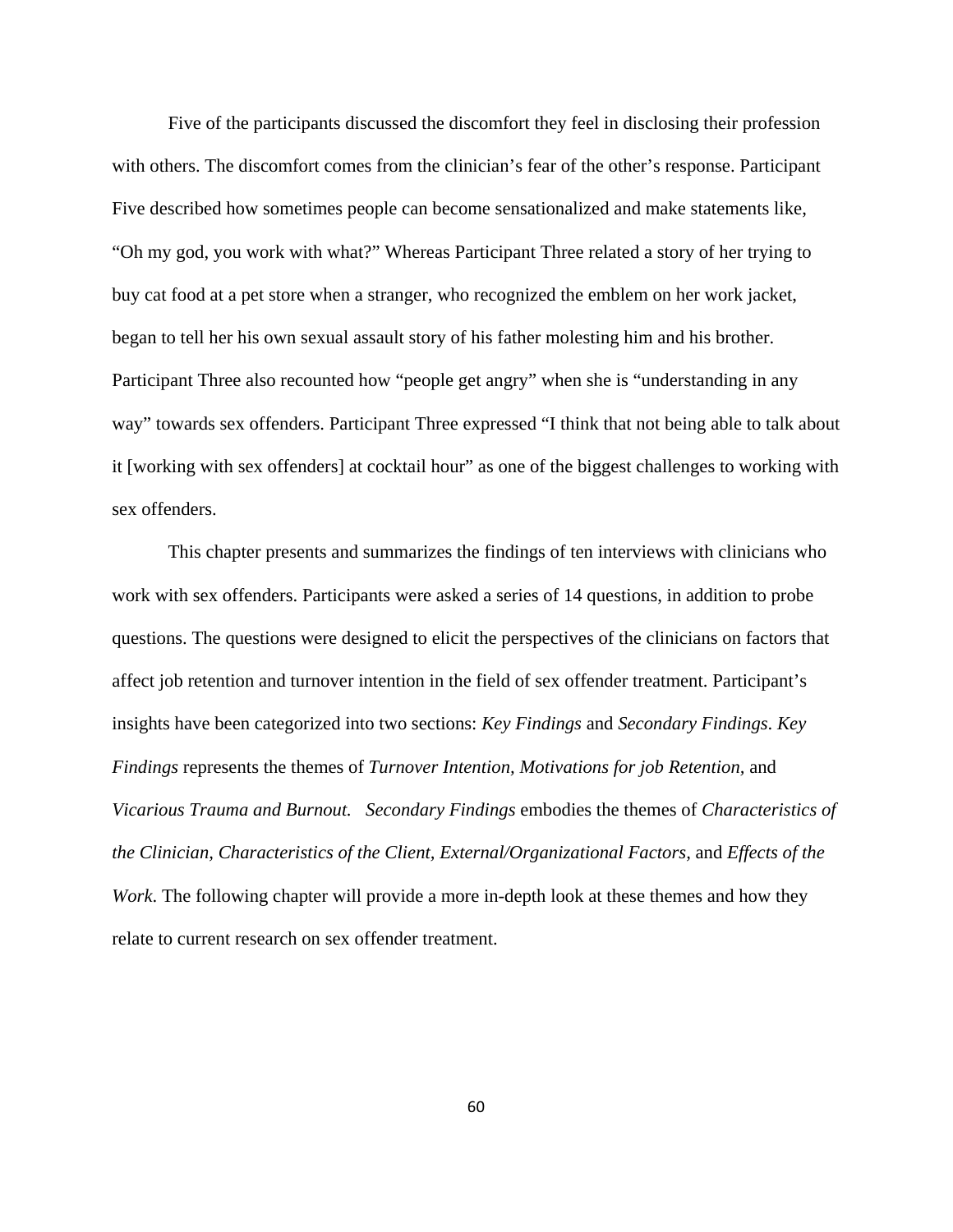Five of the participants discussed the discomfort they feel in disclosing their profession with others. The discomfort comes from the clinician's fear of the other's response. Participant Five described how sometimes people can become sensationalized and make statements like, "Oh my god, you work with what?" Whereas Participant Three related a story of her trying to buy cat food at a pet store when a stranger, who recognized the emblem on her work jacket, began to tell her his own sexual assault story of his father molesting him and his brother. Participant Three also recounted how "people get angry" when she is "understanding in any way" towards sex offenders. Participant Three expressed "I think that not being able to talk about it [working with sex offenders] at cocktail hour" as one of the biggest challenges to working with sex offenders.

This chapter presents and summarizes the findings of ten interviews with clinicians who work with sex offenders. Participants were asked a series of 14 questions, in addition to probe questions. The questions were designed to elicit the perspectives of the clinicians on factors that affect job retention and turnover intention in the field of sex offender treatment. Participant's insights have been categorized into two sections: *Key Findings* and *Secondary Findings*. *Key Findings* represents the themes of *Turnover Intention, Motivations for job Retention,* and *Vicarious Trauma and Burnout.* *Secondary Findings* embodies the themes of *Characteristics of the Clinician, Characteristics of the Client, External/Organizational Factors,* and *Effects of the Work.* The following chapter will provide a more in-depth look at these themes and how they relate to current research on sex offender treatment.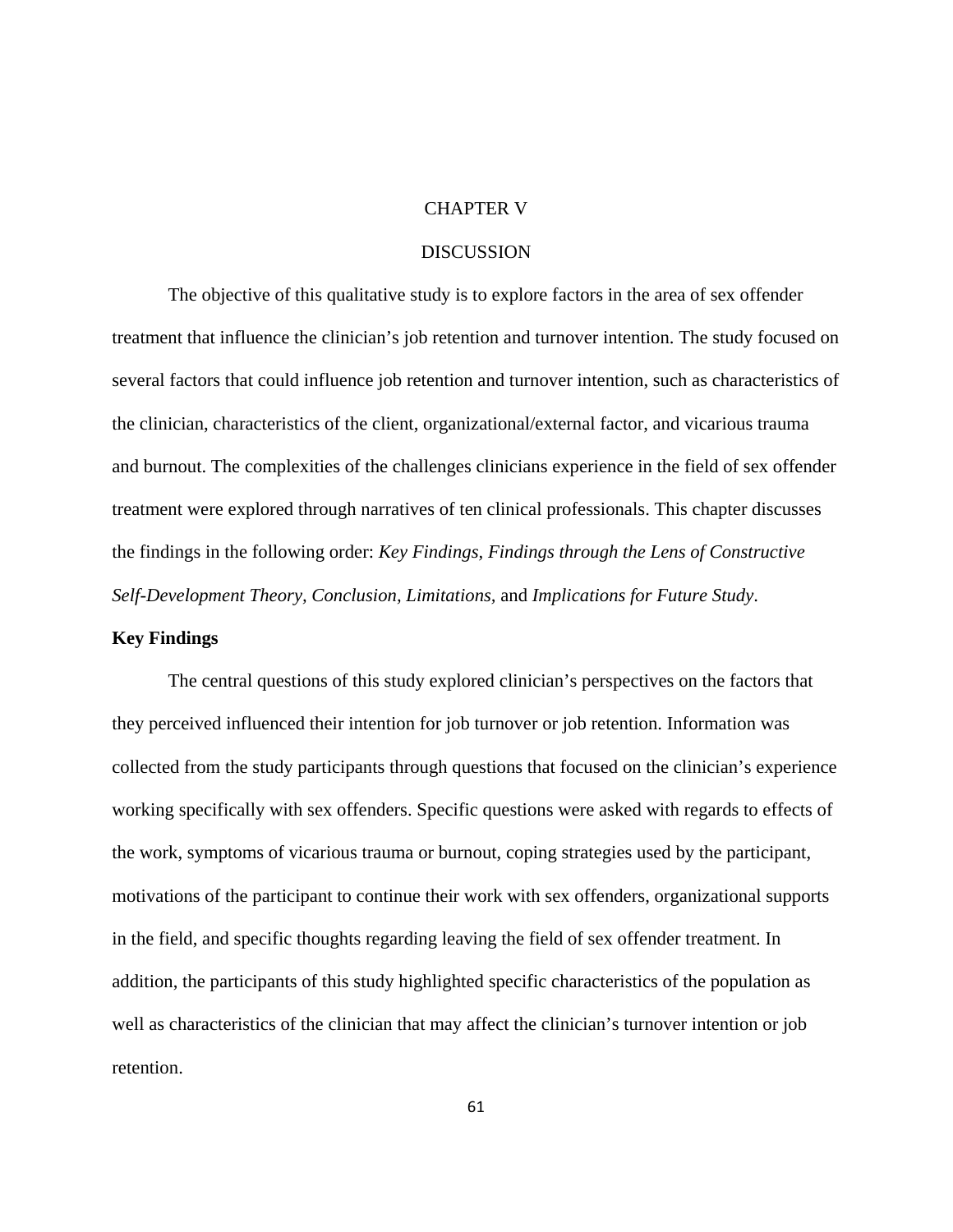# CHAPTER V

# DISCUSSION

The objective of this qualitative study is to explore factors in the area of sex offender treatment that influence the clinician's job retention and turnover intention. The study focused on several factors that could influence job retention and turnover intention, such as characteristics of the clinician, characteristics of the client, organizational/external factor, and vicarious trauma and burnout. The complexities of the challenges clinicians experience in the field of sex offender treatment were explored through narratives of ten clinical professionals. This chapter discusses the findings in the following order: *Key Findings, Findings through the Lens of Constructive Self-Development Theory, Conclusion, Limitations,* and *Implications for Future Study*.

## Key Findings

The central questions of this study explored clinician's perspectives on the factors that they perceived influenced their intention for job turnover or job retention. Information was collected from the study participants through questions that focused on the clinician's experience working specifically with sex offenders. Specific questions were asked with regards to effects of the work, symptoms of vicarious trauma or burnout, coping strategies used by the participant, motivations of the participant to continue their work with sex offenders, organizational supports in the field, and specific thoughts regarding leaving the field of sex offender treatment. In addition, the participants of this study highlighted specific characteristics of the population as well as characteristics of the clinician that may affect the clinician's turnover intention or job retention.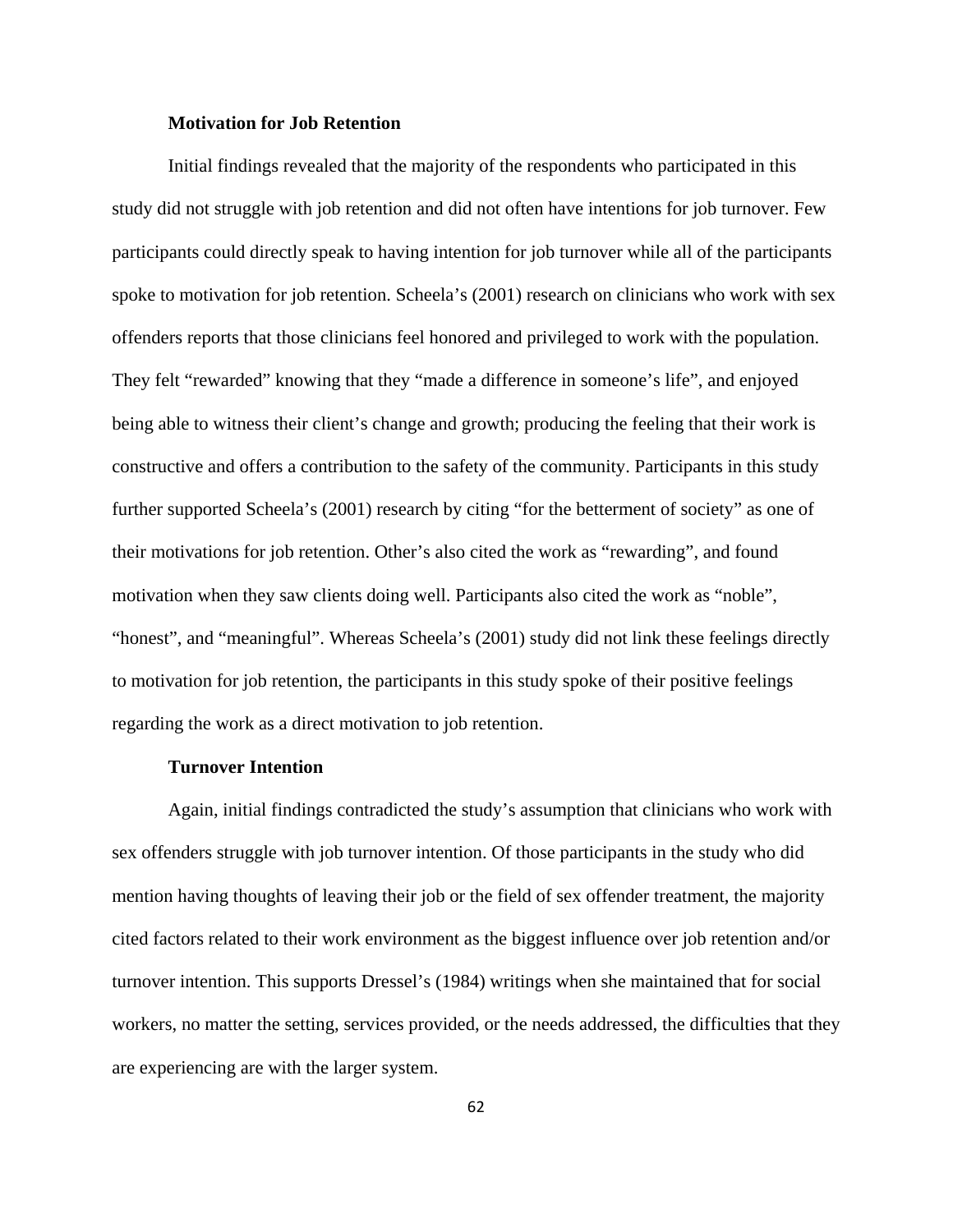### Motivation for Job Retention

Initial findings revealed that the majority of the respondents who participated in this study did not struggle with job retention and did not often have intentions for job turnover. Few participants could directly speak to having intention for job turnover while all of the participants spoke to motivation for job retention. Scheela's (2001) research on clinicians who work with sex offenders reports that those clinicians feel honored and privileged to work with the population. They felt "rewarded" knowing that they "made a difference in someone's life", and enjoyed being able to witness their client's change and growth; producing the feeling that their work is constructive and offers a contribution to the safety of the community. Participants in this study further supported Scheela's (2001) research by citing "for the betterment of society" as one of their motivations for job retention. Other's also cited the work as "rewarding", and found motivation when they saw clients doing well. Participants also cited the work as "noble", "honest", and "meaningful". Whereas Scheela's (2001) study did not link these feelings directly to motivation for job retention, the participants in this study spoke of their positive feelings regarding the work as a direct motivation to job retention.

### Turnover Intention

Again, initial findings contradicted the study's assumption that clinicians who work with sex offenders struggle with job turnover intention. Of those participants in the study who did mention having thoughts of leaving their job or the field of sex offender treatment, the majority cited factors related to their work environment as the biggest influence over job retention and/or turnover intention. This supports Dressel's (1984) writings when she maintained that for social workers, no matter the setting, services provided, or the needs addressed, the difficulties that they are experiencing are with the larger system.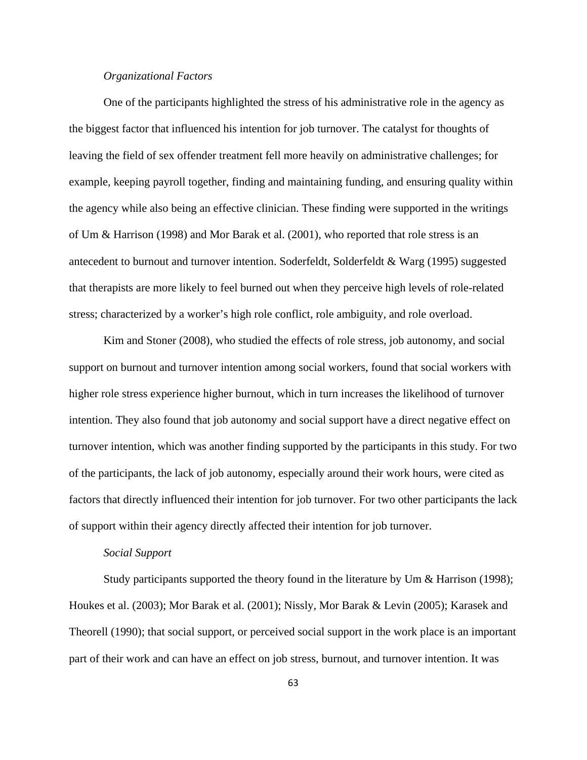*Organizational Factors*

One of the participants highlighted the stress of his administrative role in the agency as the biggest factor that influenced his intention for job turnover. The catalyst for thoughts of leaving the field of sex offender treatment fell more heavily on administrative challenges; for example, keeping payroll together, finding and maintaining funding, and ensuring quality within the agency while also being an effective clinician. These finding were supported in the writings of Um & Harrison (1998) and Mor Barak et al. (2001), who reported that role stress is an antecedent to burnout and turnover intention. Soderfeldt, Solderfeldt & Warg (1995) suggested that therapists are more likely to feel burned out when they perceive high levels of role-related stress; characterized by a worker's high role conflict, role ambiguity, and role overload.

Kim and Stoner (2008), who studied the effects of role stress, job autonomy, and social support on burnout and turnover intention among social workers, found that social workers with higher role stress experience higher burnout, which in turn increases the likelihood of turnover intention. They also found that job autonomy and social support have a direct negative effect on turnover intention, which was another finding supported by the participants in this study. For two of the participants, the lack of job autonomy, especially around their work hours, were cited as factors that directly influenced their intention for job turnover. For two other participants the lack of support within their agency directly affected their intention for job turnover.

*Social Support*

Study participants supported the theory found in the literature by Um & Harrison (1998); Houkes et al. (2003); Mor Barak et al. (2001); Nissly, Mor Barak & Levin (2005); Karasek and Theorell (1990); that social support, or perceived social support in the work place is an important part of their work and can have an effect on job stress, burnout, and turnover intention. It was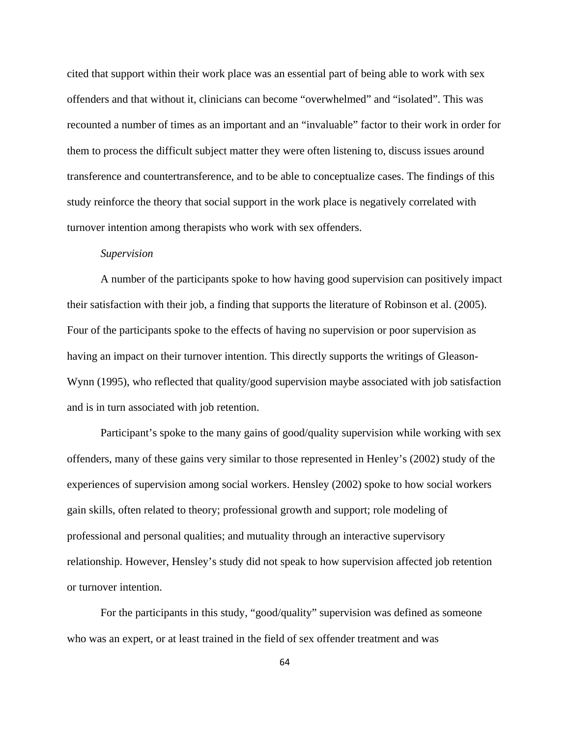cited that support within their work place was an essential part of being able to work with sex offenders and that without it, clinicians can become "overwhelmed" and "isolated". This was recounted a number of times as an important and an "invaluable" factor to their work in order for them to process the difficult subject matter they were often listening to, discuss issues around transference and countertransference, and to be able to conceptualize cases. The findings of this study reinforce the theory that social support in the work place is negatively correlated with turnover intention among therapists who work with sex offenders.

*Supervision*

A number of the participants spoke to how having good supervision can positively impact their satisfaction with their job, a finding that supports the literature of Robinson et al. (2005). Four of the participants spoke to the effects of having no supervision or poor supervision as having an impact on their turnover intention. This directly supports the writings of Gleason-Wynn (1995), who reflected that quality/good supervision maybe associated with job satisfaction and is in turn associated with job retention.

Participant's spoke to the many gains of good/quality supervision while working with sex offenders, many of these gains very similar to those represented in Henley's (2002) study of the experiences of supervision among social workers. Hensley (2002) spoke to how social workers gain skills, often related to theory; professional growth and support; role modeling of professional and personal qualities; and mutuality through an interactive supervisory relationship. However, Hensley's study did not speak to how supervision affected job retention or turnover intention.

For the participants in this study, "good/quality" supervision was defined as someone who was an expert, or at least trained in the field of sex offender treatment and was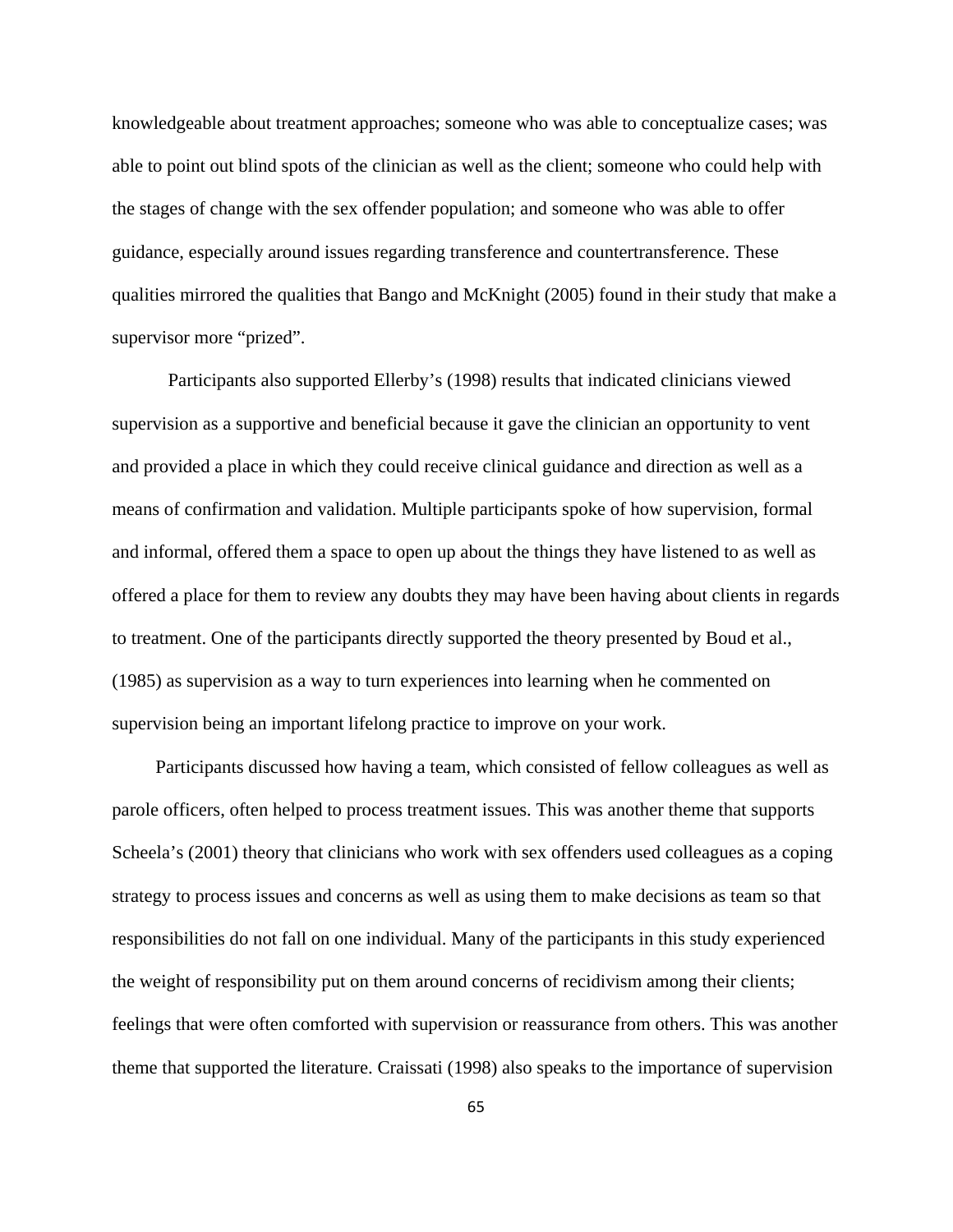knowledgeable about treatment approaches; someone who was able to conceptualize cases; was able to point out blind spots of the clinician as well as the client; someone who could help with the stages of change with the sex offender population; and someone who was able to offer guidance, especially around issues regarding transference and countertransference. These qualities mirrored the qualities that Bango and McKnight (2005) found in their study that make a supervisor more "prized".

Participants also supported Ellerby's (1998) results that indicated clinicians viewed supervision as a supportive and beneficial because it gave the clinician an opportunity to vent and provided a place in which they could receive clinical guidance and direction as well as a means of confirmation and validation. Multiple participants spoke of how supervision, formal and informal, offered them a space to open up about the things they have listened to as well as offered a place for them to review any doubts they may have been having about clients in regards to treatment. One of the participants directly supported the theory presented by Boud et al., (1985) as supervision as a way to turn experiences into learning when he commented on supervision being an important lifelong practice to improve on your work.

Participants discussed how having a team, which consisted of fellow colleagues as well as parole officers, often helped to process treatment issues. This was another theme that supports Scheela's (2001) theory that clinicians who work with sex offenders used colleagues as a coping strategy to process issues and concerns as well as using them to make decisions as team so that responsibilities do not fall on one individual. Many of the participants in this study experienced the weight of responsibility put on them around concerns of recidivism among their clients; feelings that were often comforted with supervision or reassurance from others. This was another theme that supported the literature. Craissati (1998) also speaks to the importance of supervision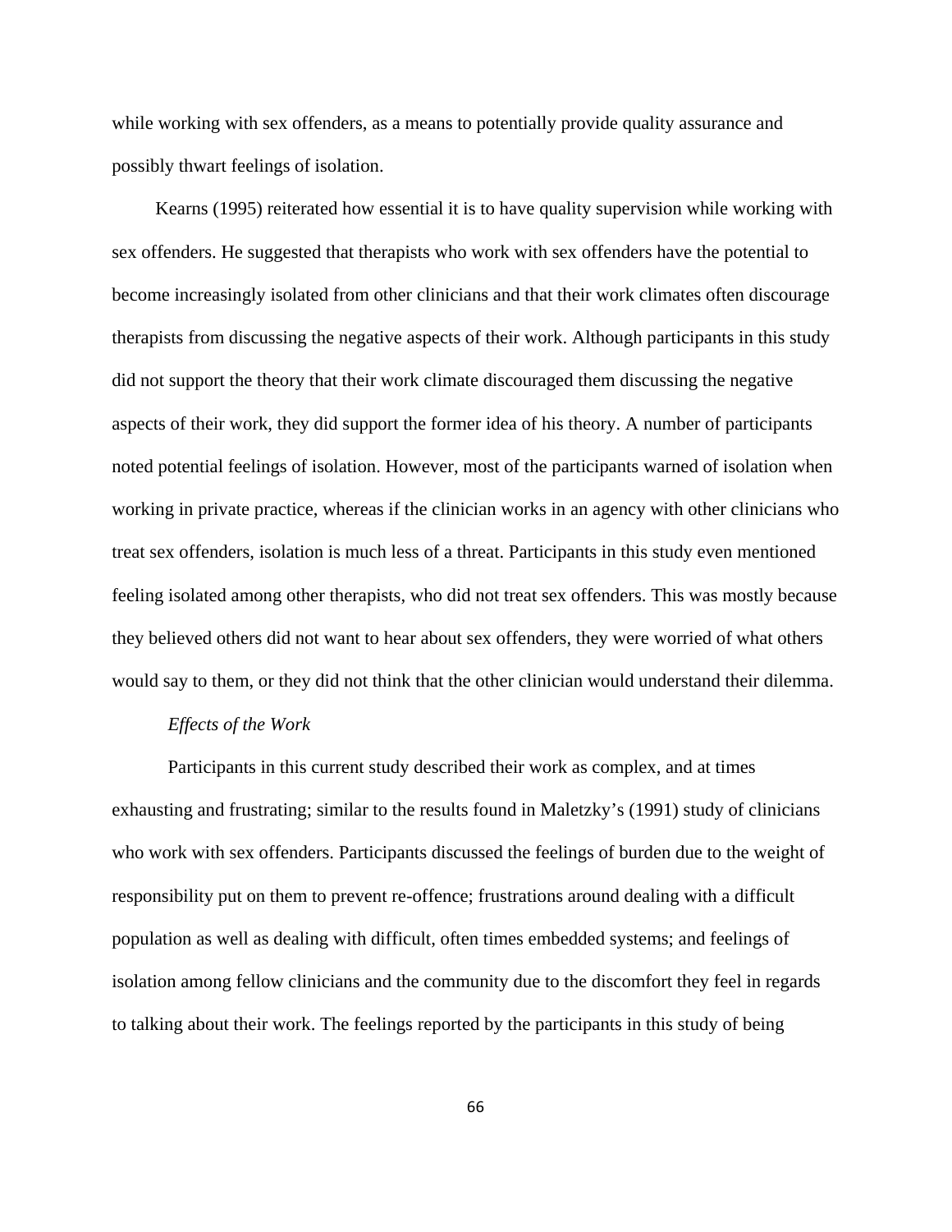while working with sex offenders, as a means to potentially provide quality assurance and possibly thwart feelings of isolation.

Kearns (1995) reiterated how essential it is to have quality supervision while working with sex offenders. He suggested that therapists who work with sex offenders have the potential to become increasingly isolated from other clinicians and that their work climates often discourage therapists from discussing the negative aspects of their work. Although participants in this study did not support the theory that their work climate discouraged them discussing the negative aspects of their work, they did support the former idea of his theory. A number of participants noted potential feelings of isolation. However, most of the participants warned of isolation when working in private practice, whereas if the clinician works in an agency with other clinicians who treat sex offenders, isolation is much less of a threat. Participants in this study even mentioned feeling isolated among other therapists, who did not treat sex offenders. This was mostly because they believed others did not want to hear about sex offenders, they were worried of what others would say to them, or they did not think that the other clinician would understand their dilemma.

*Effects of the Work*

Participants in this current study described their work as complex, and at times exhausting and frustrating; similar to the results found in Maletzky's (1991) study of clinicians who work with sex offenders. Participants discussed the feelings of burden due to the weight of responsibility put on them to prevent re-offence; frustrations around dealing with a difficult population as well as dealing with difficult, often times embedded systems; and feelings of isolation among fellow clinicians and the community due to the discomfort they feel in regards to talking about their work. The feelings reported by the participants in this study of being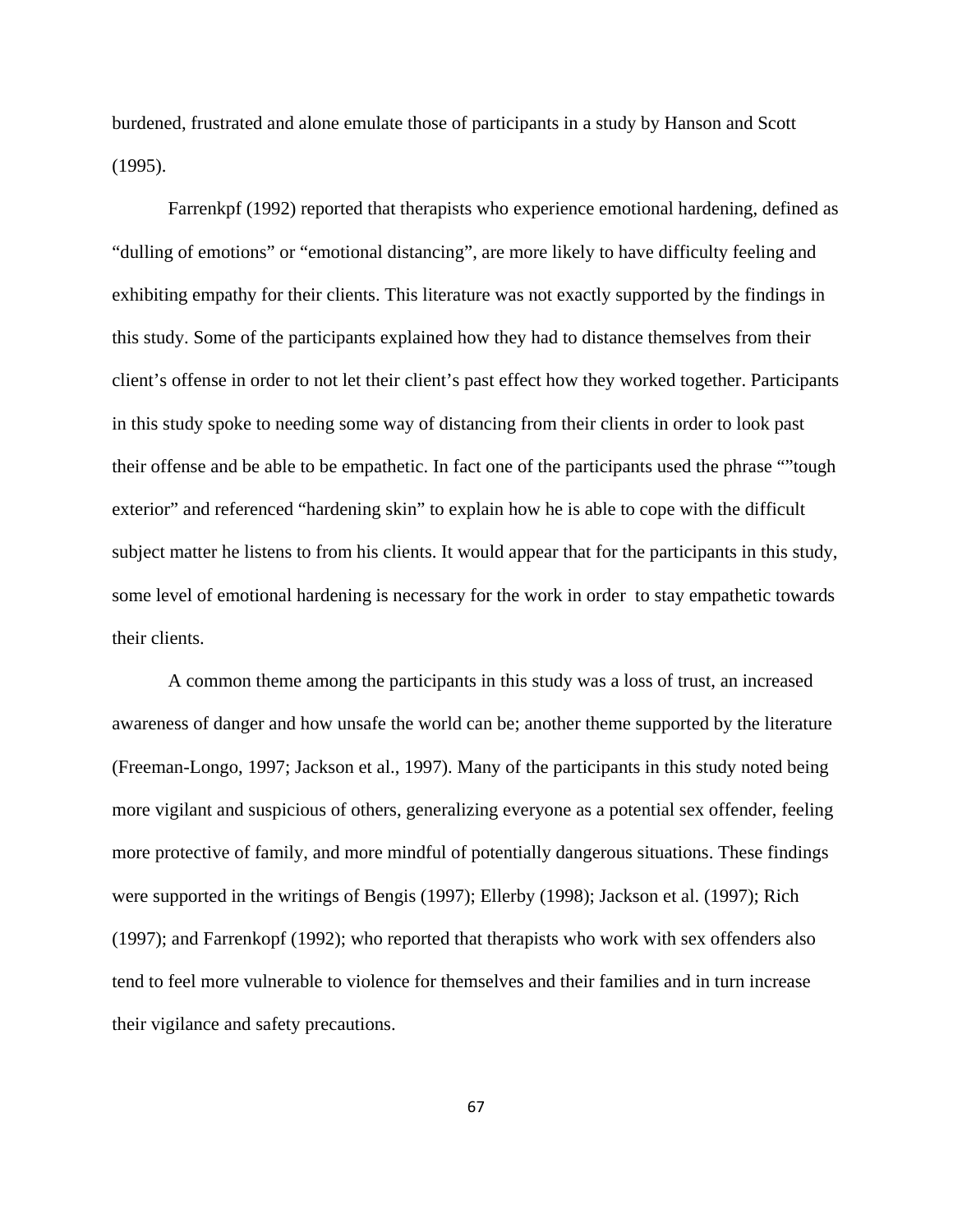burdened, frustrated and alone emulate those of participants in a study by Hanson and Scott (1995).

Farrenkpf (1992) reported that therapists who experience emotional hardening, defined as "dulling of emotions" or "emotional distancing", are more likely to have difficulty feeling and exhibiting empathy for their clients. This literature was not exactly supported by the findings in this study. Some of the participants explained how they had to distance themselves from their client's offense in order to not let their client's past effect how they worked together. Participants in this study spoke to needing some way of distancing from their clients in order to look past their offense and be able to be empathetic. In fact one of the participants used the phrase ""tough exterior" and referenced "hardening skin" to explain how he is able to cope with the difficult subject matter he listens to from his clients. It would appear that for the participants in this study, some level of emotional hardening is necessary for the work in order to stay empathetic towards their clients.

A common theme among the participants in this study was a loss of trust, an increased awareness of danger and how unsafe the world can be; another theme supported by the literature (Freeman-Longo, 1997; Jackson et al., 1997). Many of the participants in this study noted being more vigilant and suspicious of others, generalizing everyone as a potential sex offender, feeling more protective of family, and more mindful of potentially dangerous situations. These findings were supported in the writings of Bengis (1997); Ellerby (1998); Jackson et al. (1997); Rich (1997); and Farrenkopf (1992); who reported that therapists who work with sex offenders also tend to feel more vulnerable to violence for themselves and their families and in turn increase their vigilance and safety precautions.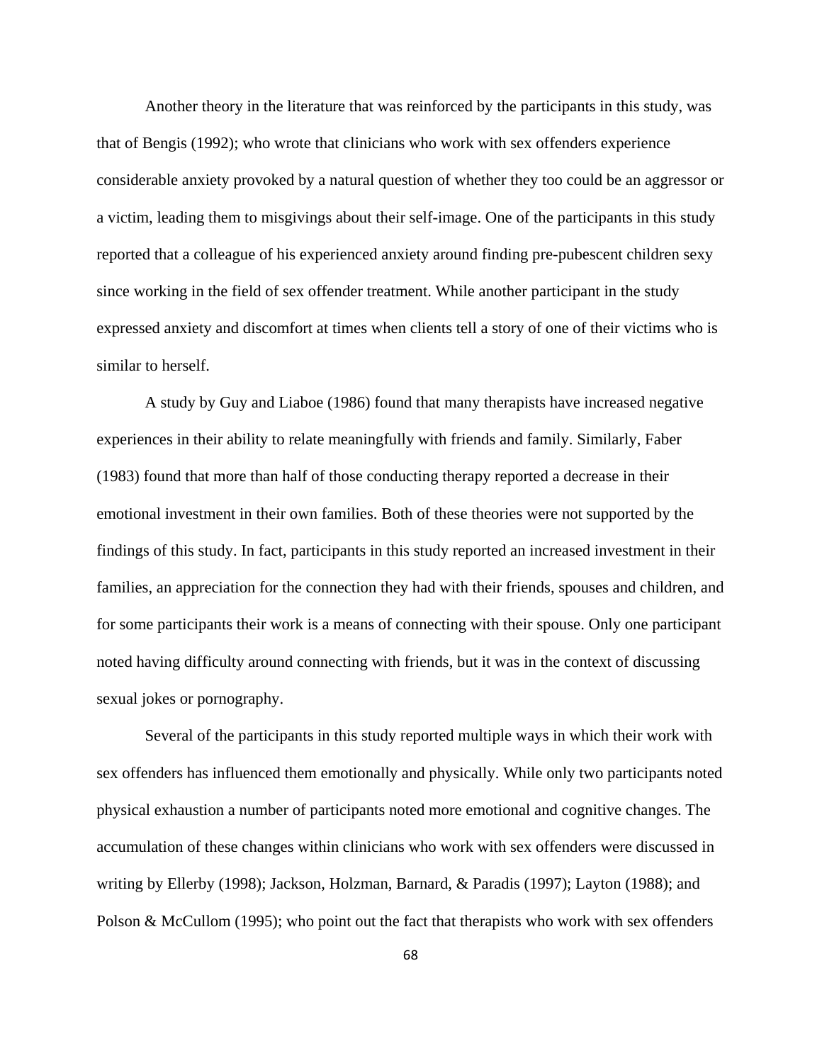Another theory in the literature that was reinforced by the participants in this study, was that of Bengis (1992); who wrote that clinicians who work with sex offenders experience considerable anxiety provoked by a natural question of whether they too could be an aggressor or a victim, leading them to misgivings about their self-image. One of the participants in this study reported that a colleague of his experienced anxiety around finding pre-pubescent children sexy since working in the field of sex offender treatment. While another participant in the study expressed anxiety and discomfort at times when clients tell a story of one of their victims who is similar to herself.

A study by Guy and Liaboe (1986) found that many therapists have increased negative experiences in their ability to relate meaningfully with friends and family. Similarly, Faber (1983) found that more than half of those conducting therapy reported a decrease in their emotional investment in their own families. Both of these theories were not supported by the findings of this study. In fact, participants in this study reported an increased investment in their families, an appreciation for the connection they had with their friends, spouses and children, and for some participants their work is a means of connecting with their spouse. Only one participant noted having difficulty around connecting with friends, but it was in the context of discussing sexual jokes or pornography.

Several of the participants in this study reported multiple ways in which their work with sex offenders has influenced them emotionally and physically. While only two participants noted physical exhaustion a number of participants noted more emotional and cognitive changes. The accumulation of these changes within clinicians who work with sex offenders were discussed in writing by Ellerby (1998); Jackson, Holzman, Barnard, & Paradis (1997); Layton (1988); and Polson & McCullom (1995); who point out the fact that therapists who work with sex offenders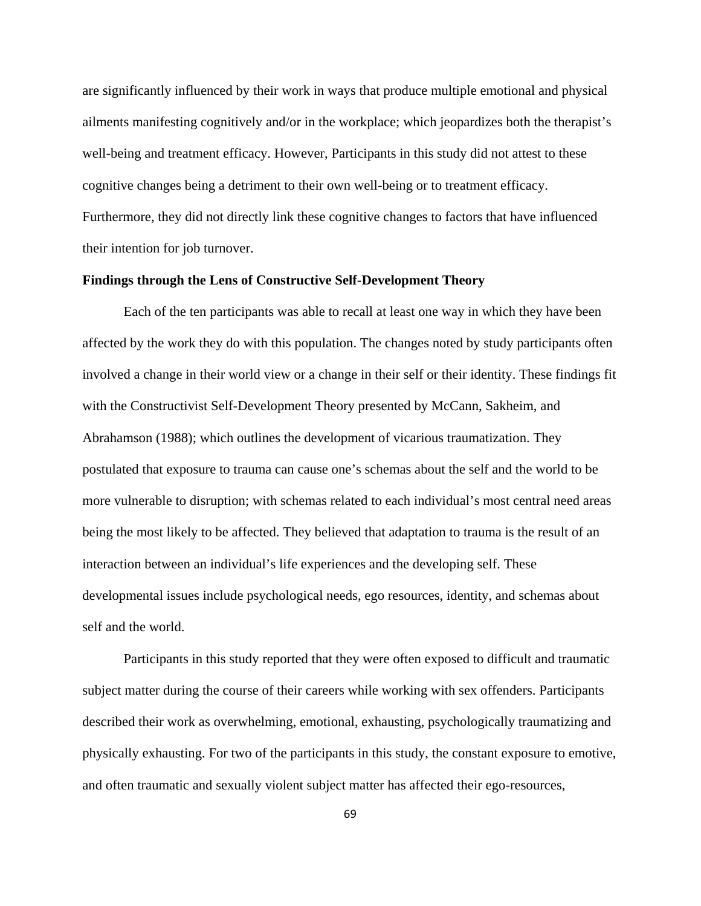are significantly influenced by their work in ways that produce multiple emotional and physical ailments manifesting cognitively and/or in the workplace; which jeopardizes both the therapist's well-being and treatment efficacy. However, Participants in this study did not attest to these cognitive changes being a detriment to their own well-being or to treatment efficacy. Furthermore, they did not directly link these cognitive changes to factors that have influenced their intention for job turnover.

**Findings through the Lens of Constructive Self-Development Theory**

Each of the ten participants was able to recall at least one way in which they have been affected by the work they do with this population. The changes noted by study participants often involved a change in their world view or a change in their self or their identity. These findings fit with the Constructivist Self-Development Theory presented by McCann, Sakheim, and Abrahamson (1988); which outlines the development of vicarious traumatization. They postulated that exposure to trauma can cause one's schemas about the self and the world to be more vulnerable to disruption; with schemas related to each individual's most central need areas being the most likely to be affected. They believed that adaptation to trauma is the result of an interaction between an individual's life experiences and the developing self. These developmental issues include psychological needs, ego resources, identity, and schemas about self and the world.

Participants in this study reported that they were often exposed to difficult and traumatic subject matter during the course of their careers while working with sex offenders. Participants described their work as overwhelming, emotional, exhausting, psychologically traumatizing and physically exhausting. For two of the participants in this study, the constant exposure to emotive, and often traumatic and sexually violent subject matter has affected their ego-resources,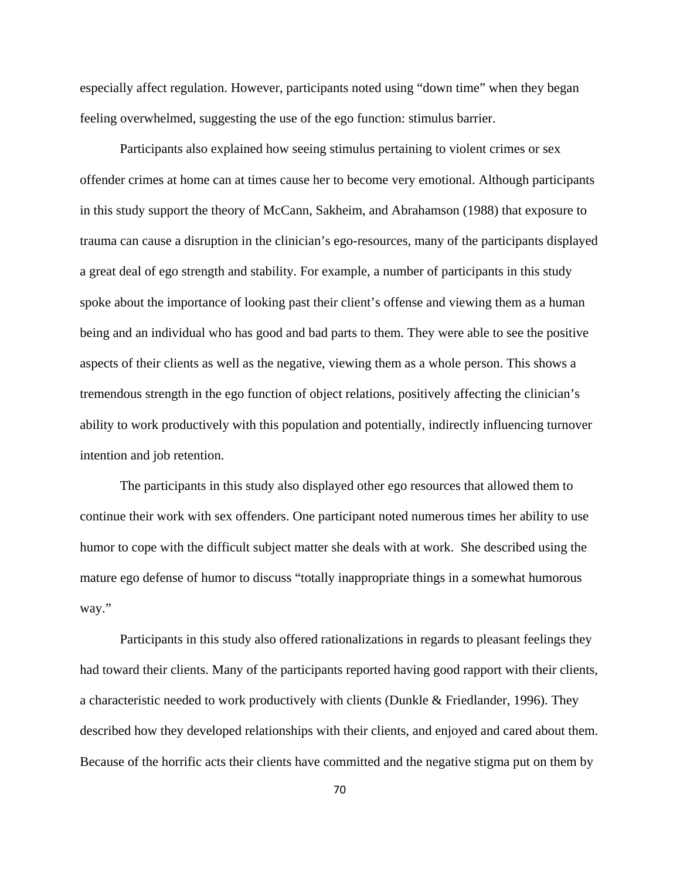especially affect regulation. However, participants noted using "down time" when they began feeling overwhelmed, suggesting the use of the ego function: stimulus barrier.

Participants also explained how seeing stimulus pertaining to violent crimes or sex offender crimes at home can at times cause her to become very emotional. Although participants in this study support the theory of McCann, Sakheim, and Abrahamson (1988) that exposure to trauma can cause a disruption in the clinician's ego-resources, many of the participants displayed a great deal of ego strength and stability. For example, a number of participants in this study spoke about the importance of looking past their client's offense and viewing them as a human being and an individual who has good and bad parts to them. They were able to see the positive aspects of their clients as well as the negative, viewing them as a whole person. This shows a tremendous strength in the ego function of object relations, positively affecting the clinician's ability to work productively with this population and potentially, indirectly influencing turnover intention and job retention.

The participants in this study also displayed other ego resources that allowed them to continue their work with sex offenders. One participant noted numerous times her ability to use humor to cope with the difficult subject matter she deals with at work. She described using the mature ego defense of humor to discuss "totally inappropriate things in a somewhat humorous way."

Participants in this study also offered rationalizations in regards to pleasant feelings they had toward their clients. Many of the participants reported having good rapport with their clients, a characteristic needed to work productively with clients (Dunkle & Friedlander, 1996). They described how they developed relationships with their clients, and enjoyed and cared about them. Because of the horrific acts their clients have committed and the negative stigma put on them by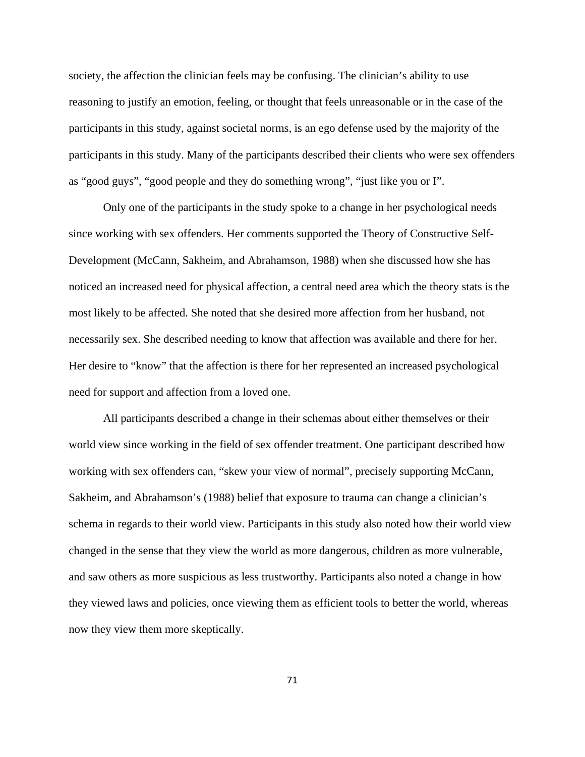society, the affection the clinician feels may be confusing. The clinician's ability to use reasoning to justify an emotion, feeling, or thought that feels unreasonable or in the case of the participants in this study, against societal norms, is an ego defense used by the majority of the participants in this study. Many of the participants described their clients who were sex offenders as "good guys", "good people and they do something wrong", "just like you or I".

Only one of the participants in the study spoke to a change in her psychological needs since working with sex offenders. Her comments supported the Theory of Constructive Self-Development (McCann, Sakheim, and Abrahamson, 1988) when she discussed how she has noticed an increased need for physical affection, a central need area which the theory stats is the most likely to be affected. She noted that she desired more affection from her husband, not necessarily sex. She described needing to know that affection was available and there for her. Her desire to "know" that the affection is there for her represented an increased psychological need for support and affection from a loved one.

All participants described a change in their schemas about either themselves or their world view since working in the field of sex offender treatment. One participant described how working with sex offenders can, "skew your view of normal", precisely supporting McCann, Sakheim, and Abrahamson's (1988) belief that exposure to trauma can change a clinician's schema in regards to their world view. Participants in this study also noted how their world view changed in the sense that they view the world as more dangerous, children as more vulnerable, and saw others as more suspicious as less trustworthy. Participants also noted a change in how they viewed laws and policies, once viewing them as efficient tools to better the world, whereas now they view them more skeptically.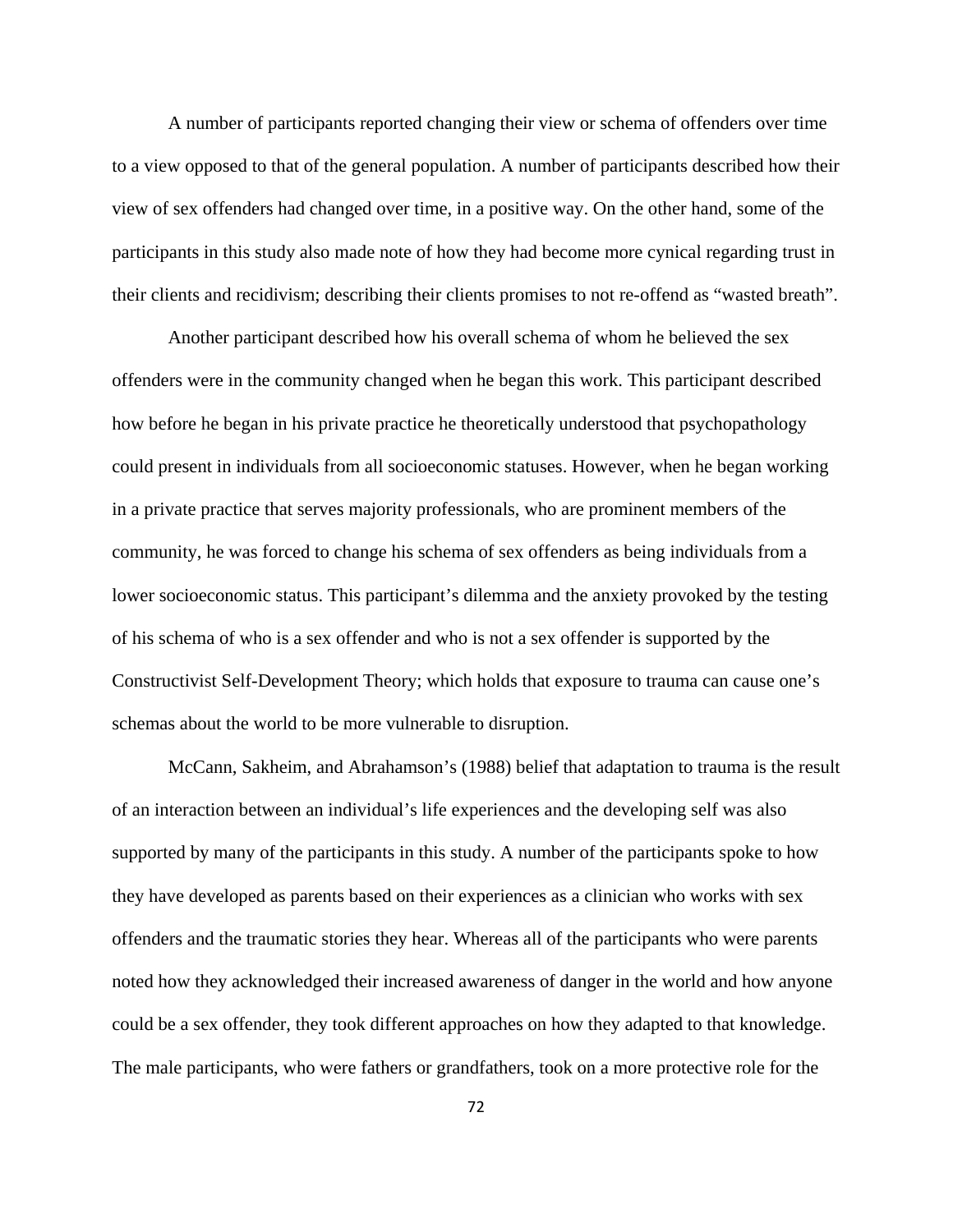A number of participants reported changing their view or schema of offenders over time to a view opposed to that of the general population. A number of participants described how their view of sex offenders had changed over time, in a positive way. On the other hand, some of the participants in this study also made note of how they had become more cynical regarding trust in their clients and recidivism; describing their clients promises to not re-offend as "wasted breath".

Another participant described how his overall schema of whom he believed the sex offenders were in the community changed when he began this work. This participant described how before he began in his private practice he theoretically understood that psychopathology could present in individuals from all socioeconomic statuses. However, when he began working in a private practice that serves majority professionals, who are prominent members of the community, he was forced to change his schema of sex offenders as being individuals from a lower socioeconomic status. This participant's dilemma and the anxiety provoked by the testing of his schema of who is a sex offender and who is not a sex offender is supported by the Constructivist Self-Development Theory; which holds that exposure to trauma can cause one's schemas about the world to be more vulnerable to disruption.

McCann, Sakheim, and Abrahamson's (1988) belief that adaptation to trauma is the result of an interaction between an individual's life experiences and the developing self was also supported by many of the participants in this study. A number of the participants spoke to how they have developed as parents based on their experiences as a clinician who works with sex offenders and the traumatic stories they hear. Whereas all of the participants who were parents noted how they acknowledged their increased awareness of danger in the world and how anyone could be a sex offender, they took different approaches on how they adapted to that knowledge. The male participants, who were fathers or grandfathers, took on a more protective role for the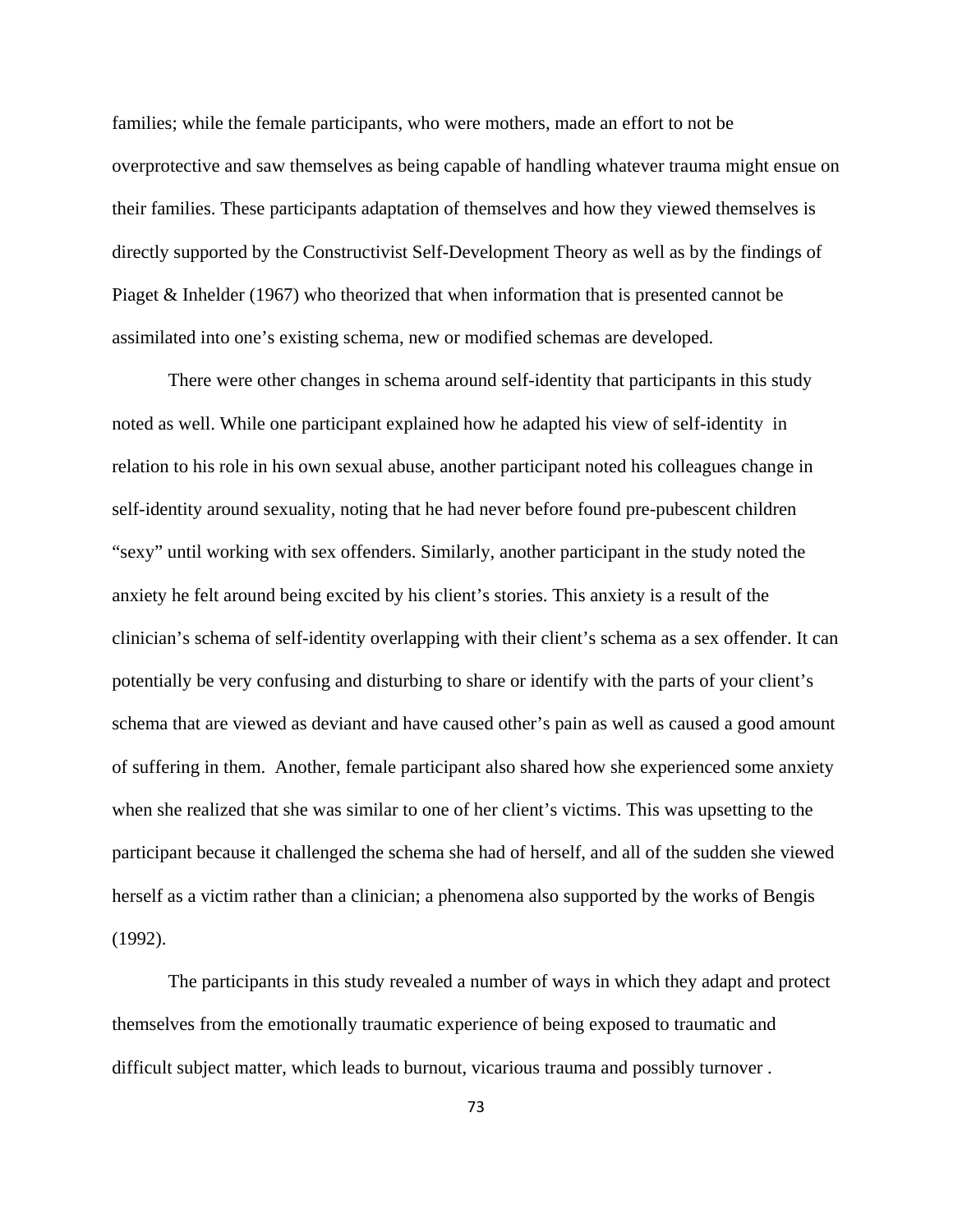families; while the female participants, who were mothers, made an effort to not be overprotective and saw themselves as being capable of handling whatever trauma might ensue on their families. These participants adaptation of themselves and how they viewed themselves is directly supported by the Constructivist Self-Development Theory as well as by the findings of Piaget & Inhelder (1967) who theorized that when information that is presented cannot be assimilated into one's existing schema, new or modified schemas are developed.

There were other changes in schema around self-identity that participants in this study noted as well. While one participant explained how he adapted his view of self-identity in relation to his role in his own sexual abuse, another participant noted his colleagues change in self-identity around sexuality, noting that he had never before found pre-pubescent children "sexy" until working with sex offenders. Similarly, another participant in the study noted the anxiety he felt around being excited by his client's stories. This anxiety is a result of the clinician's schema of self-identity overlapping with their client's schema as a sex offender. It can potentially be very confusing and disturbing to share or identify with the parts of your client's schema that are viewed as deviant and have caused other's pain as well as caused a good amount of suffering in them. Another, female participant also shared how she experienced some anxiety when she realized that she was similar to one of her client's victims. This was upsetting to the participant because it challenged the schema she had of herself, and all of the sudden she viewed herself as a victim rather than a clinician; a phenomena also supported by the works of Bengis (1992).

The participants in this study revealed a number of ways in which they adapt and protect themselves from the emotionally traumatic experience of being exposed to traumatic and difficult subject matter, which leads to burnout, vicarious trauma and possibly turnover .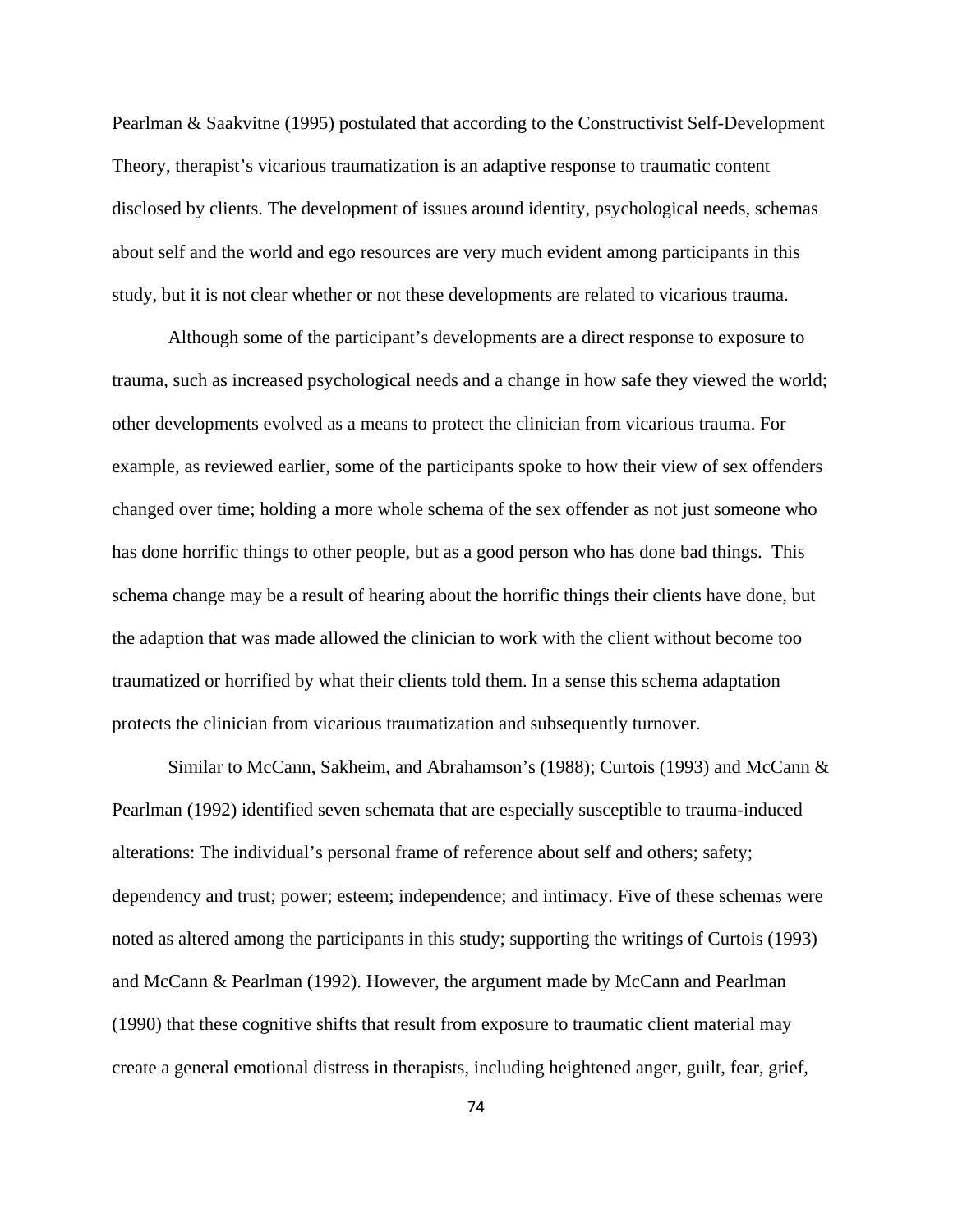Pearlman & Saakvitne (1995) postulated that according to the Constructivist Self-Development Theory, therapist's vicarious traumatization is an adaptive response to traumatic content disclosed by clients. The development of issues around identity, psychological needs, schemas about self and the world and ego resources are very much evident among participants in this study, but it is not clear whether or not these developments are related to vicarious trauma.

Although some of the participant's developments are a direct response to exposure to trauma, such as increased psychological needs and a change in how safe they viewed the world; other developments evolved as a means to protect the clinician from vicarious trauma. For example, as reviewed earlier, some of the participants spoke to how their view of sex offenders changed over time; holding a more whole schema of the sex offender as not just someone who has done horrific things to other people, but as a good person who has done bad things. This schema change may be a result of hearing about the horrific things their clients have done, but the adaption that was made allowed the clinician to work with the client without become too traumatized or horrified by what their clients told them. In a sense this schema adaptation protects the clinician from vicarious traumatization and subsequently turnover.

Similar to McCann, Sakheim, and Abrahamson's (1988); Curtois (1993) and McCann & Pearlman (1992) identified seven schemata that are especially susceptible to trauma-induced alterations: The individual's personal frame of reference about self and others; safety; dependency and trust; power; esteem; independence; and intimacy. Five of these schemas were noted as altered among the participants in this study; supporting the writings of Curtois (1993) and McCann & Pearlman (1992). However, the argument made by McCann and Pearlman (1990) that these cognitive shifts that result from exposure to traumatic client material may create a general emotional distress in therapists, including heightened anger, guilt, fear, grief,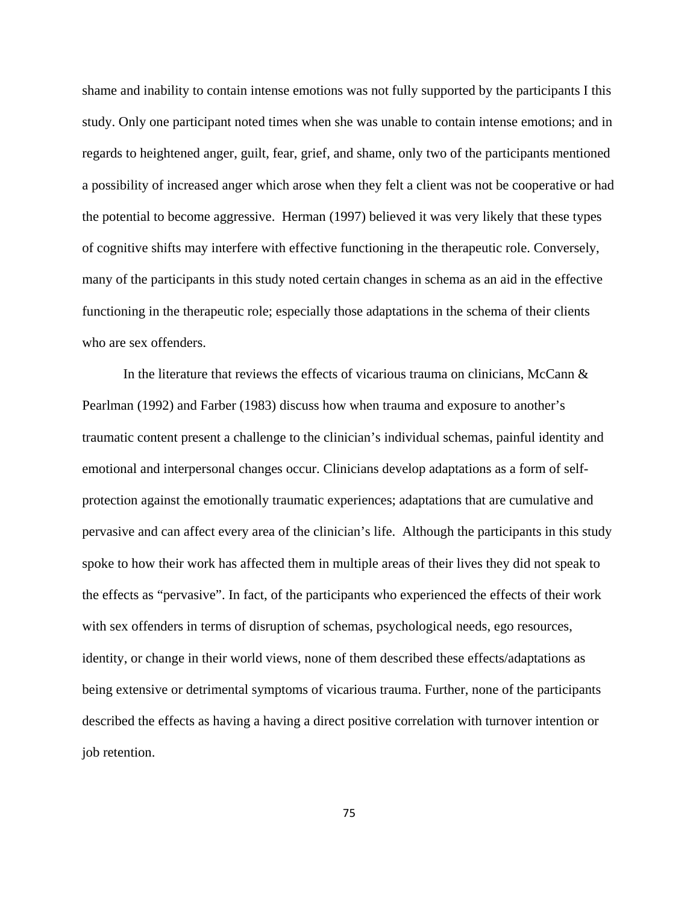shame and inability to contain intense emotions was not fully supported by the participants I this study. Only one participant noted times when she was unable to contain intense emotions; and in regards to heightened anger, guilt, fear, grief, and shame, only two of the participants mentioned a possibility of increased anger which arose when they felt a client was not be cooperative or had the potential to become aggressive. Herman (1997) believed it was very likely that these types of cognitive shifts may interfere with effective functioning in the therapeutic role. Conversely, many of the participants in this study noted certain changes in schema as an aid in the effective functioning in the therapeutic role; especially those adaptations in the schema of their clients who are sex offenders.

In the literature that reviews the effects of vicarious trauma on clinicians, McCann & Pearlman (1992) and Farber (1983) discuss how when trauma and exposure to another's traumatic content present a challenge to the clinician's individual schemas, painful identity and emotional and interpersonal changes occur. Clinicians develop adaptations as a form of self-protection against the emotionally traumatic experiences; adaptations that are cumulative and pervasive and can affect every area of the clinician's life. Although the participants in this study spoke to how their work has affected them in multiple areas of their lives they did not speak to the effects as "pervasive". In fact, of the participants who experienced the effects of their work with sex offenders in terms of disruption of schemas, psychological needs, ego resources, identity, or change in their world views, none of them described these effects/adaptations as being extensive or detrimental symptoms of vicarious trauma. Further, none of the participants described the effects as having a having a direct positive correlation with turnover intention or job retention.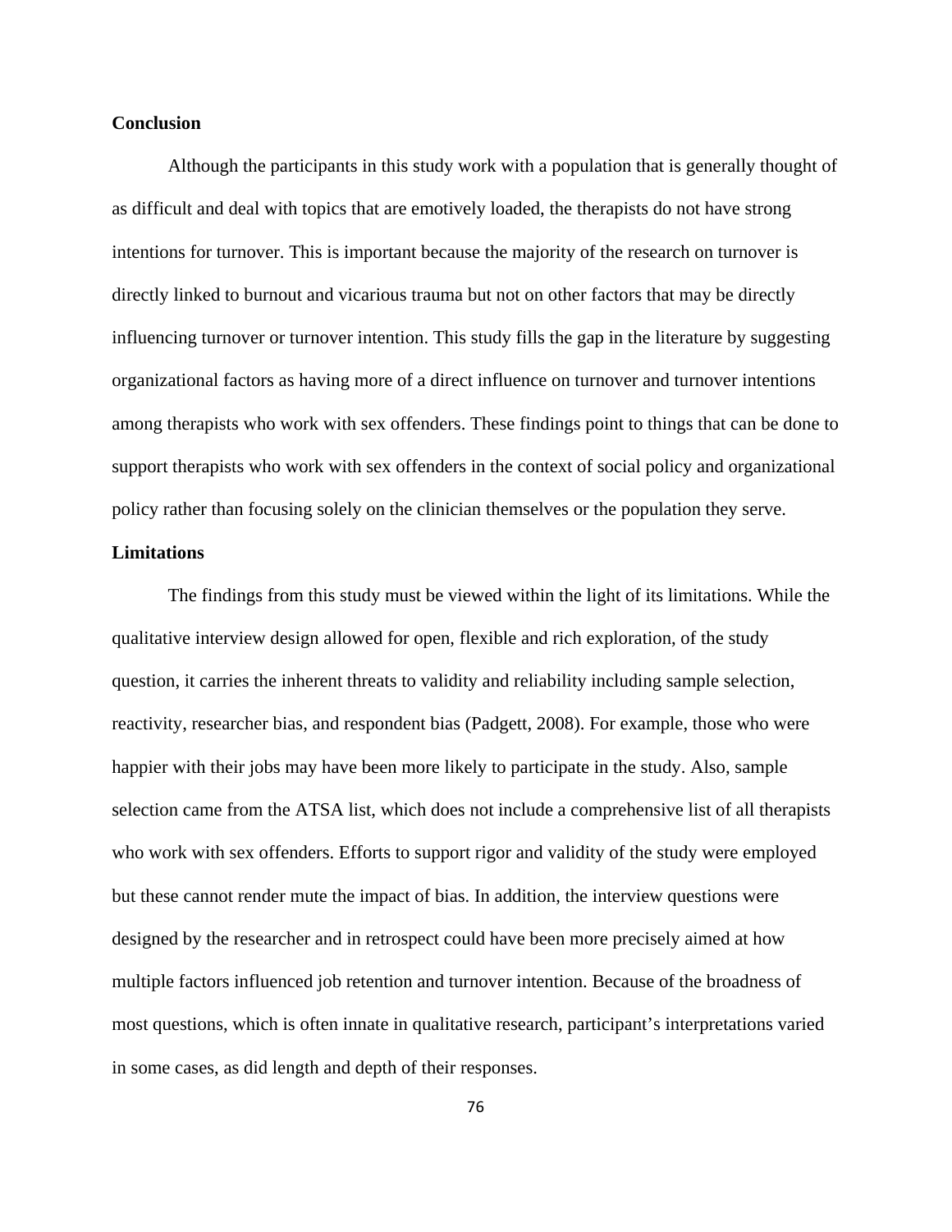**Conclusion**

Although the participants in this study work with a population that is generally thought of as difficult and deal with topics that are emotively loaded, the therapists do not have strong intentions for turnover. This is important because the majority of the research on turnover is directly linked to burnout and vicarious trauma but not on other factors that may be directly influencing turnover or turnover intention. This study fills the gap in the literature by suggesting organizational factors as having more of a direct influence on turnover and turnover intentions among therapists who work with sex offenders. These findings point to things that can be done to support therapists who work with sex offenders in the context of social policy and organizational policy rather than focusing solely on the clinician themselves or the population they serve.

**Limitations**

The findings from this study must be viewed within the light of its limitations. While the qualitative interview design allowed for open, flexible and rich exploration, of the study question, it carries the inherent threats to validity and reliability including sample selection, reactivity, researcher bias, and respondent bias (Padgett, 2008). For example, those who were happier with their jobs may have been more likely to participate in the study. Also, sample selection came from the ATSA list, which does not include a comprehensive list of all therapists who work with sex offenders. Efforts to support rigor and validity of the study were employed but these cannot render mute the impact of bias. In addition, the interview questions were designed by the researcher and in retrospect could have been more precisely aimed at how multiple factors influenced job retention and turnover intention. Because of the broadness of most questions, which is often innate in qualitative research, participant's interpretations varied in some cases, as did length and depth of their responses.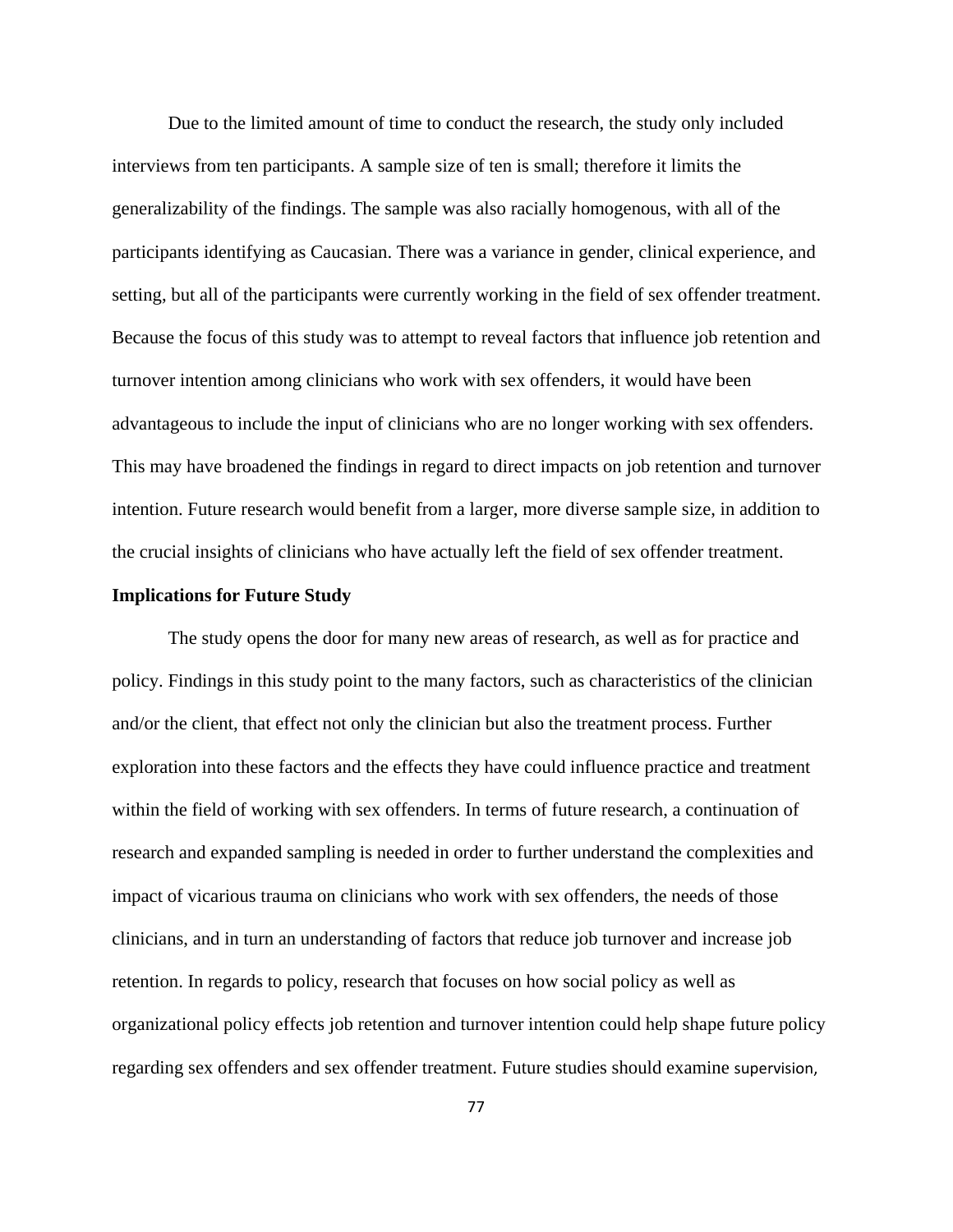Due to the limited amount of time to conduct the research, the study only included interviews from ten participants. A sample size of ten is small; therefore it limits the generalizability of the findings. The sample was also racially homogenous, with all of the participants identifying as Caucasian. There was a variance in gender, clinical experience, and setting, but all of the participants were currently working in the field of sex offender treatment. Because the focus of this study was to attempt to reveal factors that influence job retention and turnover intention among clinicians who work with sex offenders, it would have been advantageous to include the input of clinicians who are no longer working with sex offenders. This may have broadened the findings in regard to direct impacts on job retention and turnover intention. Future research would benefit from a larger, more diverse sample size, in addition to the crucial insights of clinicians who have actually left the field of sex offender treatment.

**Implications for Future Study**

The study opens the door for many new areas of research, as well as for practice and policy. Findings in this study point to the many factors, such as characteristics of the clinician and/or the client, that effect not only the clinician but also the treatment process. Further exploration into these factors and the effects they have could influence practice and treatment within the field of working with sex offenders. In terms of future research, a continuation of research and expanded sampling is needed in order to further understand the complexities and impact of vicarious trauma on clinicians who work with sex offenders, the needs of those clinicians, and in turn an understanding of factors that reduce job turnover and increase job retention. In regards to policy, research that focuses on how social policy as well as organizational policy effects job retention and turnover intention could help shape future policy regarding sex offenders and sex offender treatment. Future studies should examine supervision,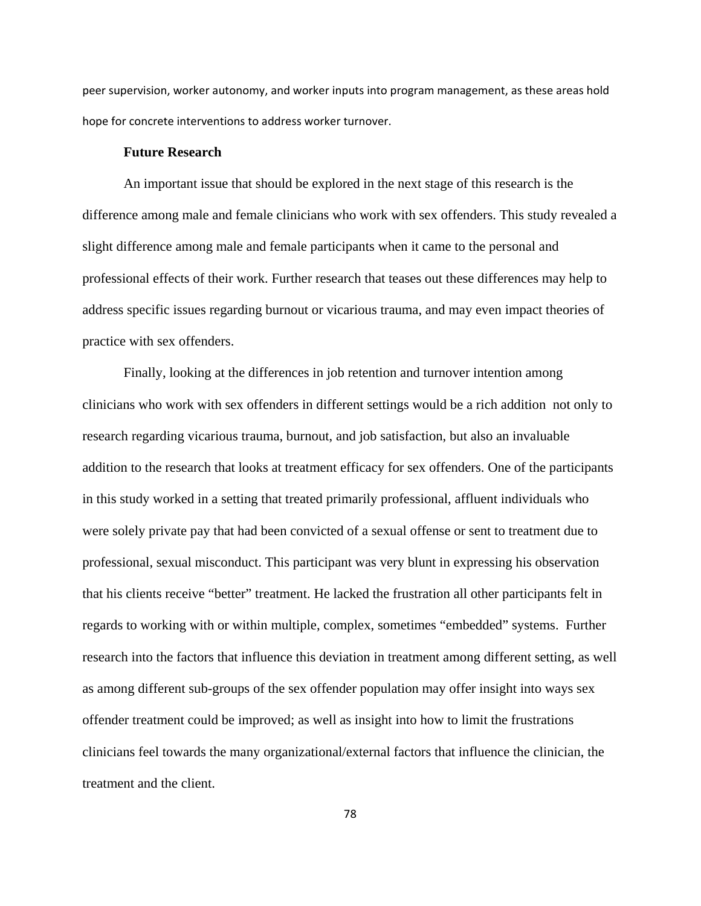peer supervision, worker autonomy, and worker inputs into program management, as these areas hold hope for concrete interventions to address worker turnover.

### Future Research

An important issue that should be explored in the next stage of this research is the difference among male and female clinicians who work with sex offenders. This study revealed a slight difference among male and female participants when it came to the personal and professional effects of their work. Further research that teases out these differences may help to address specific issues regarding burnout or vicarious trauma, and may even impact theories of practice with sex offenders.

Finally, looking at the differences in job retention and turnover intention among clinicians who work with sex offenders in different settings would be a rich addition not only to research regarding vicarious trauma, burnout, and job satisfaction, but also an invaluable addition to the research that looks at treatment efficacy for sex offenders. One of the participants in this study worked in a setting that treated primarily professional, affluent individuals who were solely private pay that had been convicted of a sexual offense or sent to treatment due to professional, sexual misconduct. This participant was very blunt in expressing his observation that his clients receive "better" treatment. He lacked the frustration all other participants felt in regards to working with or within multiple, complex, sometimes "embedded" systems. Further research into the factors that influence this deviation in treatment among different setting, as well as among different sub-groups of the sex offender population may offer insight into ways sex offender treatment could be improved; as well as insight into how to limit the frustrations clinicians feel towards the many organizational/external factors that influence the clinician, the treatment and the client.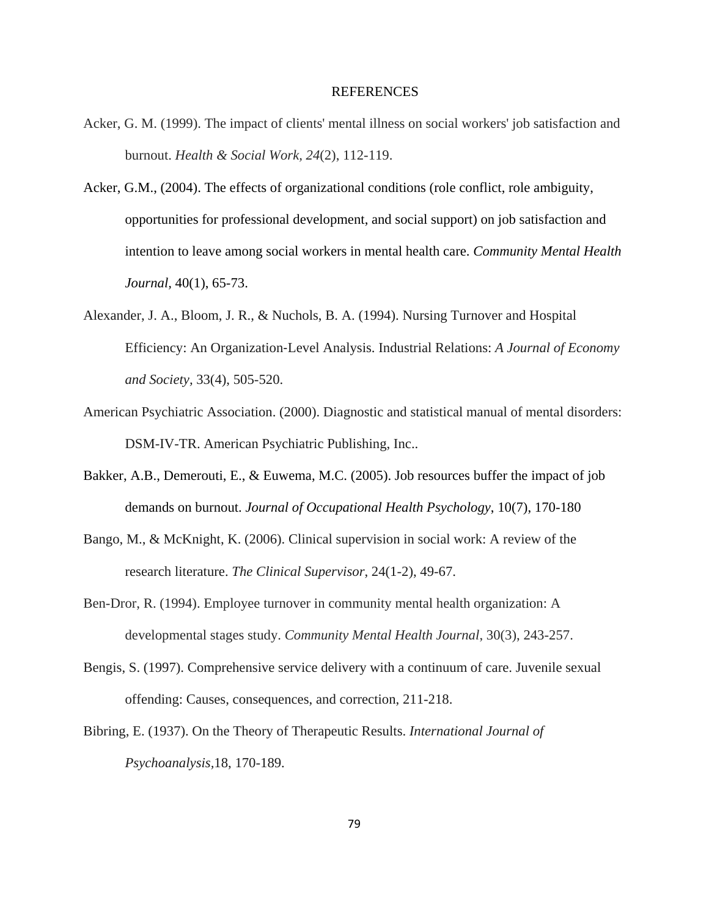# REFERENCES

Acker, G. M. (1999). The impact of clients' mental illness on social workers' job satisfaction and burnout. *Health & Social Work, 24*(2), 112-119.

Acker, G.M., (2004). The effects of organizational conditions (role conflict, role ambiguity, opportunities for professional development, and social support) on job satisfaction and intention to leave among social workers in mental health care. *Community Mental Health Journal*, 40(1), 65-73.

Alexander, J. A., Bloom, J. R., & Nuchols, B. A. (1994). Nursing Turnover and Hospital Efficiency: An Organization-Level Analysis. Industrial Relations: *A Journal of Economy and Society*, 33(4), 505-520.

American Psychiatric Association. (2000). Diagnostic and statistical manual of mental disorders: DSM-IV-TR. American Psychiatric Publishing, Inc..

Bakker, A.B., Demerouti, E., & Euwema, M.C. (2005). Job resources buffer the impact of job demands on burnout. *Journal of Occupational Health Psychology*, 10(7), 170-180

Bango, M., & McKnight, K. (2006). Clinical supervision in social work: A review of the research literature. *The Clinical Supervisor*, 24(1-2), 49-67.

Ben-Dror, R. (1994). Employee turnover in community mental health organization: A developmental stages study. *Community Mental Health Journal*, 30(3), 243-257.

Bengis, S. (1997). Comprehensive service delivery with a continuum of care. Juvenile sexual offending: Causes, consequences, and correction, 211-218.

Bibring, E. (1937). On the Theory of Therapeutic Results. *International Journal of Psychoanalysis*,18, 170-189.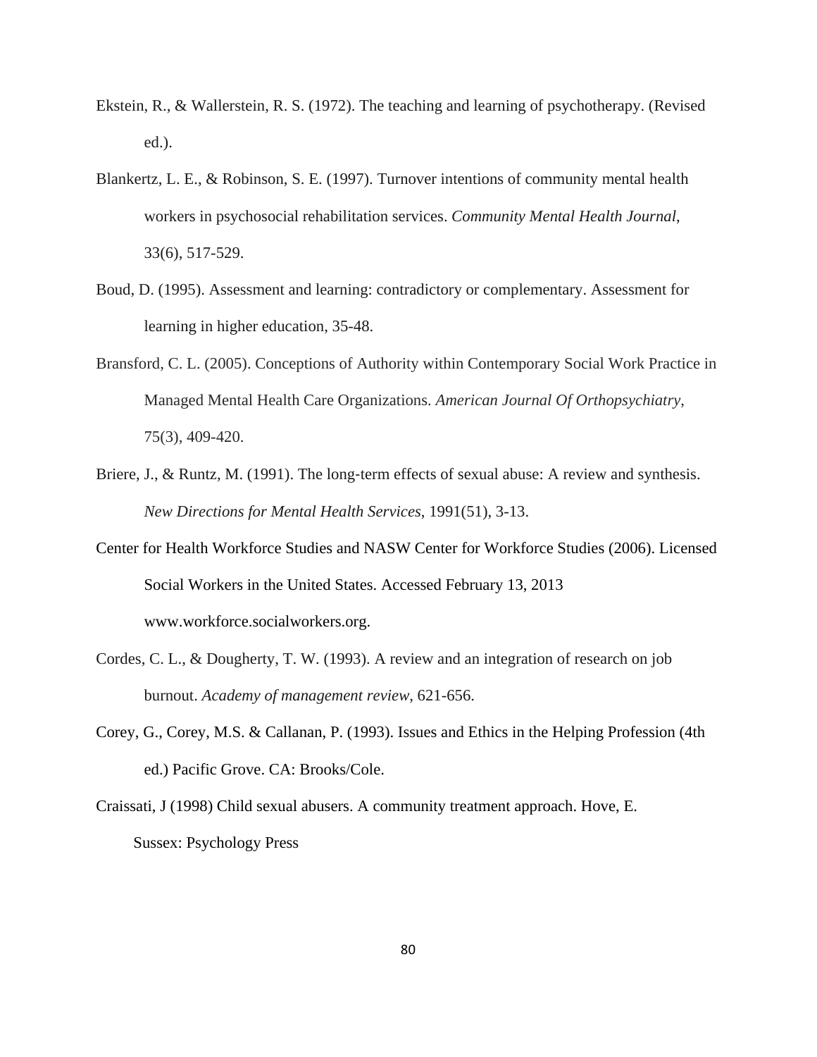Ekstein, R., & Wallerstein, R. S. (1972). The teaching and learning of psychotherapy. (Revised ed.).

Blankertz, L. E., & Robinson, S. E. (1997). Turnover intentions of community mental health workers in psychosocial rehabilitation services. *Community Mental Health Journal*, 33(6), 517-529.

Boud, D. (1995). Assessment and learning: contradictory or complementary. Assessment for learning in higher education, 35-48.

Bransford, C. L. (2005). Conceptions of Authority within Contemporary Social Work Practice in Managed Mental Health Care Organizations. *American Journal Of Orthopsychiatry*, 75(3), 409-420.

Briere, J., & Runtz, M. (1991). The long-term effects of sexual abuse: A review and synthesis. *New Directions for Mental Health Services*, 1991(51), 3-13.

Center for Health Workforce Studies and NASW Center for Workforce Studies (2006). Licensed Social Workers in the United States. Accessed February 13, 2013 www.workforce.socialworkers.org.

Cordes, C. L., & Dougherty, T. W. (1993). A review and an integration of research on job burnout. *Academy of management review*, 621-656.

Corey, G., Corey, M.S. & Callanan, P. (1993). Issues and Ethics in the Helping Profession (4th ed.) Pacific Grove. CA: Brooks/Cole.

Craissati, J (1998) Child sexual abusers. A community treatment approach. Hove, E. Sussex: Psychology Press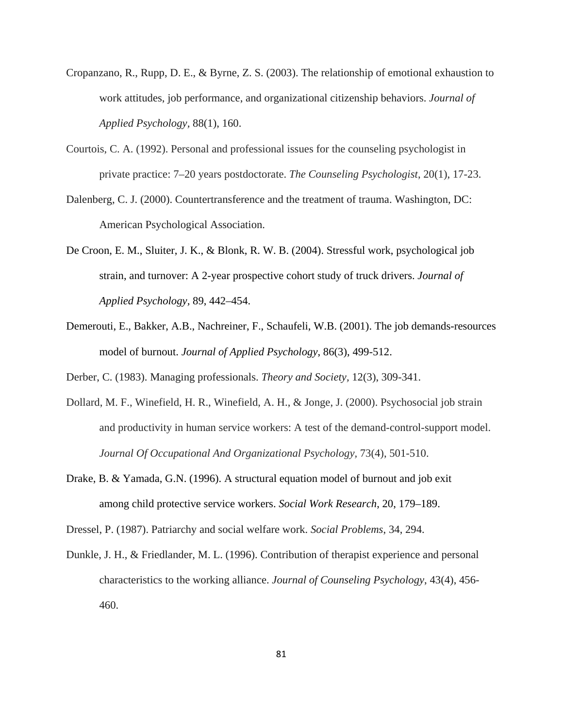Cropanzano, R., Rupp, D. E., & Byrne, Z. S. (2003). The relationship of emotional exhaustion to work attitudes, job performance, and organizational citizenship behaviors. *Journal of Applied Psychology*, 88(1), 160.

Courtois, C. A. (1992). Personal and professional issues for the counseling psychologist in private practice: 7–20 years postdoctorate. *The Counseling Psychologist*, 20(1), 17-23.

Dalenberg, C. J. (2000). Countertransference and the treatment of trauma. Washington, DC: American Psychological Association.

De Croon, E. M., Sluiter, J. K., & Blonk, R. W. B. (2004). Stressful work, psychological job strain, and turnover: A 2-year prospective cohort study of truck drivers. *Journal of Applied Psychology,* 89, 442–454.

Demerouti, E., Bakker, A.B., Nachreiner, F., Schaufeli, W.B. (2001). The job demands-resources model of burnout. *Journal of Applied Psychology*, 86(3), 499-512.

Derber, C. (1983). Managing professionals. *Theory and Society*, 12(3), 309-341.

Dollard, M. F., Winefield, H. R., Winefield, A. H., & Jonge, J. (2000). Psychosocial job strain and productivity in human service workers: A test of the demand-control-support model. *Journal Of Occupational And Organizational Psychology*, 73(4), 501-510.

Drake, B. & Yamada, G.N. (1996). A structural equation model of burnout and job exit among child protective service workers. *Social Work Research*, 20, 179–189.

Dressel, P. (1987). Patriarchy and social welfare work. *Social Problems*, 34, 294.

Dunkle, J. H., & Friedlander, M. L. (1996). Contribution of therapist experience and personal characteristics to the working alliance. *Journal of Counseling Psychology*, 43(4), 456-460.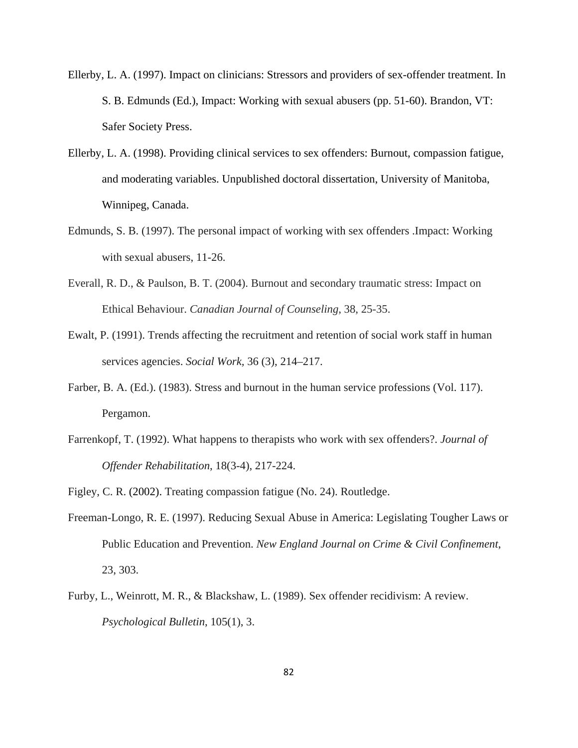Ellerby, L. A. (1997). Impact on clinicians: Stressors and providers of sex-offender treatment. In S. B. Edmunds (Ed.), Impact: Working with sexual abusers (pp. 51-60). Brandon, VT: Safer Society Press.

Ellerby, L. A. (1998). Providing clinical services to sex offenders: Burnout, compassion fatigue, and moderating variables. Unpublished doctoral dissertation, University of Manitoba, Winnipeg, Canada.

Edmunds, S. B. (1997). The personal impact of working with sex offenders .Impact: Working with sexual abusers, 11-26.

Everall, R. D., & Paulson, B. T. (2004). Burnout and secondary traumatic stress: Impact on Ethical Behaviour. *Canadian Journal of Counseling*, 38, 25-35.

Ewalt, P. (1991). Trends affecting the recruitment and retention of social work staff in human services agencies. *Social Work,* 36 (3), 214–217.

Farber, B. A. (Ed.). (1983). Stress and burnout in the human service professions (Vol. 117). Pergamon.

Farrenkopf, T. (1992). What happens to therapists who work with sex offenders?. *Journal of Offender Rehabilitation*, 18(3-4), 217-224.

Figley, C. R. (2002). Treating compassion fatigue (No. 24). Routledge.

Freeman-Longo, R. E. (1997). Reducing Sexual Abuse in America: Legislating Tougher Laws or Public Education and Prevention. *New England Journal on Crime & Civil Confinement*, 23, 303.

Furby, L., Weinrott, M. R., & Blackshaw, L. (1989). Sex offender recidivism: A review. *Psychological Bulletin*, 105(1), 3.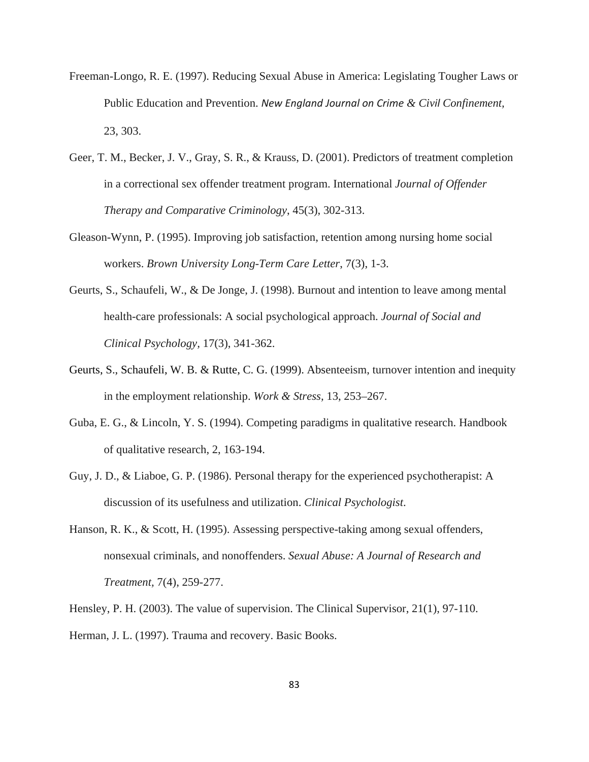Freeman-Longo, R. E. (1997). Reducing Sexual Abuse in America: Legislating Tougher Laws or Public Education and Prevention. *New England Journal on Crime & Civil Confinement,* 23, 303.

Geer, T. M., Becker, J. V., Gray, S. R., & Krauss, D. (2001). Predictors of treatment completion in a correctional sex offender treatment program. International *Journal of Offender Therapy and Comparative Criminology*, 45(3), 302-313.

Gleason-Wynn, P. (1995). Improving job satisfaction, retention among nursing home social workers. *Brown University Long-Term Care Letter*, 7(3), 1-3.

Geurts, S., Schaufeli, W., & De Jonge, J. (1998). Burnout and intention to leave among mental health-care professionals: A social psychological approach. *Journal of Social and Clinical Psychology,* 17(3), 341-362.

Geurts, S., Schaufeli, W. B. & Rutte, C. G. (1999). Absenteeism, turnover intention and inequity in the employment relationship. *Work & Stress,* 13, 253–267.

Guba, E. G., & Lincoln, Y. S. (1994). Competing paradigms in qualitative research. Handbook of qualitative research, 2, 163-194.

Guy, J. D., & Liaboe, G. P. (1986). Personal therapy for the experienced psychotherapist: A discussion of its usefulness and utilization. *Clinical Psychologist*.

Hanson, R. K., & Scott, H. (1995). Assessing perspective-taking among sexual offenders, nonsexual criminals, and nonoffenders. *Sexual Abuse: A Journal of Research and Treatment,* 7(4), 259-277.

Hensley, P. H. (2003). The value of supervision. The Clinical Supervisor, 21(1), 97-110.

Herman, J. L. (1997). Trauma and recovery. Basic Books.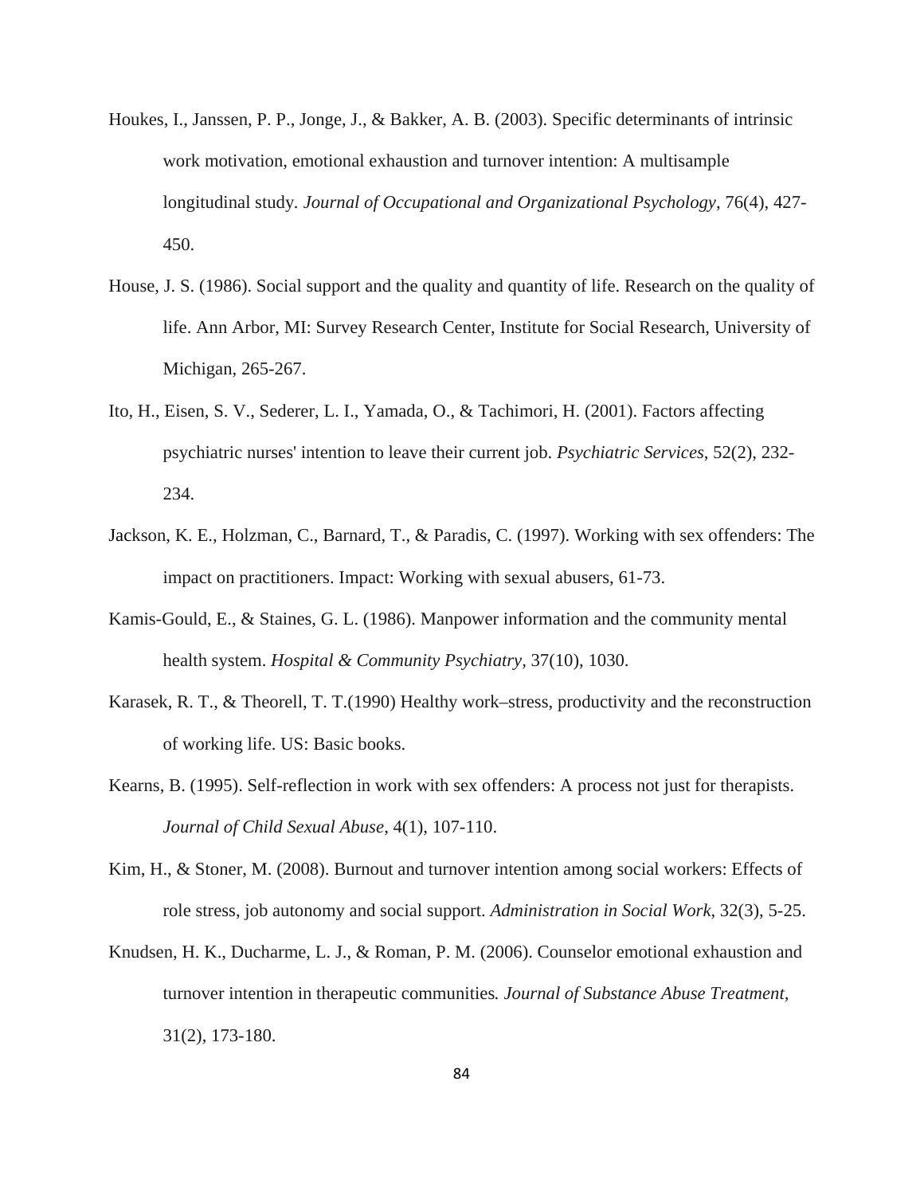Houkes, I., Janssen, P. P., Jonge, J., & Bakker, A. B. (2003). Specific determinants of intrinsic work motivation, emotional exhaustion and turnover intention: A multisample longitudinal study. *Journal of Occupational and Organizational Psychology*, 76(4), 427-450.

House, J. S. (1986). Social support and the quality and quantity of life. Research on the quality of life. Ann Arbor, MI: Survey Research Center, Institute for Social Research, University of Michigan, 265-267.

Ito, H., Eisen, S. V., Sederer, L. I., Yamada, O., & Tachimori, H. (2001). Factors affecting psychiatric nurses' intention to leave their current job. *Psychiatric Services*, 52(2), 232-234.

Jackson, K. E., Holzman, C., Barnard, T., & Paradis, C. (1997). Working with sex offenders: The impact on practitioners. Impact: Working with sexual abusers, 61-73.

Kamis-Gould, E., & Staines, G. L. (1986). Manpower information and the community mental health system. *Hospital & Community Psychiatry*, 37(10), 1030.

Karasek, R. T., & Theorell, T. T.(1990) Healthy work–stress, productivity and the reconstruction of working life. US: Basic books.

Kearns, B. (1995). Self-reflection in work with sex offenders: A process not just for therapists. *Journal of Child Sexual Abuse*, 4(1), 107-110.

Kim, H., & Stoner, M. (2008). Burnout and turnover intention among social workers: Effects of role stress, job autonomy and social support. *Administration in Social Work*, 32(3), 5-25.

Knudsen, H. K., Ducharme, L. J., & Roman, P. M. (2006). Counselor emotional exhaustion and turnover intention in therapeutic communities. *Journal of Substance Abuse Treatment*, 31(2), 173-180.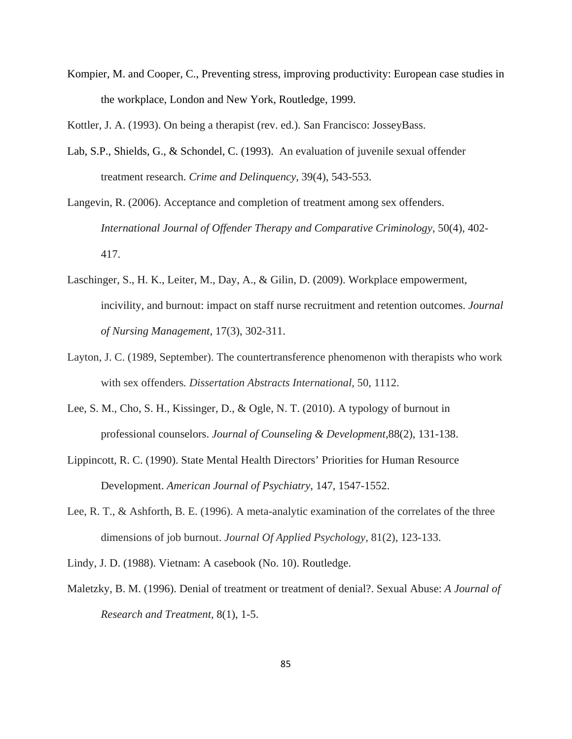Kompier, M. and Cooper, C., Preventing stress, improving productivity: European case studies in the workplace, London and New York, Routledge, 1999.

Kottler, J. A. (1993). On being a therapist (rev. ed.). San Francisco: JosseyBass.

Lab, S.P., Shields, G., & Schondel, C. (1993). An evaluation of juvenile sexual offender treatment research. *Crime and Delinquency*, 39(4), 543-553.

Langevin, R. (2006). Acceptance and completion of treatment among sex offenders. *International Journal of Offender Therapy and Comparative Criminology*, 50(4), 402-417.

Laschinger, S., H. K., Leiter, M., Day, A., & Gilin, D. (2009). Workplace empowerment, incivility, and burnout: impact on staff nurse recruitment and retention outcomes. *Journal of Nursing Management*, 17(3), 302-311.

Layton, J. C. (1989, September). The countertransference phenomenon with therapists who work with sex offenders*. Dissertation Abstracts International*, 50, 1112.

Lee, S. M., Cho, S. H., Kissinger, D., & Ogle, N. T. (2010). A typology of burnout in professional counselors. *Journal of Counseling & Development,*88(2), 131-138.

Lippincott, R. C. (1990). State Mental Health Directors' Priorities for Human Resource Development. *American Journal of Psychiatry*, 147, 1547-1552.

Lee, R. T., & Ashforth, B. E. (1996). A meta-analytic examination of the correlates of the three dimensions of job burnout. *Journal Of Applied Psychology*, 81(2), 123-133.

Lindy, J. D. (1988). Vietnam: A casebook (No. 10). Routledge.

Maletzky, B. M. (1996). Denial of treatment or treatment of denial?. Sexual Abuse: *A Journal of Research and Treatment*, 8(1), 1-5.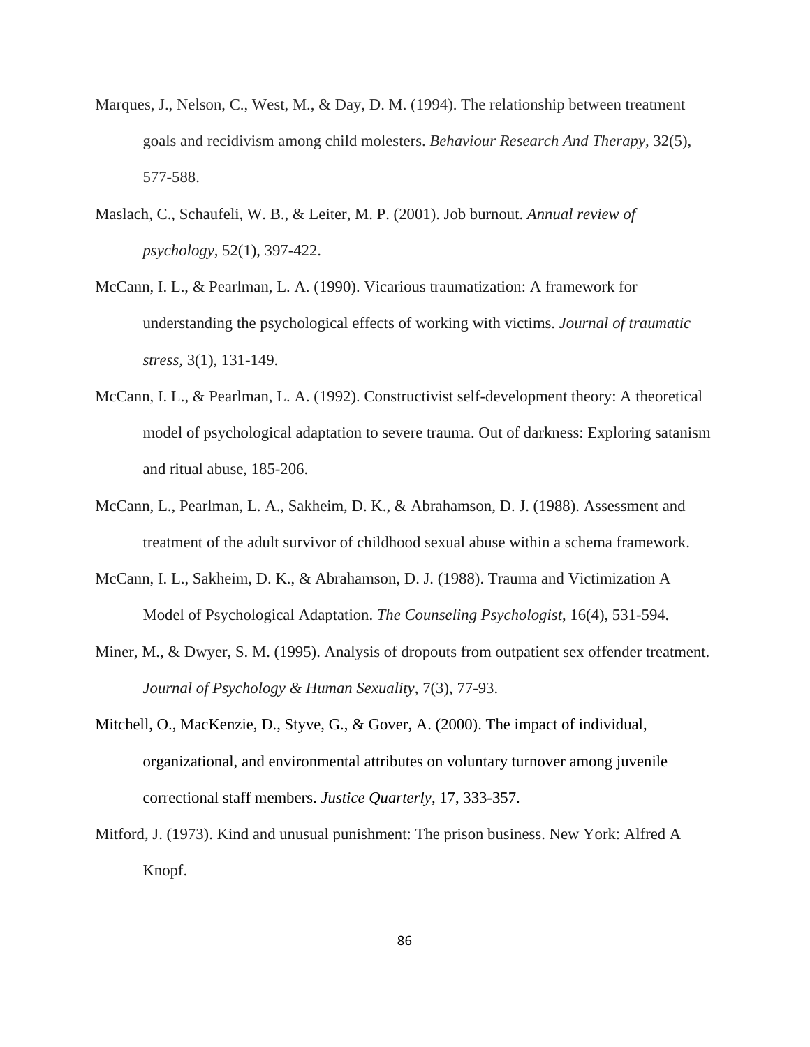Marques, J., Nelson, C., West, M., & Day, D. M. (1994). The relationship between treatment goals and recidivism among child molesters. *Behaviour Research And Therapy*, 32(5), 577-588.

Maslach, C., Schaufeli, W. B., & Leiter, M. P. (2001). Job burnout. *Annual review of psychology*, 52(1), 397-422.

McCann, I. L., & Pearlman, L. A. (1990). Vicarious traumatization: A framework for understanding the psychological effects of working with victims. *Journal of traumatic stress,* 3(1), 131-149.

McCann, I. L., & Pearlman, L. A. (1992). Constructivist self-development theory: A theoretical model of psychological adaptation to severe trauma. Out of darkness: Exploring satanism and ritual abuse, 185-206.

McCann, L., Pearlman, L. A., Sakheim, D. K., & Abrahamson, D. J. (1988). Assessment and treatment of the adult survivor of childhood sexual abuse within a schema framework.

McCann, I. L., Sakheim, D. K., & Abrahamson, D. J. (1988). Trauma and Victimization A Model of Psychological Adaptation. *The Counseling Psychologist*, 16(4), 531-594.

Miner, M., & Dwyer, S. M. (1995). Analysis of dropouts from outpatient sex offender treatment. *Journal of Psychology & Human Sexuality*, 7(3), 77-93.

Mitchell, O., MacKenzie, D., Styve, G., & Gover, A. (2000). The impact of individual, organizational, and environmental attributes on voluntary turnover among juvenile correctional staff members. *Justice Quarterly,* 17, 333-357.

Mitford, J. (1973). Kind and unusual punishment: The prison business. New York: Alfred A Knopf.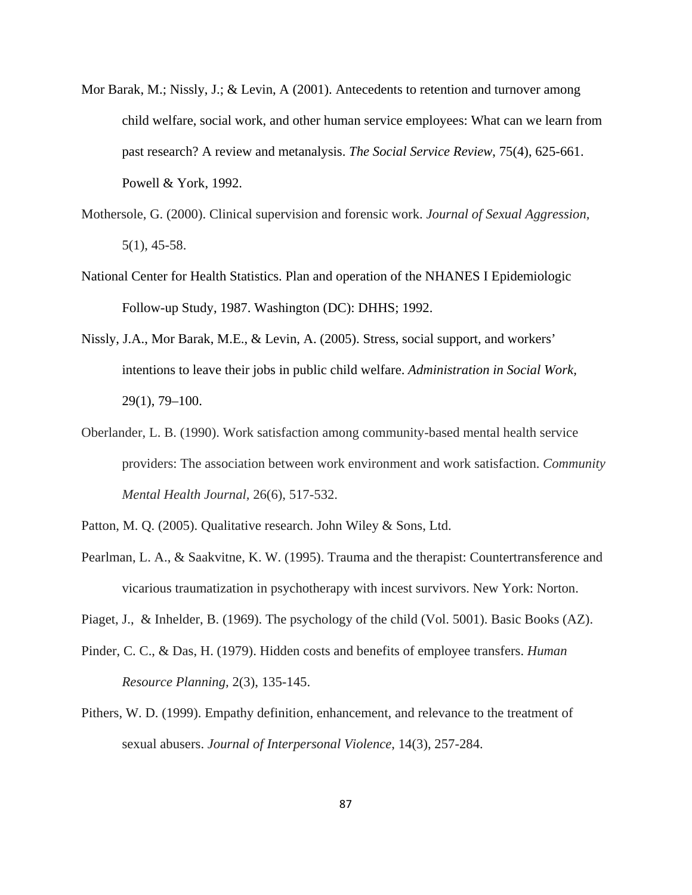Mor Barak, M.; Nissly, J.; & Levin, A (2001). Antecedents to retention and turnover among child welfare, social work, and other human service employees: What can we learn from past research? A review and metanalysis. *The Social Service Review*, 75(4), 625-661. Powell & York, 1992.

Mothersole, G. (2000). Clinical supervision and forensic work. *Journal of Sexual Aggression*, 5(1), 45-58.

National Center for Health Statistics. Plan and operation of the NHANES I Epidemiologic Follow-up Study, 1987. Washington (DC): DHHS; 1992.

Nissly, J.A., Mor Barak, M.E., & Levin, A. (2005). Stress, social support, and workers' intentions to leave their jobs in public child welfare. *Administration in Social Work*, 29(1), 79–100.

Oberlander, L. B. (1990). Work satisfaction among community-based mental health service providers: The association between work environment and work satisfaction. *Community Mental Health Journal*, 26(6), 517-532.

Patton, M. Q. (2005). Qualitative research. John Wiley & Sons, Ltd.

Pearlman, L. A., & Saakvitne, K. W. (1995). Trauma and the therapist: Countertransference and vicarious traumatization in psychotherapy with incest survivors. New York: Norton.

Piaget, J., & Inhelder, B. (1969). The psychology of the child (Vol. 5001). Basic Books (AZ).

Pinder, C. C., & Das, H. (1979). Hidden costs and benefits of employee transfers. *Human Resource Planning*, 2(3), 135-145.

Pithers, W. D. (1999). Empathy definition, enhancement, and relevance to the treatment of sexual abusers. *Journal of Interpersonal Violence*, 14(3), 257-284.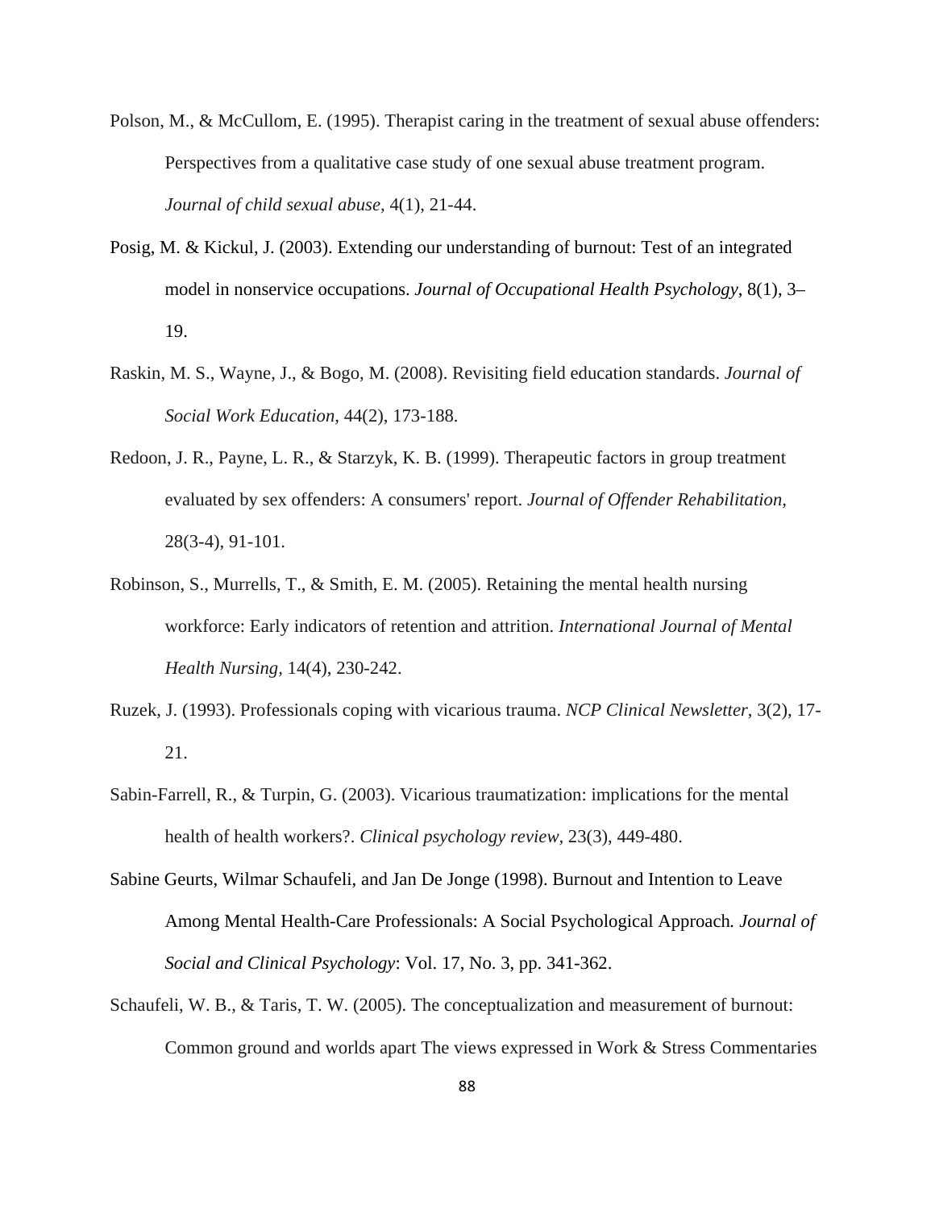Polson, M., & McCullom, E. (1995). Therapist caring in the treatment of sexual abuse offenders: Perspectives from a qualitative case study of one sexual abuse treatment program. *Journal of child sexual abuse*, 4(1), 21-44.

Posig, M. & Kickul, J. (2003). Extending our understanding of burnout: Test of an integrated model in nonservice occupations. *Journal of Occupational Health Psychology*, 8(1), 3–19.

Raskin, M. S., Wayne, J., & Bogo, M. (2008). Revisiting field education standards. *Journal of Social Work Education*, 44(2), 173-188.

Redoon, J. R., Payne, L. R., & Starzyk, K. B. (1999). Therapeutic factors in group treatment evaluated by sex offenders: A consumers' report. *Journal of Offender Rehabilitation*, 28(3-4), 91-101.

Robinson, S., Murrells, T., & Smith, E. M. (2005). Retaining the mental health nursing workforce: Early indicators of retention and attrition. *International Journal of Mental Health Nursing*, 14(4), 230-242.

Ruzek, J. (1993). Professionals coping with vicarious trauma. *NCP Clinical Newsletter*, 3(2), 17-21.

Sabin-Farrell, R., & Turpin, G. (2003). Vicarious traumatization: implications for the mental health of health workers?. *Clinical psychology review*, 23(3), 449-480.

Sabine Geurts, Wilmar Schaufeli, and Jan De Jonge (1998). Burnout and Intention to Leave Among Mental Health-Care Professionals: A Social Psychological Approach. *Journal of Social and Clinical Psychology*: Vol. 17, No. 3, pp. 341-362.

Schaufeli, W. B., & Taris, T. W. (2005). The conceptualization and measurement of burnout: Common ground and worlds apart The views expressed in Work & Stress Commentaries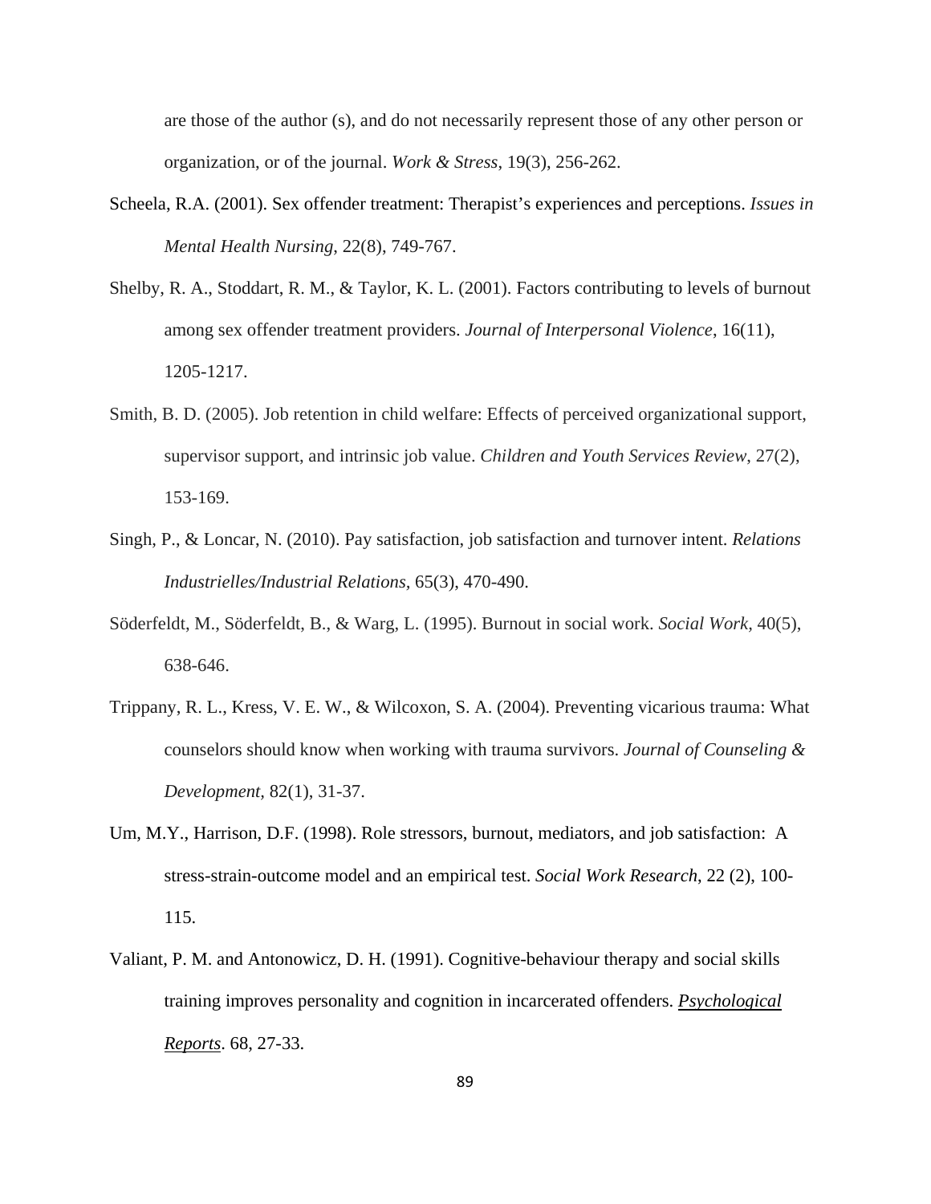are those of the author (s), and do not necessarily represent those of any other person or organization, or of the journal. *Work & Stress*, 19(3), 256-262.

Scheela, R.A. (2001). Sex offender treatment: Therapist's experiences and perceptions. *Issues in Mental Health Nursing*, 22(8), 749-767.

Shelby, R. A., Stoddart, R. M., & Taylor, K. L. (2001). Factors contributing to levels of burnout among sex offender treatment providers. *Journal of Interpersonal Violence*, 16(11), 1205-1217.

Smith, B. D. (2005). Job retention in child welfare: Effects of perceived organizational support, supervisor support, and intrinsic job value. *Children and Youth Services Review*, 27(2), 153-169.

Singh, P., & Loncar, N. (2010). Pay satisfaction, job satisfaction and turnover intent. *Relations Industrielles/Industrial Relations*, 65(3), 470-490.

Söderfeldt, M., Söderfeldt, B., & Warg, L. (1995). Burnout in social work. *Social Work*, 40(5), 638-646.

Trippany, R. L., Kress, V. E. W., & Wilcoxon, S. A. (2004). Preventing vicarious trauma: What counselors should know when working with trauma survivors. *Journal of Counseling & Development*, 82(1), 31-37.

Um, M.Y., Harrison, D.F. (1998). Role stressors, burnout, mediators, and job satisfaction: A stress-strain-outcome model and an empirical test. *Social Work Research*, 22 (2), 100-115.

Valiant, P. M. and Antonowicz, D. H. (1991). Cognitive-behaviour therapy and social skills training improves personality and cognition in incarcerated offenders. *Psychological Reports*. 68, 27-33.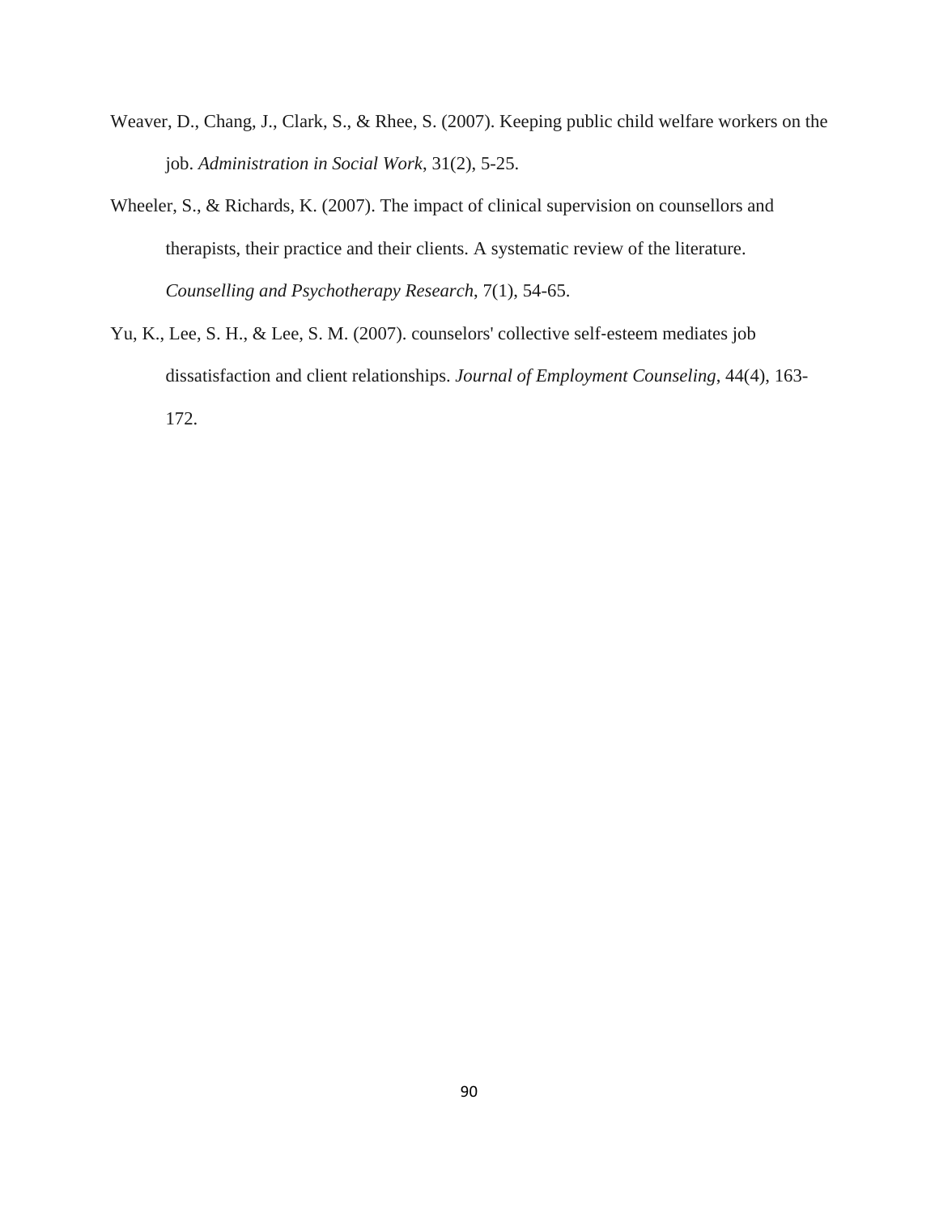Weaver, D., Chang, J., Clark, S., & Rhee, S. (2007). Keeping public child welfare workers on the job. *Administration in Social Work*, 31(2), 5-25.

Wheeler, S., & Richards, K. (2007). The impact of clinical supervision on counsellors and therapists, their practice and their clients. A systematic review of the literature. *Counselling and Psychotherapy Research*, 7(1), 54-65.

Yu, K., Lee, S. H., & Lee, S. M. (2007). counselors' collective self-esteem mediates job dissatisfaction and client relationships. *Journal of Employment Counseling*, 44(4), 163-172.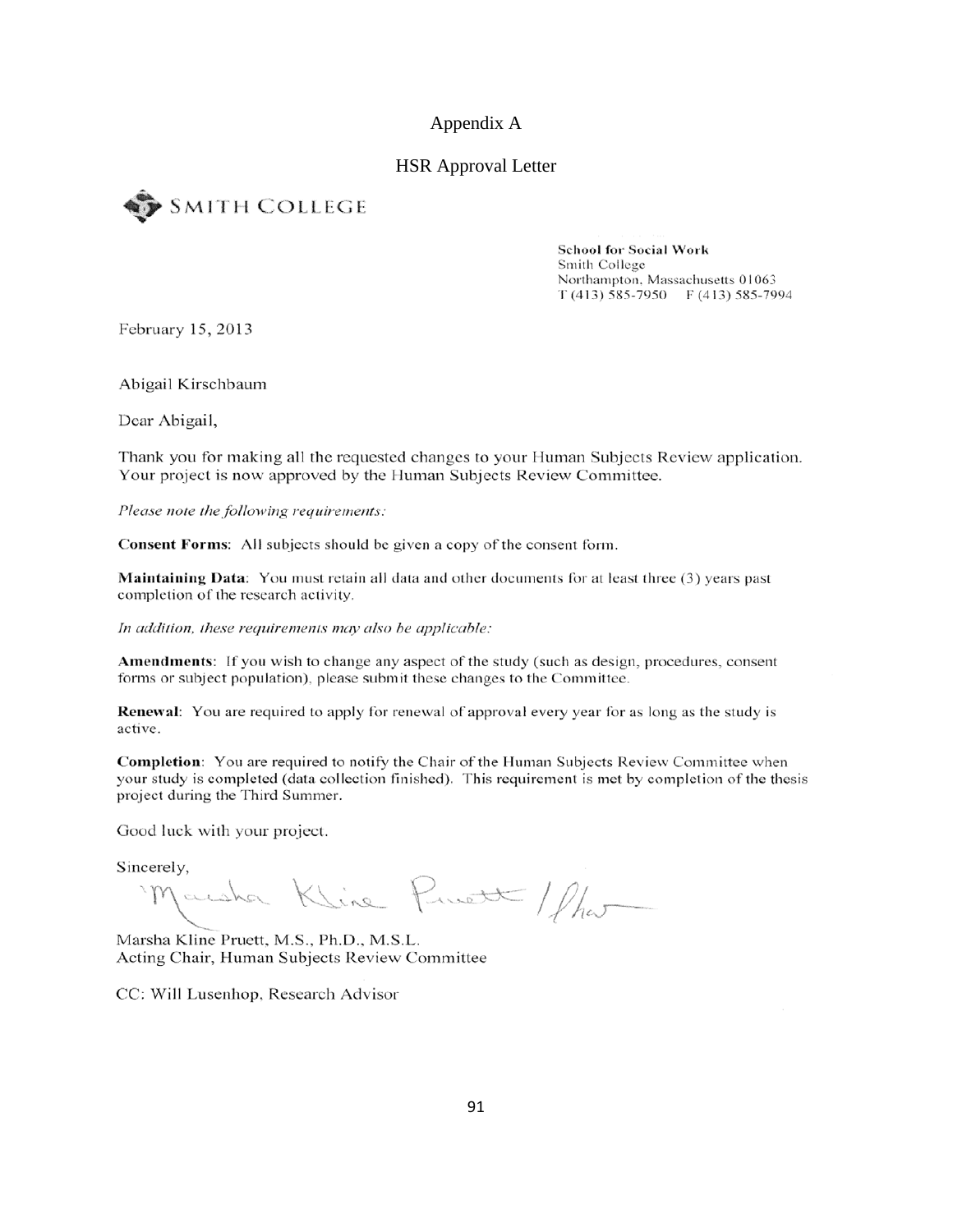# Appendix A

## HSR Approval Letter

SMITH COLLEGE

**School for Social Work**
Smith College
Northampton, Massachusetts 01063
T (413) 585-7950 F (413) 585-7994

February 15, 2013

Abigail Kirschbaum

Dear Abigail,

Thank you for making all the requested changes to your Human Subjects Review application. Your project is now approved by the Human Subjects Review Committee.

*Please note the following requirements:*

**Consent Forms**: All subjects should be given a copy of the consent form.

**Maintaining Data**: You must retain all data and other documents for at least three (3) years past completion of the research activity.

*In addition, these requirements may also be applicable:*

**Amendments**: If you wish to change any aspect of the study (such as design, procedures, consent forms or subject population), please submit these changes to the Committee.

**Renewal**: You are required to apply for renewal of approval every year for as long as the study is active.

**Completion**: You are required to notify the Chair of the Human Subjects Review Committee when your study is completed (data collection finished). This requirement is met by completion of the thesis project during the Third Summer.

Good luck with your project.

Sincerely,

Marsha Kline Pruett /lhw

Marsha Kline Pruett, M.S., Ph.D., M.S.L.
Acting Chair, Human Subjects Review Committee

CC: Will Lusenhop, Research Advisor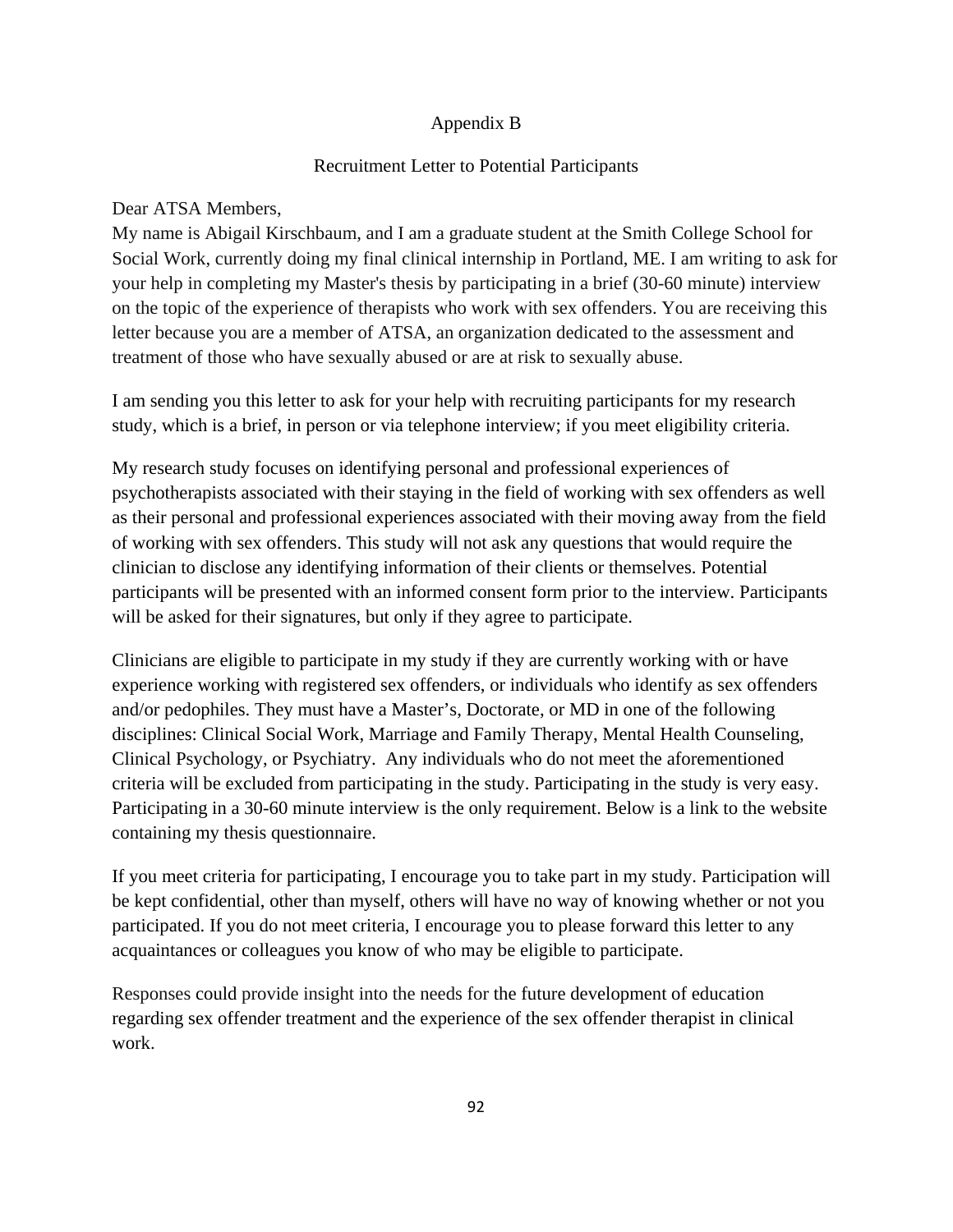Appendix B

Recruitment Letter to Potential Participants

Dear ATSA Members,
My name is Abigail Kirschbaum, and I am a graduate student at the Smith College School for Social Work, currently doing my final clinical internship in Portland, ME. I am writing to ask for your help in completing my Master's thesis by participating in a brief (30-60 minute) interview on the topic of the experience of therapists who work with sex offenders. You are receiving this letter because you are a member of ATSA, an organization dedicated to the assessment and treatment of those who have sexually abused or are at risk to sexually abuse.

I am sending you this letter to ask for your help with recruiting participants for my research study, which is a brief, in person or via telephone interview; if you meet eligibility criteria.

My research study focuses on identifying personal and professional experiences of psychotherapists associated with their staying in the field of working with sex offenders as well as their personal and professional experiences associated with their moving away from the field of working with sex offenders. This study will not ask any questions that would require the clinician to disclose any identifying information of their clients or themselves. Potential participants will be presented with an informed consent form prior to the interview. Participants will be asked for their signatures, but only if they agree to participate.

Clinicians are eligible to participate in my study if they are currently working with or have experience working with registered sex offenders, or individuals who identify as sex offenders and/or pedophiles. They must have a Master's, Doctorate, or MD in one of the following disciplines: Clinical Social Work, Marriage and Family Therapy, Mental Health Counseling, Clinical Psychology, or Psychiatry. Any individuals who do not meet the aforementioned criteria will be excluded from participating in the study. Participating in the study is very easy. Participating in a 30-60 minute interview is the only requirement. Below is a link to the website containing my thesis questionnaire.

If you meet criteria for participating, I encourage you to take part in my study. Participation will be kept confidential, other than myself, others will have no way of knowing whether or not you participated. If you do not meet criteria, I encourage you to please forward this letter to any acquaintances or colleagues you know of who may be eligible to participate.

Responses could provide insight into the needs for the future development of education regarding sex offender treatment and the experience of the sex offender therapist in clinical work.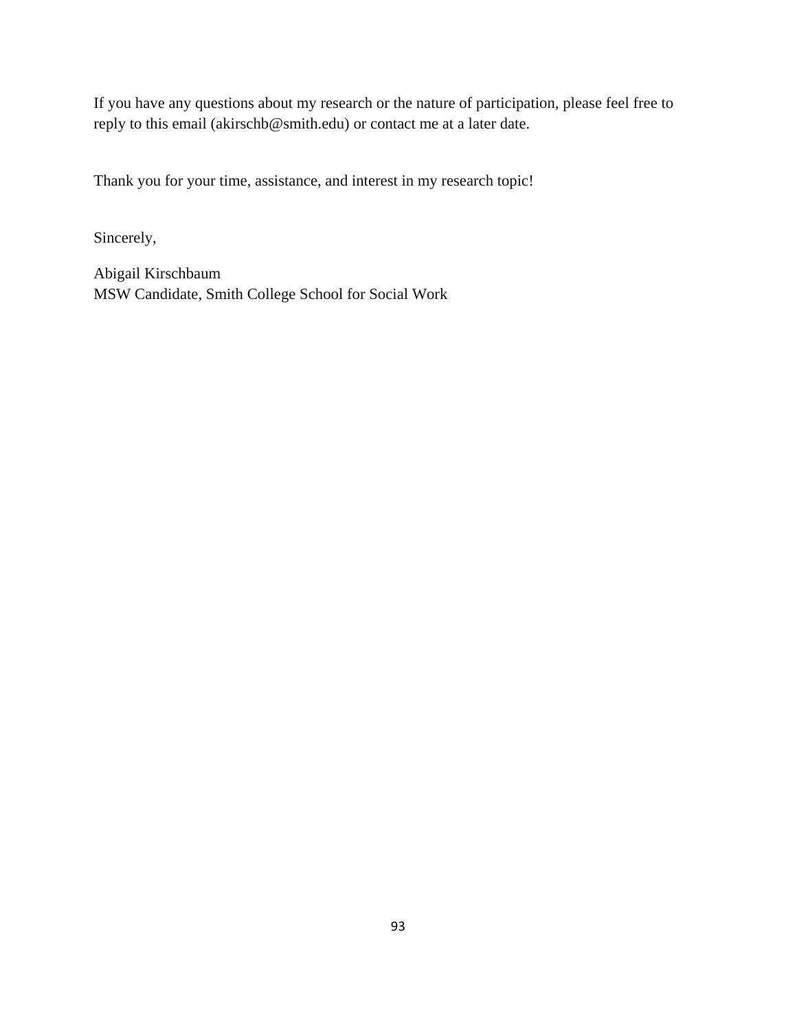If you have any questions about my research or the nature of participation, please feel free to reply to this email (akirschb@smith.edu) or contact me at a later date.

Thank you for your time, assistance, and interest in my research topic!

Sincerely,

Abigail Kirschbaum
MSW Candidate, Smith College School for Social Work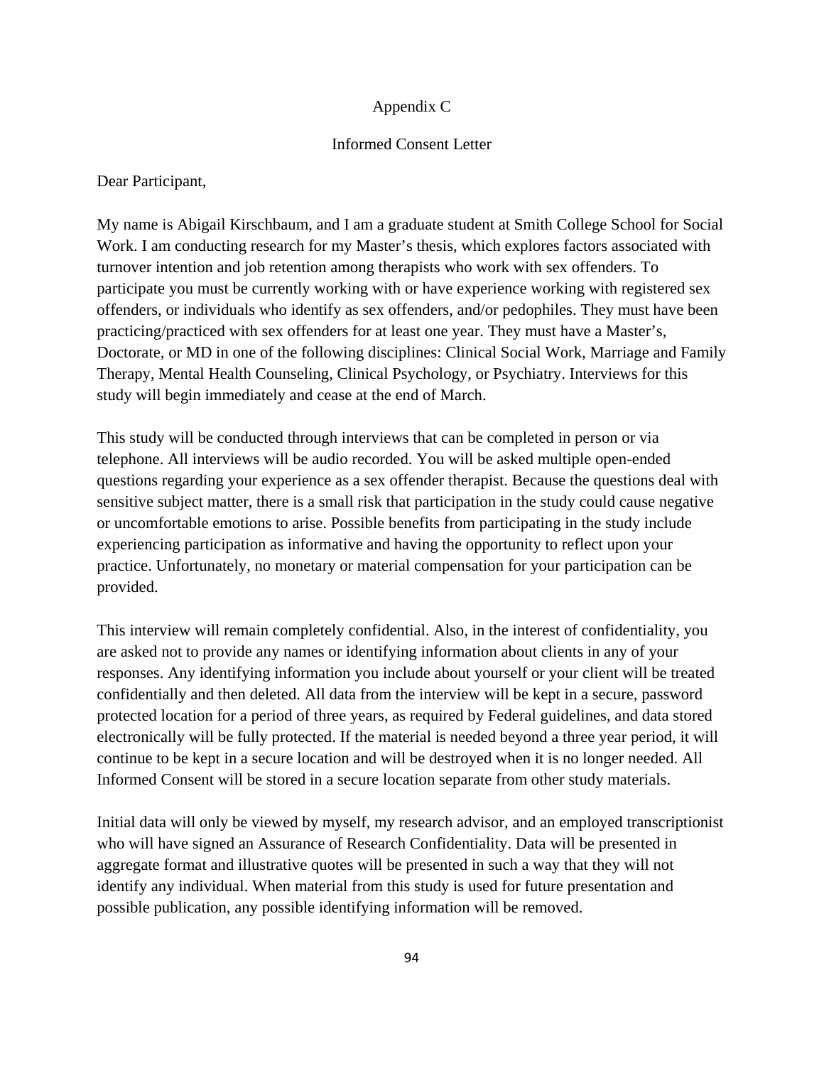# Appendix C

## Informed Consent Letter

Dear Participant,

My name is Abigail Kirschbaum, and I am a graduate student at Smith College School for Social Work. I am conducting research for my Master's thesis, which explores factors associated with turnover intention and job retention among therapists who work with sex offenders. To participate you must be currently working with or have experience working with registered sex offenders, or individuals who identify as sex offenders, and/or pedophiles. They must have been practicing/practiced with sex offenders for at least one year. They must have a Master's, Doctorate, or MD in one of the following disciplines: Clinical Social Work, Marriage and Family Therapy, Mental Health Counseling, Clinical Psychology, or Psychiatry. Interviews for this study will begin immediately and cease at the end of March.

This study will be conducted through interviews that can be completed in person or via telephone. All interviews will be audio recorded. You will be asked multiple open-ended questions regarding your experience as a sex offender therapist. Because the questions deal with sensitive subject matter, there is a small risk that participation in the study could cause negative or uncomfortable emotions to arise. Possible benefits from participating in the study include experiencing participation as informative and having the opportunity to reflect upon your practice. Unfortunately, no monetary or material compensation for your participation can be provided.

This interview will remain completely confidential. Also, in the interest of confidentiality, you are asked not to provide any names or identifying information about clients in any of your responses. Any identifying information you include about yourself or your client will be treated confidentially and then deleted. All data from the interview will be kept in a secure, password protected location for a period of three years, as required by Federal guidelines, and data stored electronically will be fully protected. If the material is needed beyond a three year period, it will continue to be kept in a secure location and will be destroyed when it is no longer needed. All Informed Consent will be stored in a secure location separate from other study materials.

Initial data will only be viewed by myself, my research advisor, and an employed transcriptionist who will have signed an Assurance of Research Confidentiality. Data will be presented in aggregate format and illustrative quotes will be presented in such a way that they will not identify any individual. When material from this study is used for future presentation and possible publication, any possible identifying information will be removed.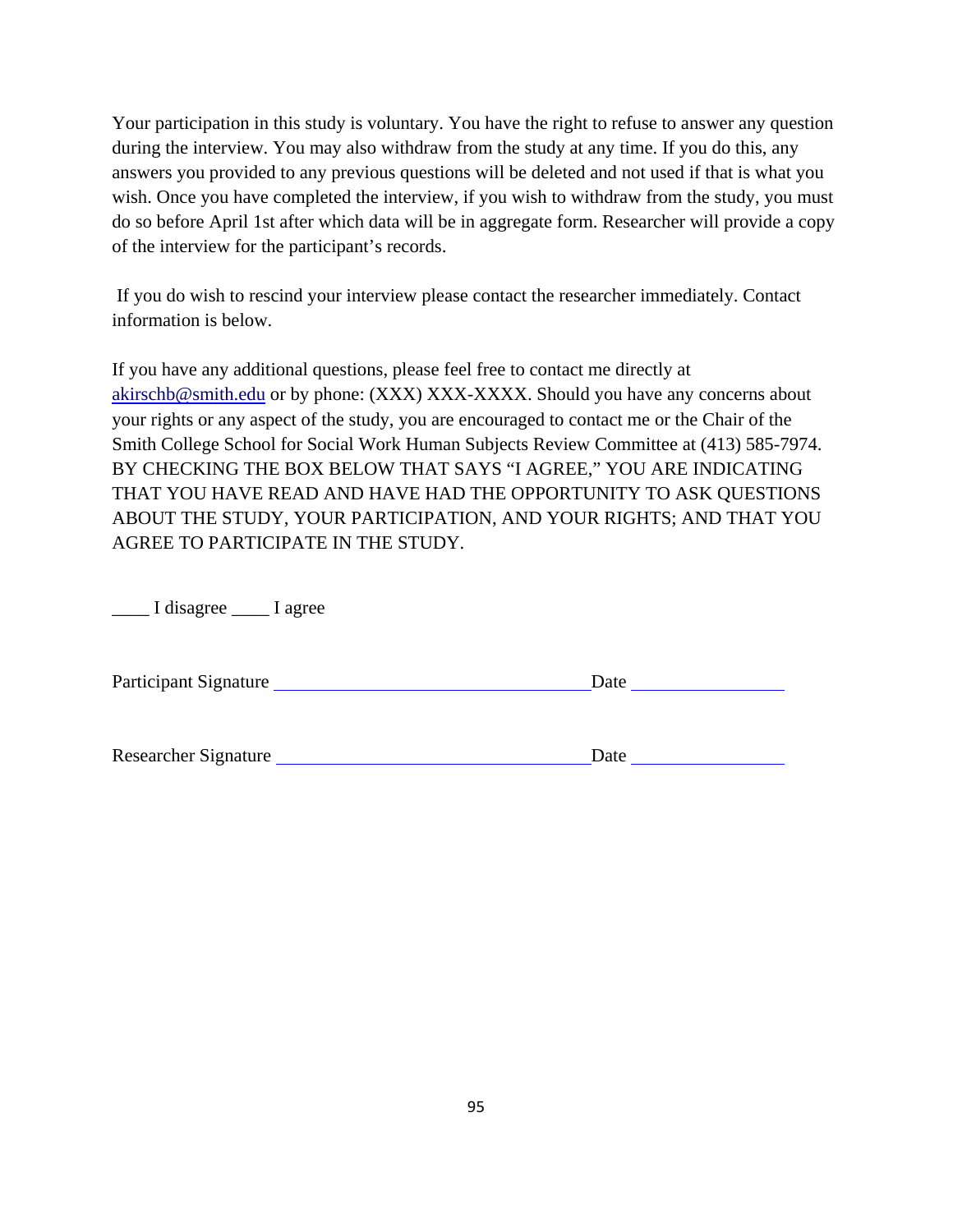Your participation in this study is voluntary. You have the right to refuse to answer any question during the interview. You may also withdraw from the study at any time. If you do this, any answers you provided to any previous questions will be deleted and not used if that is what you wish. Once you have completed the interview, if you wish to withdraw from the study, you must do so before April 1st after which data will be in aggregate form. Researcher will provide a copy of the interview for the participant's records.

If you do wish to rescind your interview please contact the researcher immediately. Contact information is below.

If you have any additional questions, please feel free to contact me directly at akirschb@smith.edu or by phone: (XXX) XXX-XXXX. Should you have any concerns about your rights or any aspect of the study, you are encouraged to contact me or the Chair of the Smith College School for Social Work Human Subjects Review Committee at (413) 585-7974. BY CHECKING THE BOX BELOW THAT SAYS "I AGREE," YOU ARE INDICATING THAT YOU HAVE READ AND HAVE HAD THE OPPORTUNITY TO ASK QUESTIONS ABOUT THE STUDY, YOUR PARTICIPATION, AND YOUR RIGHTS; AND THAT YOU AGREE TO PARTICIPATE IN THE STUDY.

____ I disagree ____ I agree

Participant Signature ______________________________ Date ______________

Researcher Signature ______________________________ Date ______________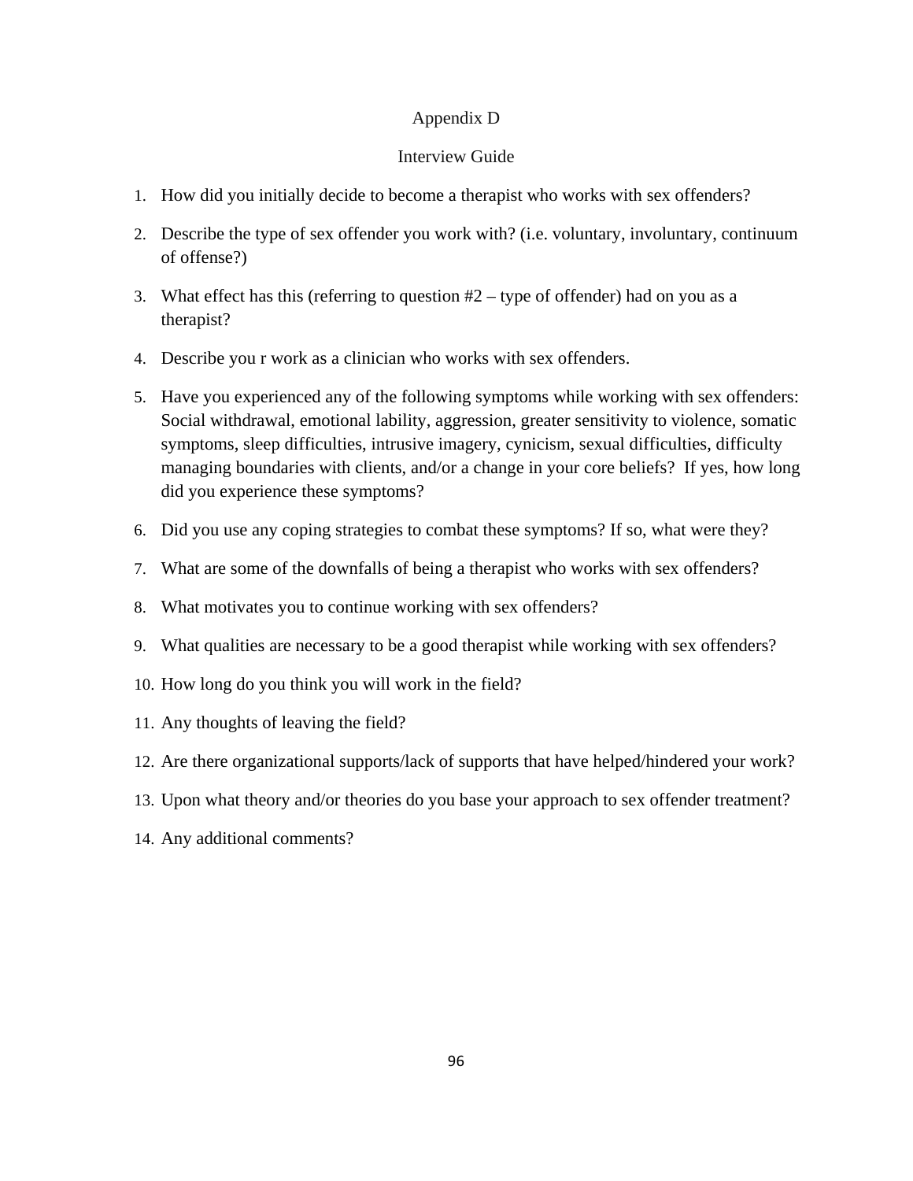# Appendix D

## Interview Guide

1. How did you initially decide to become a therapist who works with sex offenders?
2. Describe the type of sex offender you work with? (i.e. voluntary, involuntary, continuum of offense?)
3. What effect has this (referring to question #2 – type of offender) had on you as a therapist?
4. Describe you r work as a clinician who works with sex offenders.
5. Have you experienced any of the following symptoms while working with sex offenders: Social withdrawal, emotional lability, aggression, greater sensitivity to violence, somatic symptoms, sleep difficulties, intrusive imagery, cynicism, sexual difficulties, difficulty managing boundaries with clients, and/or a change in your core beliefs? If yes, how long did you experience these symptoms?
6. Did you use any coping strategies to combat these symptoms? If so, what were they?
7. What are some of the downfalls of being a therapist who works with sex offenders?
8. What motivates you to continue working with sex offenders?
9. What qualities are necessary to be a good therapist while working with sex offenders?
10. How long do you think you will work in the field?
11. Any thoughts of leaving the field?
12. Are there organizational supports/lack of supports that have helped/hindered your work?
13. Upon what theory and/or theories do you base your approach to sex offender treatment?
14. Any additional comments?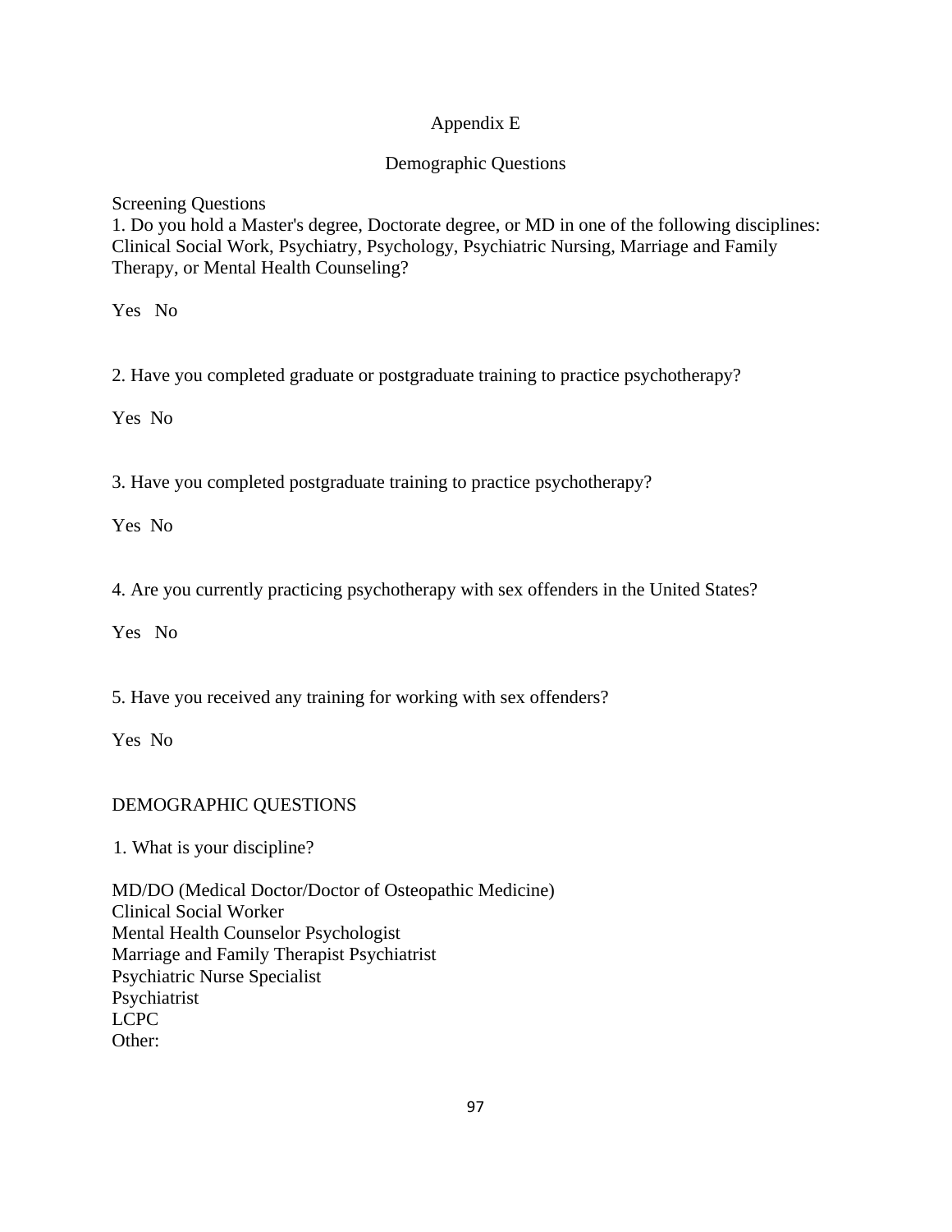# Appendix E

## Demographic Questions

Screening Questions

1. Do you hold a Master's degree, Doctorate degree, or MD in one of the following disciplines: Clinical Social Work, Psychiatry, Psychology, Psychiatric Nursing, Marriage and Family Therapy, or Mental Health Counseling?

Yes No

2. Have you completed graduate or postgraduate training to practice psychotherapy?

Yes No

3. Have you completed postgraduate training to practice psychotherapy?

Yes No

4. Are you currently practicing psychotherapy with sex offenders in the United States?

Yes No

5. Have you received any training for working with sex offenders?

Yes No

DEMOGRAPHIC QUESTIONS

1. What is your discipline?

MD/DO (Medical Doctor/Doctor of Osteopathic Medicine)
Clinical Social Worker
Mental Health Counselor Psychologist
Marriage and Family Therapist Psychiatrist
Psychiatric Nurse Specialist
Psychiatrist
LCPC
Other: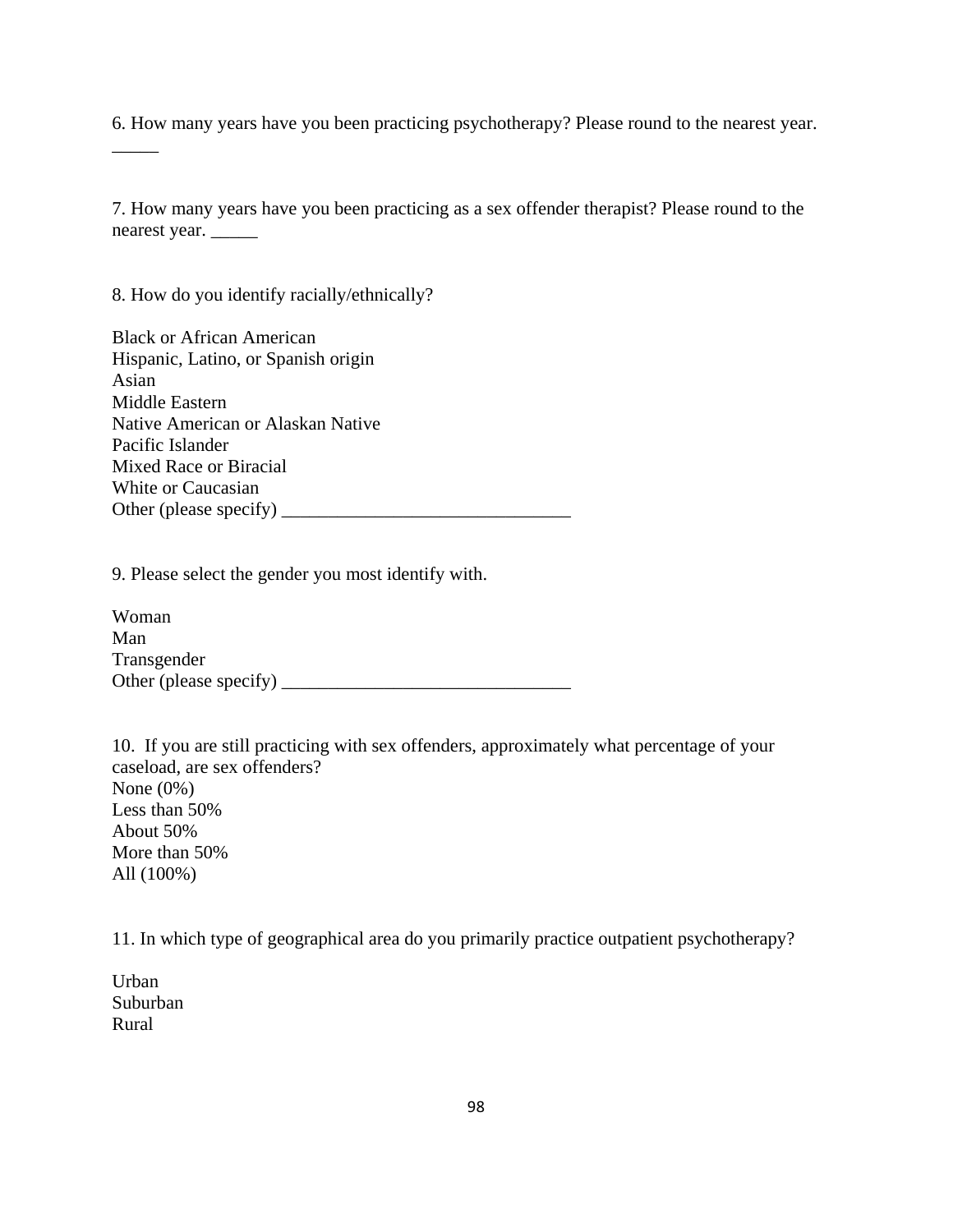6. How many years have you been practicing psychotherapy? Please round to the nearest year. _____

7. How many years have you been practicing as a sex offender therapist? Please round to the nearest year. _____

8. How do you identify racially/ethnically?

Black or African American
Hispanic, Latino, or Spanish origin
Asian
Middle Eastern
Native American or Alaskan Native
Pacific Islander
Mixed Race or Biracial
White or Caucasian
Other (please specify) _______________________________

9. Please select the gender you most identify with.

Woman
Man
Transgender
Other (please specify) _______________________________

10. If you are still practicing with sex offenders, approximately what percentage of your caseload, are sex offenders?
None (0%)
Less than 50%
About 50%
More than 50%
All (100%)

11. In which type of geographical area do you primarily practice outpatient psychotherapy?

Urban
Suburban
Rural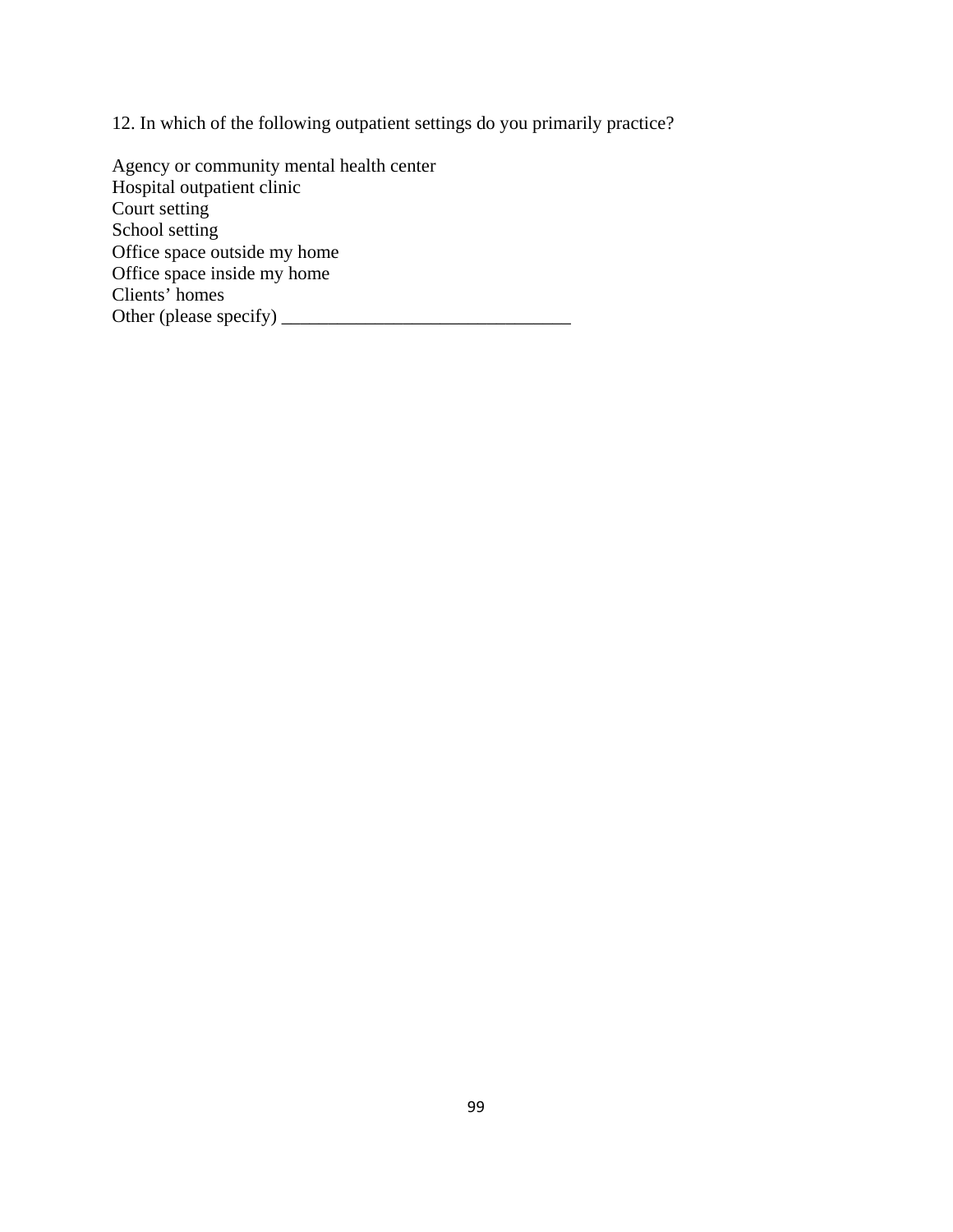12. In which of the following outpatient settings do you primarily practice?

Agency or community mental health center
Hospital outpatient clinic
Court setting
School setting
Office space outside my home
Office space inside my home
Clients' homes
Other (please specify) _______________________________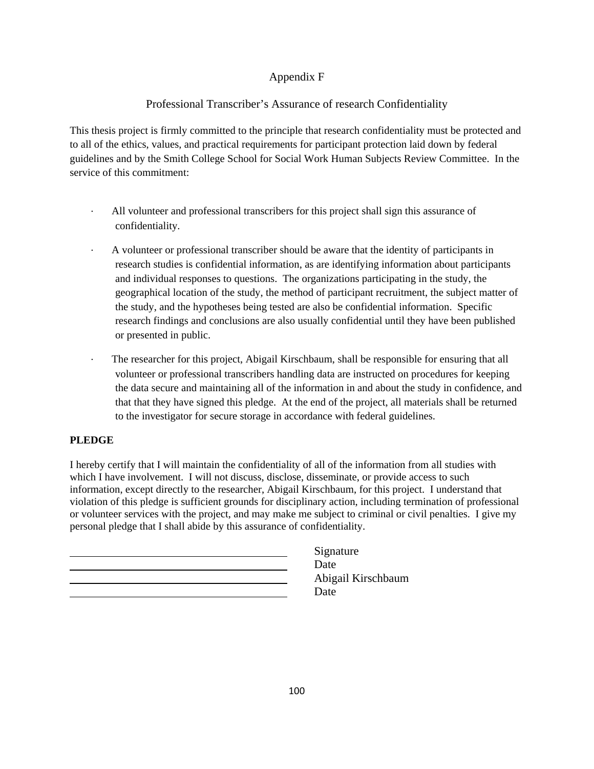# Appendix F

## Professional Transcriber's Assurance of research Confidentiality

This thesis project is firmly committed to the principle that research confidentiality must be protected and to all of the ethics, values, and practical requirements for participant protection laid down by federal guidelines and by the Smith College School for Social Work Human Subjects Review Committee. In the service of this commitment:

- All volunteer and professional transcribers for this project shall sign this assurance of confidentiality.
- A volunteer or professional transcriber should be aware that the identity of participants in research studies is confidential information, as are identifying information about participants and individual responses to questions. The organizations participating in the study, the geographical location of the study, the method of participant recruitment, the subject matter of the study, and the hypotheses being tested are also be confidential information. Specific research findings and conclusions are also usually confidential until they have been published or presented in public.
- The researcher for this project, Abigail Kirschbaum, shall be responsible for ensuring that all volunteer or professional transcribers handling data are instructed on procedures for keeping the data secure and maintaining all of the information in and about the study in confidence, and that that they have signed this pledge. At the end of the project, all materials shall be returned to the investigator for secure storage in accordance with federal guidelines.

**PLEDGE**

I hereby certify that I will maintain the confidentiality of all of the information from all studies with which I have involvement. I will not discuss, disclose, disseminate, or provide access to such information, except directly to the researcher, Abigail Kirschbaum, for this project. I understand that violation of this pledge is sufficient grounds for disciplinary action, including termination of professional or volunteer services with the project, and may make me subject to criminal or civil penalties. I give my personal pledge that I shall abide by this assurance of confidentiality.

\_\_\_\_\_\_\_\_\_\_\_\_\_\_\_\_\_\_\_\_\_\_\_\_\_\_\_\_\_\_\_\_\_\_\_\_ Signature

\_\_\_\_\_\_\_\_\_\_\_\_\_\_\_\_\_\_\_\_\_\_\_\_\_\_\_\_\_\_\_\_\_\_\_\_ Date

\_\_\_\_\_\_\_\_\_\_\_\_\_\_\_\_\_\_\_\_\_\_\_\_\_\_\_\_\_\_\_\_\_\_\_\_ Abigail Kirschbaum

\_\_\_\_\_\_\_\_\_\_\_\_\_\_\_\_\_\_\_\_\_\_\_\_\_\_\_\_\_\_\_\_\_\_\_\_ Date